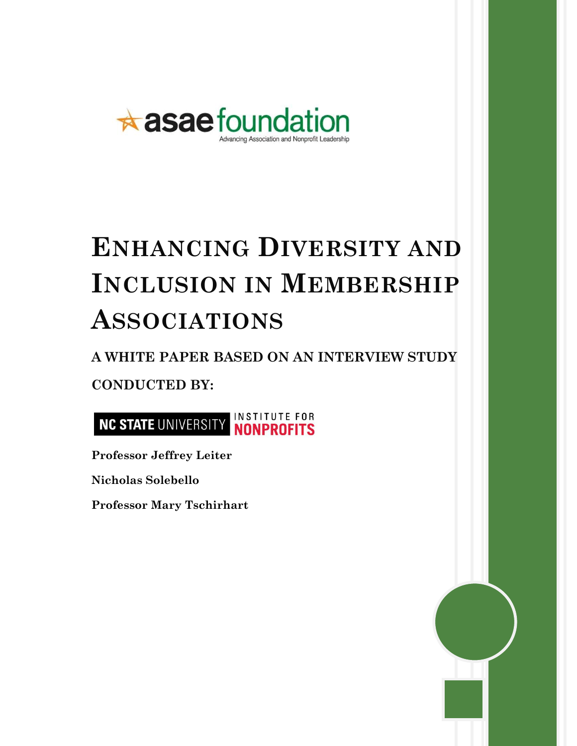asae foundation

Advancing Association and Nonprofit Leadership

# Enhancing Diversity and Inclusion in Membership Associations

**A WHITE PAPER BASED ON AN INTERVIEW STUDY CONDUCTED BY:**

NC STATE UNIVERSITY INSTITUTE FOR NONPROFITS

**Professor Jeffrey Leiter**

**Nicholas Solebello**

**Professor Mary Tschirhart**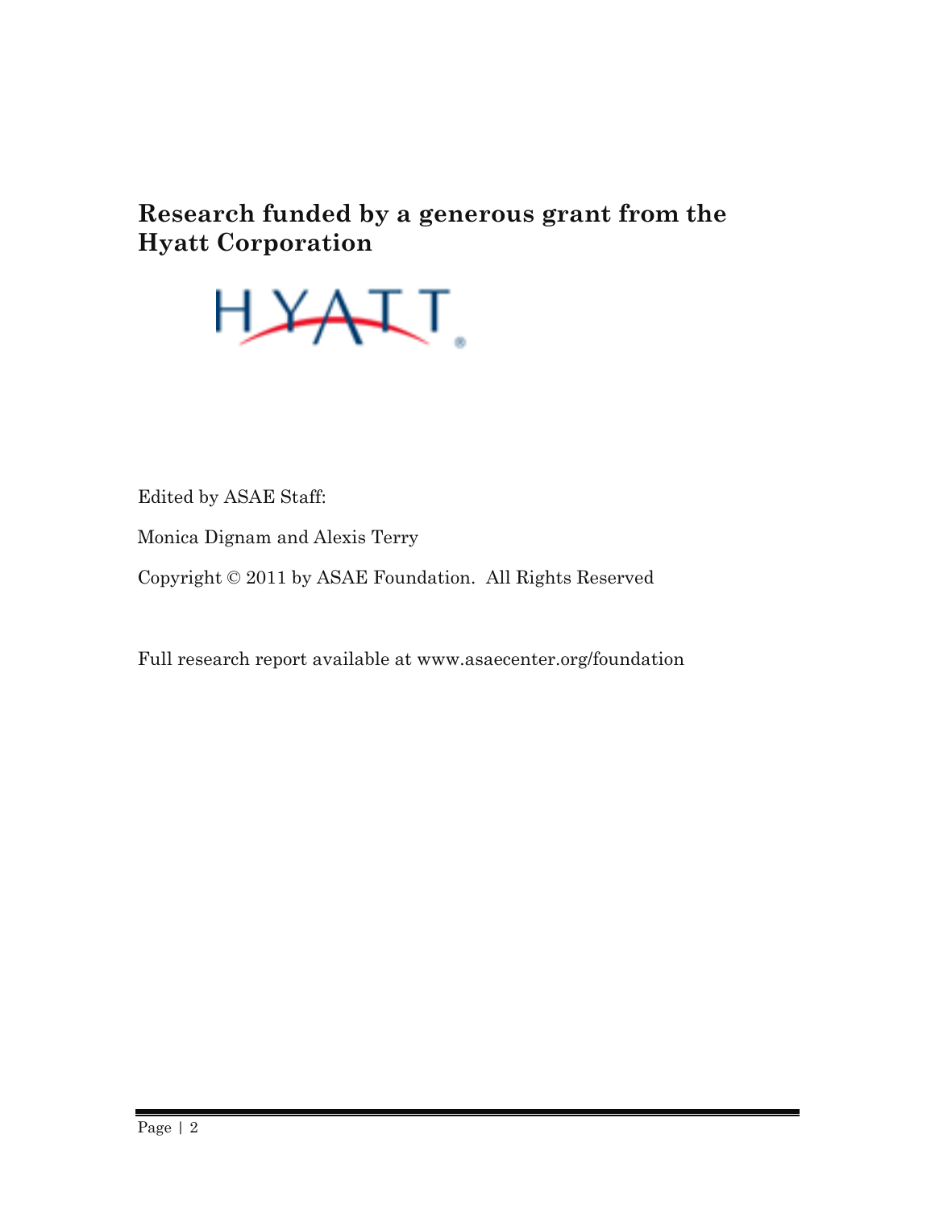**Research funded by a generous grant from the Hyatt Corporation**

HYATT

Edited by ASAE Staff:

Monica Dignam and Alexis Terry

Copyright © 2011 by ASAE Foundation. All Rights Reserved

Full research report available at www.asaecenter.org/foundation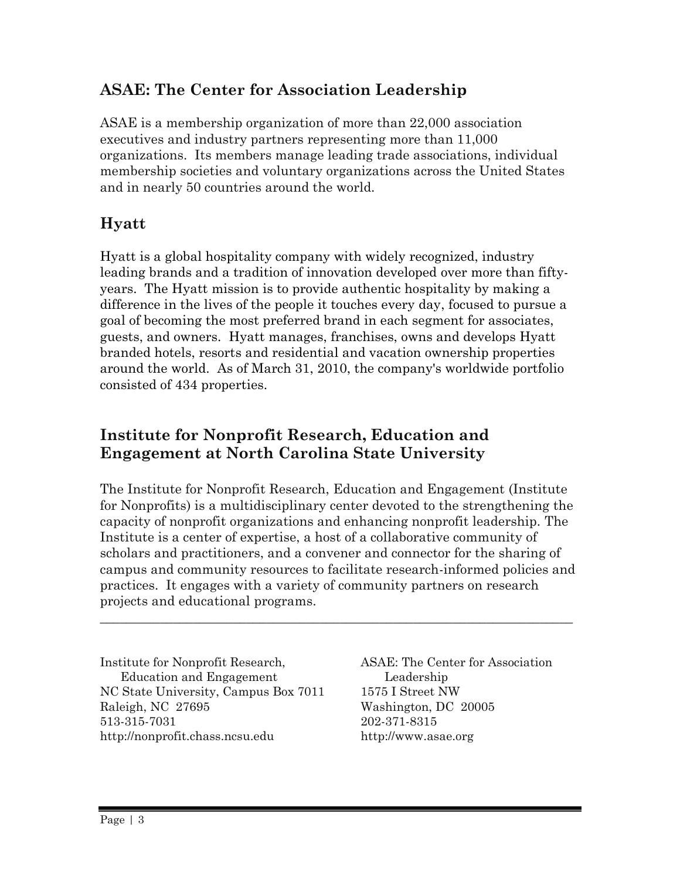## ASAE: The Center for Association Leadership

ASAE is a membership organization of more than 22,000 association executives and industry partners representing more than 11,000 organizations. Its members manage leading trade associations, individual membership societies and voluntary organizations across the United States and in nearly 50 countries around the world.

## Hyatt

Hyatt is a global hospitality company with widely recognized, industry leading brands and a tradition of innovation developed over more than fifty-years. The Hyatt mission is to provide authentic hospitality by making a difference in the lives of the people it touches every day, focused to pursue a goal of becoming the most preferred brand in each segment for associates, guests, and owners. Hyatt manages, franchises, owns and develops Hyatt branded hotels, resorts and residential and vacation ownership properties around the world. As of March 31, 2010, the company's worldwide portfolio consisted of 434 properties.

## Institute for Nonprofit Research, Education and Engagement at North Carolina State University

The Institute for Nonprofit Research, Education and Engagement (Institute for Nonprofits) is a multidisciplinary center devoted to the strengthening the capacity of nonprofit organizations and enhancing nonprofit leadership. The Institute is a center of expertise, a host of a collaborative community of scholars and practitioners, and a convener and connector for the sharing of campus and community resources to facilitate research-informed policies and practices. It engages with a variety of community partners on research projects and educational programs.

---

Institute for Nonprofit Research, Education and Engagement
NC State University, Campus Box 7011
Raleigh, NC 27695
513-315-7031
http://nonprofit.chass.ncsu.edu

ASAE: The Center for Association Leadership
1575 I Street NW
Washington, DC 20005
202-371-8315
http://www.asae.org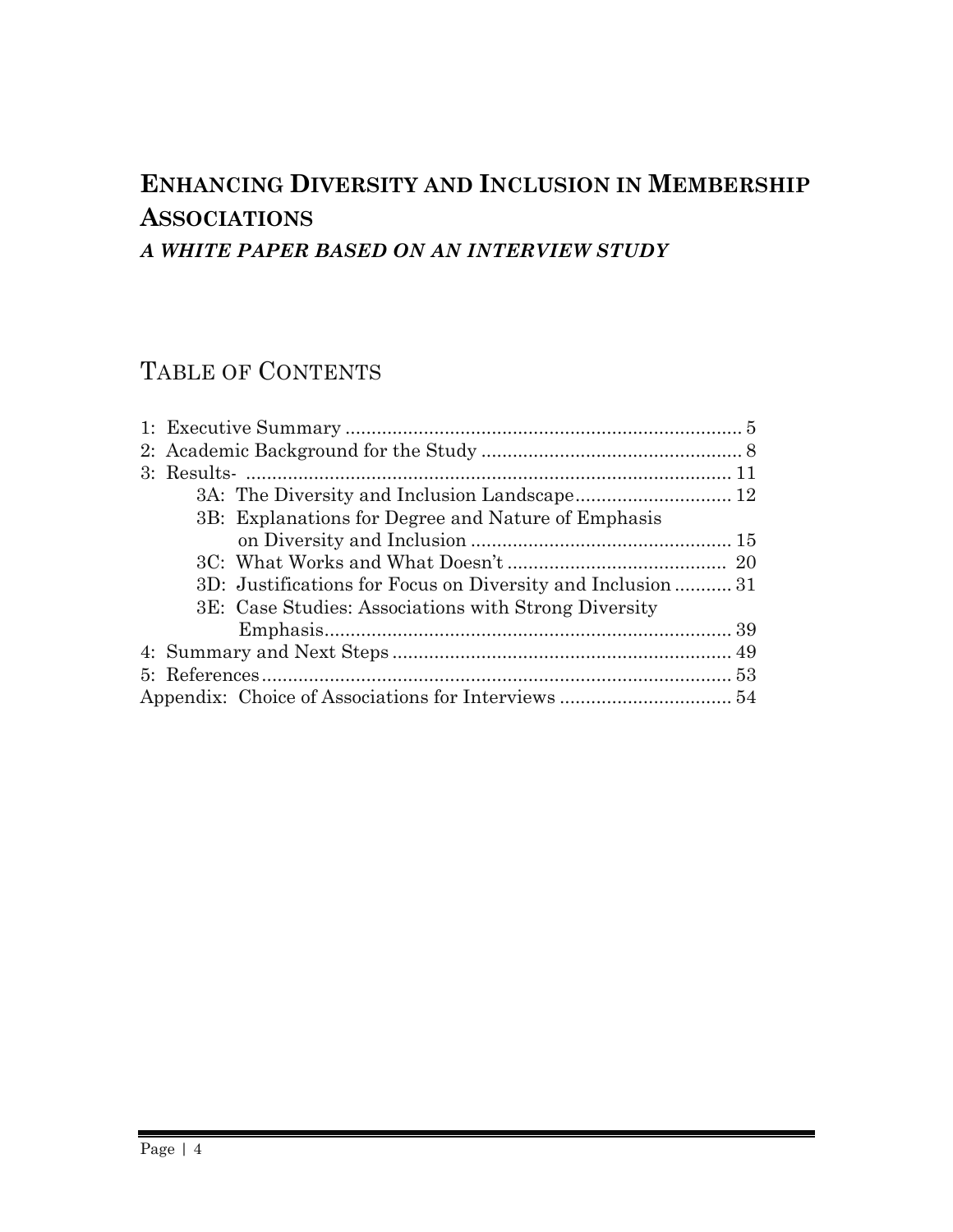# ENHANCING DIVERSITY AND INCLUSION IN MEMBERSHIP ASSOCIATIONS

***A WHITE PAPER BASED ON AN INTERVIEW STUDY***

## TABLE OF CONTENTS

1: Executive Summary .......... 5
2: Academic Background for the Study .......... 8
3: Results- .......... 11
  3A: The Diversity and Inclusion Landscape .......... 12
  3B: Explanations for Degree and Nature of Emphasis on Diversity and Inclusion .......... 15
  3C: What Works and What Doesn't .......... 20
  3D: Justifications for Focus on Diversity and Inclusion .......... 31
  3E: Case Studies: Associations with Strong Diversity Emphasis .......... 39
4: Summary and Next Steps .......... 49
5: References .......... 53
Appendix: Choice of Associations for Interviews .......... 54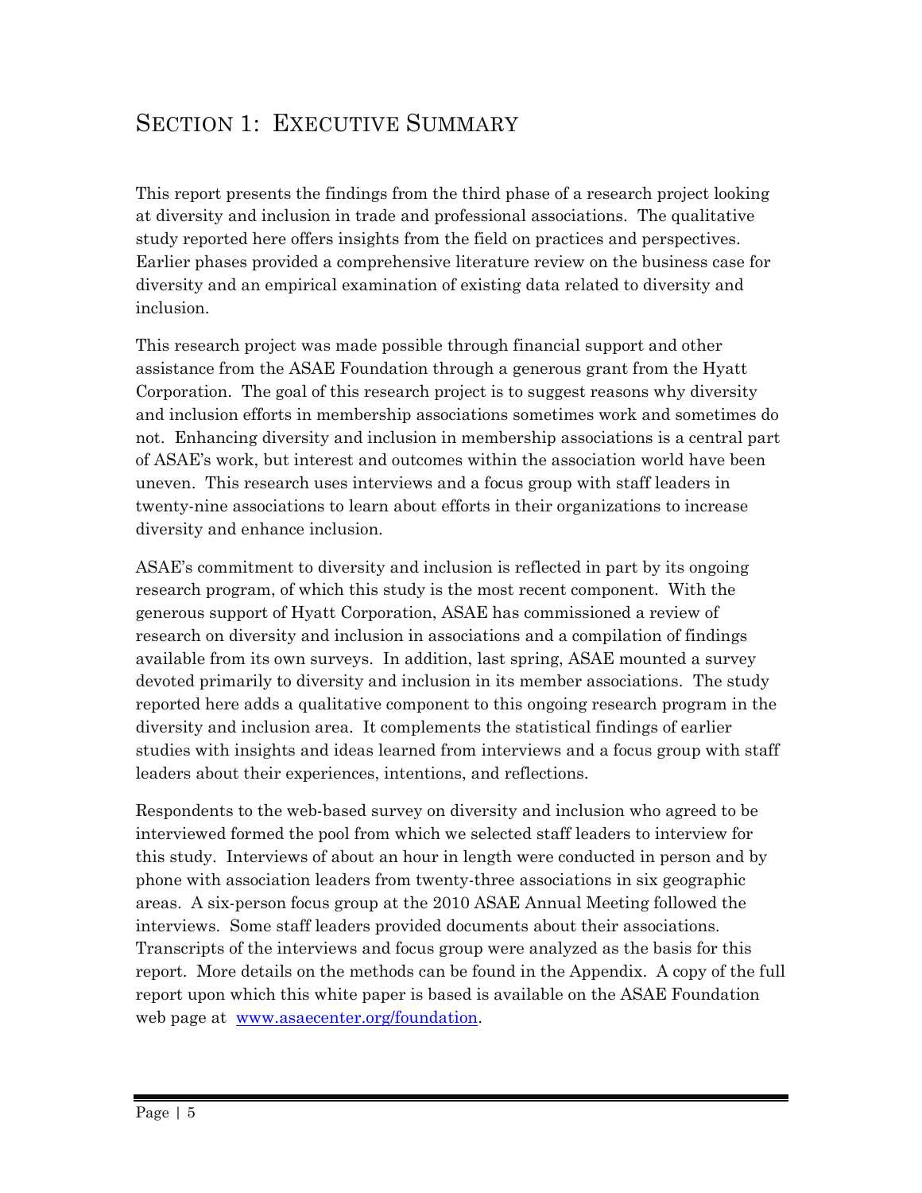# Section 1: Executive Summary

This report presents the findings from the third phase of a research project looking at diversity and inclusion in trade and professional associations. The qualitative study reported here offers insights from the field on practices and perspectives. Earlier phases provided a comprehensive literature review on the business case for diversity and an empirical examination of existing data related to diversity and inclusion.

This research project was made possible through financial support and other assistance from the ASAE Foundation through a generous grant from the Hyatt Corporation. The goal of this research project is to suggest reasons why diversity and inclusion efforts in membership associations sometimes work and sometimes do not. Enhancing diversity and inclusion in membership associations is a central part of ASAE's work, but interest and outcomes within the association world have been uneven. This research uses interviews and a focus group with staff leaders in twenty-nine associations to learn about efforts in their organizations to increase diversity and enhance inclusion.

ASAE's commitment to diversity and inclusion is reflected in part by its ongoing research program, of which this study is the most recent component. With the generous support of Hyatt Corporation, ASAE has commissioned a review of research on diversity and inclusion in associations and a compilation of findings available from its own surveys. In addition, last spring, ASAE mounted a survey devoted primarily to diversity and inclusion in its member associations. The study reported here adds a qualitative component to this ongoing research program in the diversity and inclusion area. It complements the statistical findings of earlier studies with insights and ideas learned from interviews and a focus group with staff leaders about their experiences, intentions, and reflections.

Respondents to the web-based survey on diversity and inclusion who agreed to be interviewed formed the pool from which we selected staff leaders to interview for this study. Interviews of about an hour in length were conducted in person and by phone with association leaders from twenty-three associations in six geographic areas. A six-person focus group at the 2010 ASAE Annual Meeting followed the interviews. Some staff leaders provided documents about their associations. Transcripts of the interviews and focus group were analyzed as the basis for this report. More details on the methods can be found in the Appendix. A copy of the full report upon which this white paper is based is available on the ASAE Foundation web page at [www.asaecenter.org/foundation](www.asaecenter.org/foundation).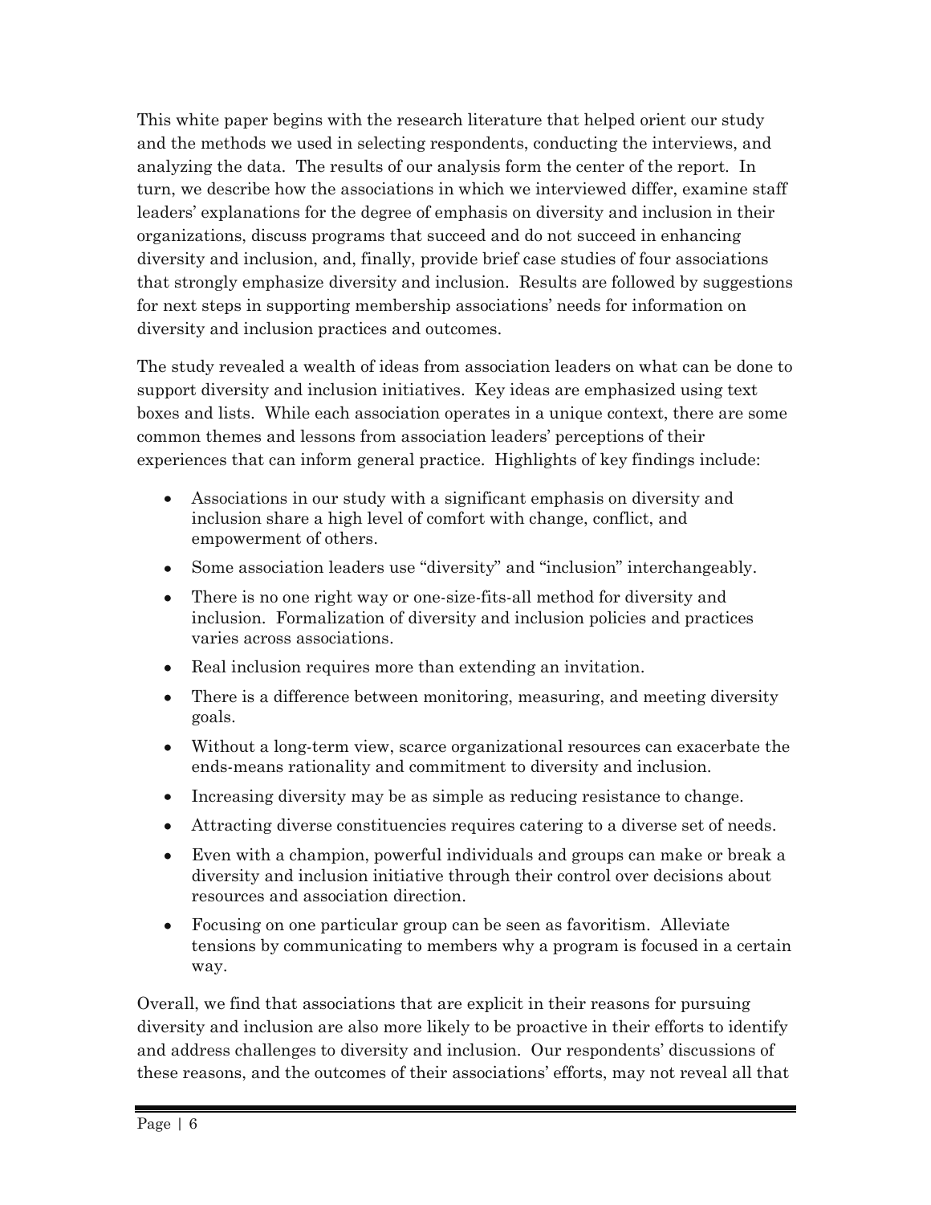This white paper begins with the research literature that helped orient our study and the methods we used in selecting respondents, conducting the interviews, and analyzing the data. The results of our analysis form the center of the report. In turn, we describe how the associations in which we interviewed differ, examine staff leaders' explanations for the degree of emphasis on diversity and inclusion in their organizations, discuss programs that succeed and do not succeed in enhancing diversity and inclusion, and, finally, provide brief case studies of four associations that strongly emphasize diversity and inclusion. Results are followed by suggestions for next steps in supporting membership associations' needs for information on diversity and inclusion practices and outcomes.

The study revealed a wealth of ideas from association leaders on what can be done to support diversity and inclusion initiatives. Key ideas are emphasized using text boxes and lists. While each association operates in a unique context, there are some common themes and lessons from association leaders' perceptions of their experiences that can inform general practice. Highlights of key findings include:

- Associations in our study with a significant emphasis on diversity and inclusion share a high level of comfort with change, conflict, and empowerment of others.
- Some association leaders use "diversity" and "inclusion" interchangeably.
- There is no one right way or one-size-fits-all method for diversity and inclusion. Formalization of diversity and inclusion policies and practices varies across associations.
- Real inclusion requires more than extending an invitation.
- There is a difference between monitoring, measuring, and meeting diversity goals.
- Without a long-term view, scarce organizational resources can exacerbate the ends-means rationality and commitment to diversity and inclusion.
- Increasing diversity may be as simple as reducing resistance to change.
- Attracting diverse constituencies requires catering to a diverse set of needs.
- Even with a champion, powerful individuals and groups can make or break a diversity and inclusion initiative through their control over decisions about resources and association direction.
- Focusing on one particular group can be seen as favoritism. Alleviate tensions by communicating to members why a program is focused in a certain way.

Overall, we find that associations that are explicit in their reasons for pursuing diversity and inclusion are also more likely to be proactive in their efforts to identify and address challenges to diversity and inclusion. Our respondents' discussions of these reasons, and the outcomes of their associations' efforts, may not reveal all that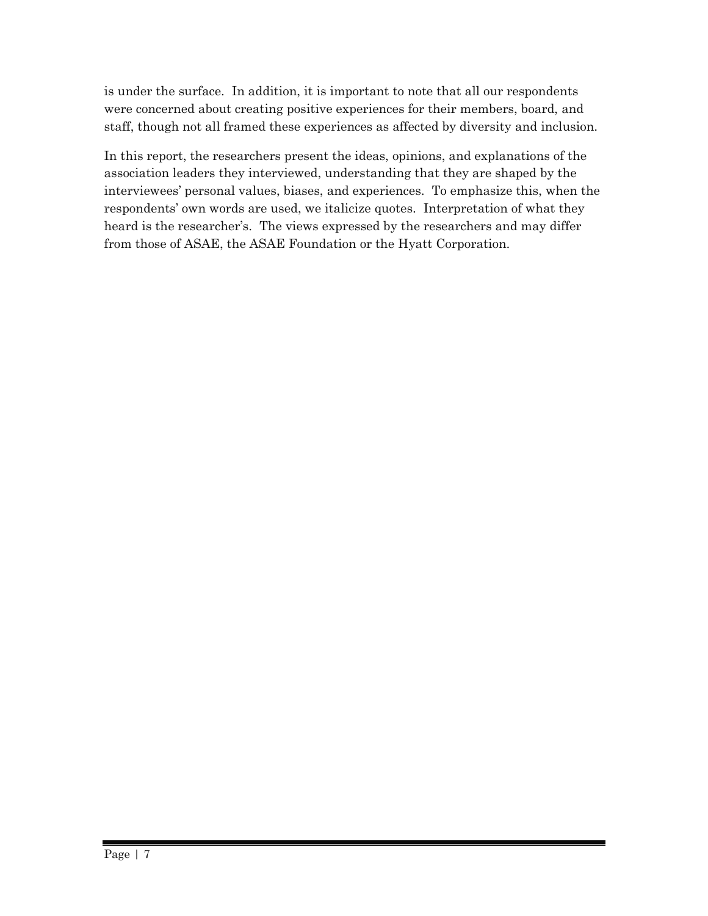is under the surface. In addition, it is important to note that all our respondents were concerned about creating positive experiences for their members, board, and staff, though not all framed these experiences as affected by diversity and inclusion.

In this report, the researchers present the ideas, opinions, and explanations of the association leaders they interviewed, understanding that they are shaped by the interviewees' personal values, biases, and experiences. To emphasize this, when the respondents' own words are used, we italicize quotes. Interpretation of what they heard is the researcher's. The views expressed by the researchers and may differ from those of ASAE, the ASAE Foundation or the Hyatt Corporation.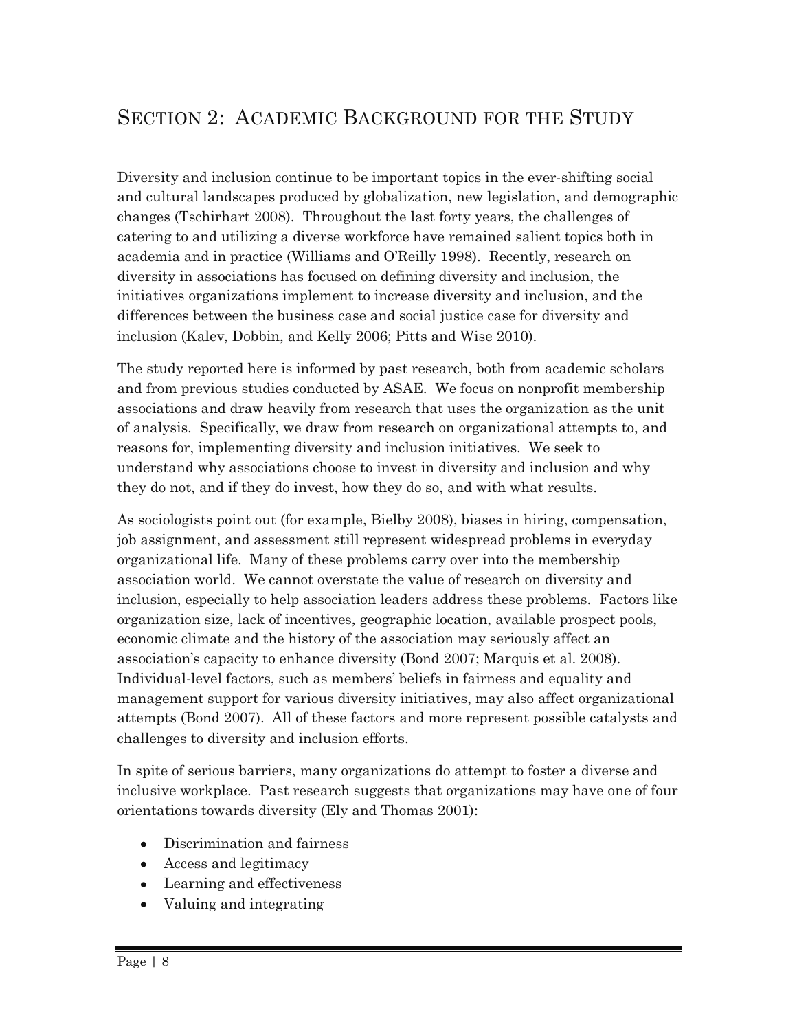## Section 2: Academic Background for the Study

Diversity and inclusion continue to be important topics in the ever-shifting social and cultural landscapes produced by globalization, new legislation, and demographic changes (Tschirhart 2008). Throughout the last forty years, the challenges of catering to and utilizing a diverse workforce have remained salient topics both in academia and in practice (Williams and O'Reilly 1998). Recently, research on diversity in associations has focused on defining diversity and inclusion, the initiatives organizations implement to increase diversity and inclusion, and the differences between the business case and social justice case for diversity and inclusion (Kalev, Dobbin, and Kelly 2006; Pitts and Wise 2010).

The study reported here is informed by past research, both from academic scholars and from previous studies conducted by ASAE. We focus on nonprofit membership associations and draw heavily from research that uses the organization as the unit of analysis. Specifically, we draw from research on organizational attempts to, and reasons for, implementing diversity and inclusion initiatives. We seek to understand why associations choose to invest in diversity and inclusion and why they do not, and if they do invest, how they do so, and with what results.

As sociologists point out (for example, Bielby 2008), biases in hiring, compensation, job assignment, and assessment still represent widespread problems in everyday organizational life. Many of these problems carry over into the membership association world. We cannot overstate the value of research on diversity and inclusion, especially to help association leaders address these problems. Factors like organization size, lack of incentives, geographic location, available prospect pools, economic climate and the history of the association may seriously affect an association's capacity to enhance diversity (Bond 2007; Marquis et al. 2008). Individual-level factors, such as members' beliefs in fairness and equality and management support for various diversity initiatives, may also affect organizational attempts (Bond 2007). All of these factors and more represent possible catalysts and challenges to diversity and inclusion efforts.

In spite of serious barriers, many organizations do attempt to foster a diverse and inclusive workplace. Past research suggests that organizations may have one of four orientations towards diversity (Ely and Thomas 2001):

- Discrimination and fairness
- Access and legitimacy
- Learning and effectiveness
- Valuing and integrating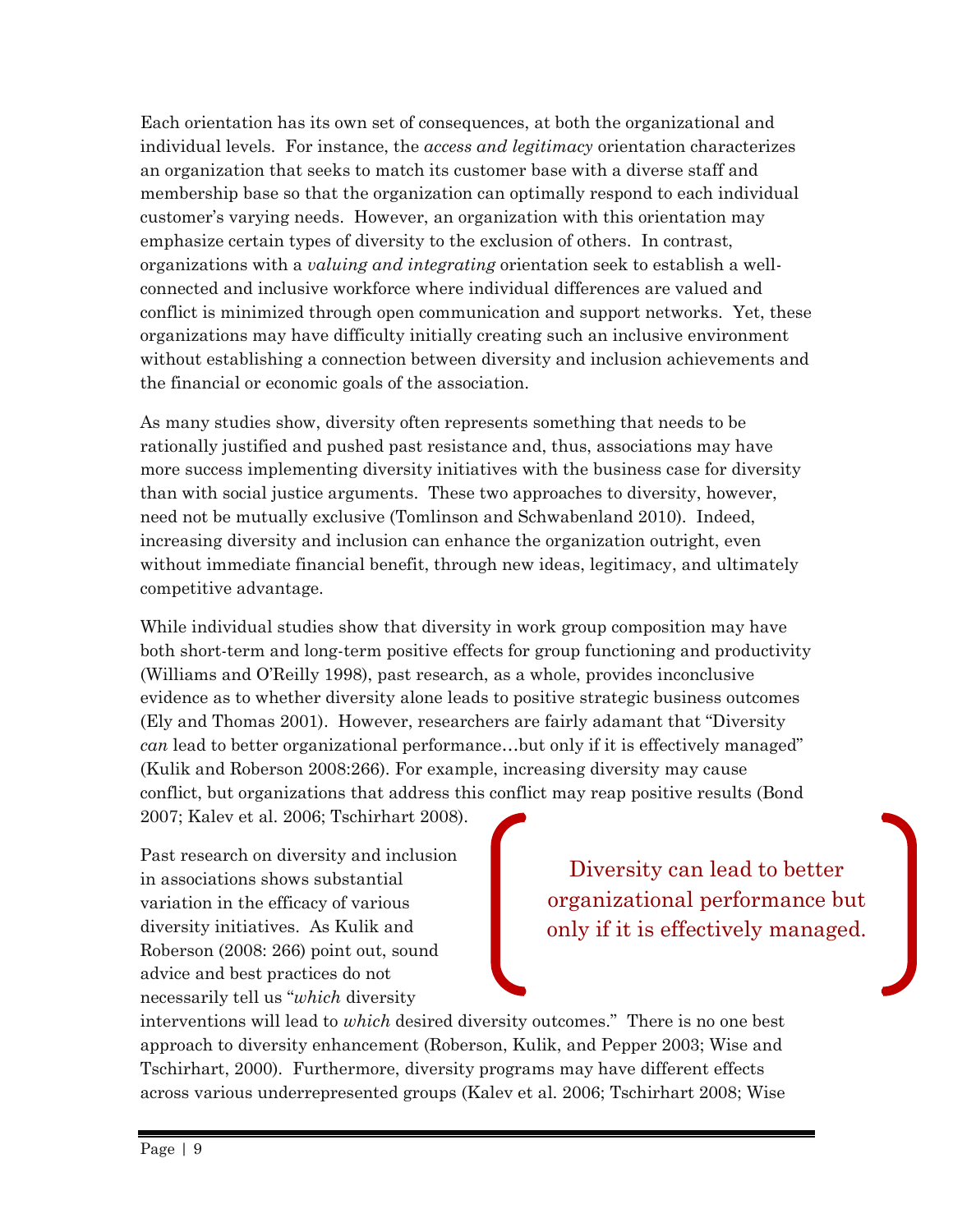Each orientation has its own set of consequences, at both the organizational and individual levels. For instance, the *access and legitimacy* orientation characterizes an organization that seeks to match its customer base with a diverse staff and membership base so that the organization can optimally respond to each individual customer's varying needs. However, an organization with this orientation may emphasize certain types of diversity to the exclusion of others. In contrast, organizations with a *valuing and integrating* orientation seek to establish a well-connected and inclusive workforce where individual differences are valued and conflict is minimized through open communication and support networks. Yet, these organizations may have difficulty initially creating such an inclusive environment without establishing a connection between diversity and inclusion achievements and the financial or economic goals of the association.

As many studies show, diversity often represents something that needs to be rationally justified and pushed past resistance and, thus, associations may have more success implementing diversity initiatives with the business case for diversity than with social justice arguments. These two approaches to diversity, however, need not be mutually exclusive (Tomlinson and Schwabenland 2010). Indeed, increasing diversity and inclusion can enhance the organization outright, even without immediate financial benefit, through new ideas, legitimacy, and ultimately competitive advantage.

While individual studies show that diversity in work group composition may have both short-term and long-term positive effects for group functioning and productivity (Williams and O'Reilly 1998), past research, as a whole, provides inconclusive evidence as to whether diversity alone leads to positive strategic business outcomes (Ely and Thomas 2001). However, researchers are fairly adamant that "Diversity *can* lead to better organizational performance…but only if it is effectively managed" (Kulik and Roberson 2008:266). For example, increasing diversity may cause conflict, but organizations that address this conflict may reap positive results (Bond 2007; Kalev et al. 2006; Tschirhart 2008).

> Diversity can lead to better organizational performance but only if it is effectively managed.

Past research on diversity and inclusion in associations shows substantial variation in the efficacy of various diversity initiatives. As Kulik and Roberson (2008: 266) point out, sound advice and best practices do not necessarily tell us "*which* diversity interventions will lead to *which* desired diversity outcomes." There is no one best approach to diversity enhancement (Roberson, Kulik, and Pepper 2003; Wise and Tschirhart, 2000). Furthermore, diversity programs may have different effects across various underrepresented groups (Kalev et al. 2006; Tschirhart 2008; Wise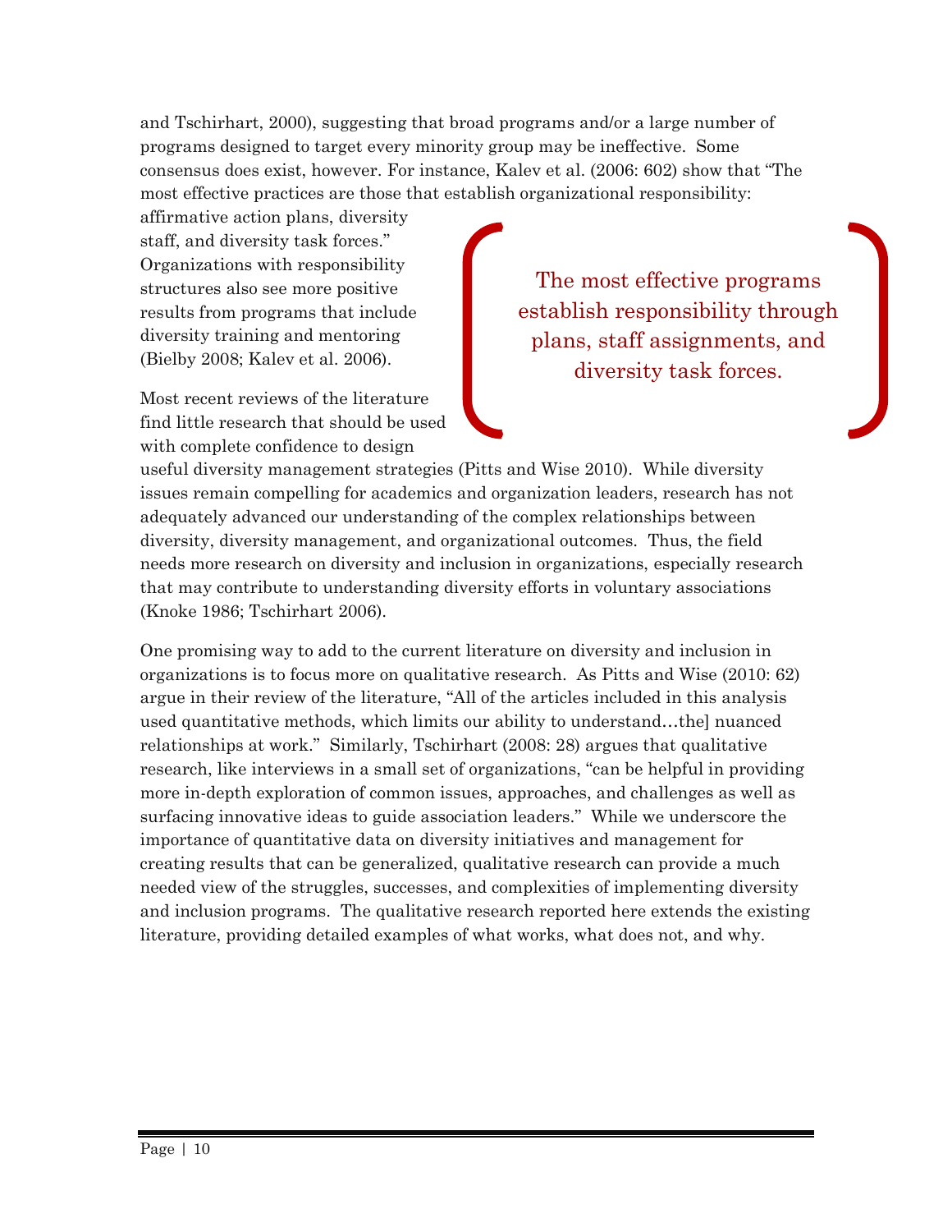and Tschirhart, 2000), suggesting that broad programs and/or a large number of programs designed to target every minority group may be ineffective. Some consensus does exist, however. For instance, Kalev et al. (2006: 602) show that "The most effective practices are those that establish organizational responsibility: affirmative action plans, diversity staff, and diversity task forces." Organizations with responsibility structures also see more positive results from programs that include diversity training and mentoring (Bielby 2008; Kalev et al. 2006).

> The most effective programs establish responsibility through plans, staff assignments, and diversity task forces.

Most recent reviews of the literature find little research that should be used with complete confidence to design useful diversity management strategies (Pitts and Wise 2010). While diversity issues remain compelling for academics and organization leaders, research has not adequately advanced our understanding of the complex relationships between diversity, diversity management, and organizational outcomes. Thus, the field needs more research on diversity and inclusion in organizations, especially research that may contribute to understanding diversity efforts in voluntary associations (Knoke 1986; Tschirhart 2006).

One promising way to add to the current literature on diversity and inclusion in organizations is to focus more on qualitative research. As Pitts and Wise (2010: 62) argue in their review of the literature, "All of the articles included in this analysis used quantitative methods, which limits our ability to understand…the] nuanced relationships at work." Similarly, Tschirhart (2008: 28) argues that qualitative research, like interviews in a small set of organizations, "can be helpful in providing more in-depth exploration of common issues, approaches, and challenges as well as surfacing innovative ideas to guide association leaders." While we underscore the importance of quantitative data on diversity initiatives and management for creating results that can be generalized, qualitative research can provide a much needed view of the struggles, successes, and complexities of implementing diversity and inclusion programs. The qualitative research reported here extends the existing literature, providing detailed examples of what works, what does not, and why.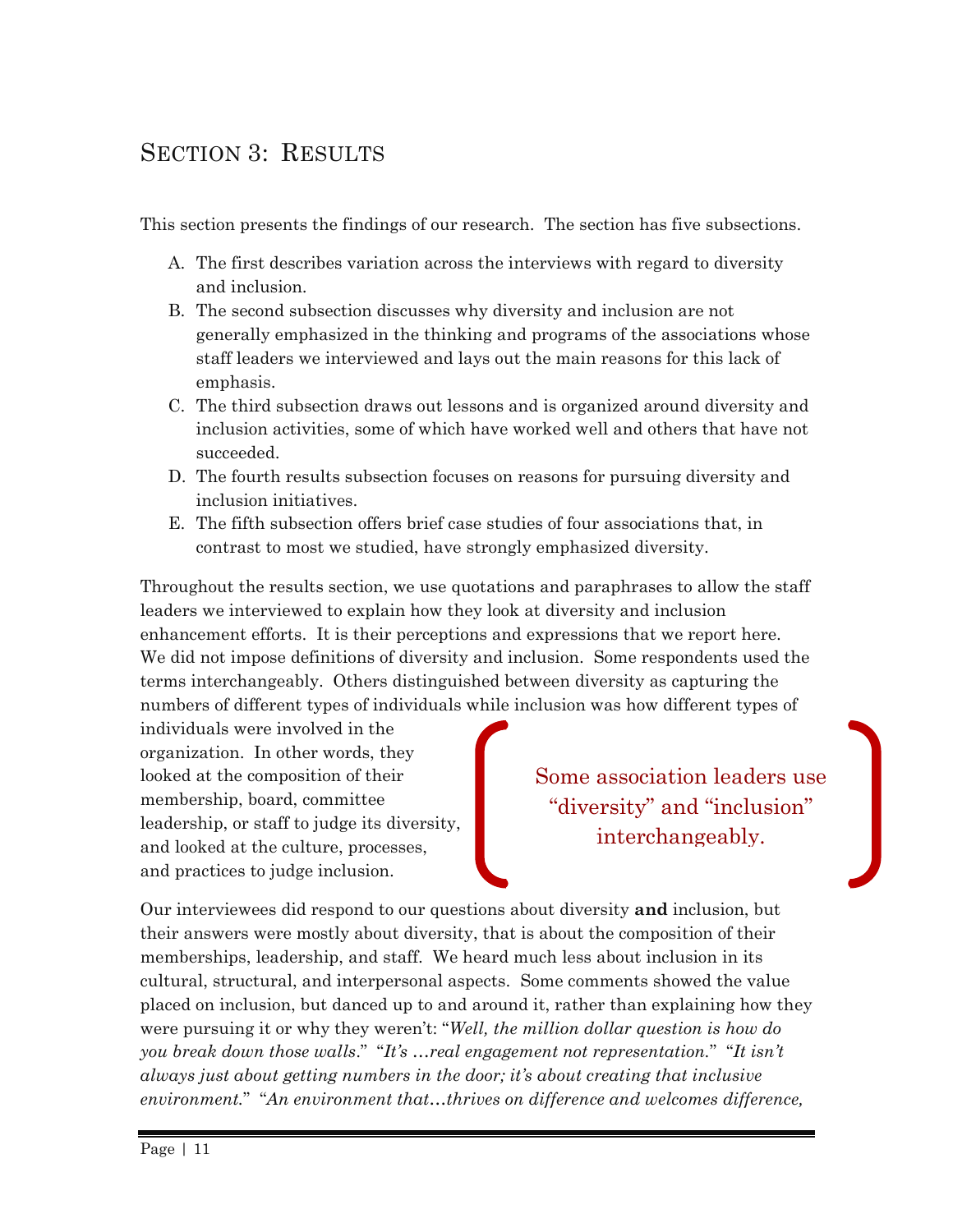# Section 3: Results

This section presents the findings of our research. The section has five subsections.

A. The first describes variation across the interviews with regard to diversity and inclusion.
B. The second subsection discusses why diversity and inclusion are not generally emphasized in the thinking and programs of the associations whose staff leaders we interviewed and lays out the main reasons for this lack of emphasis.
C. The third subsection draws out lessons and is organized around diversity and inclusion activities, some of which have worked well and others that have not succeeded.
D. The fourth results subsection focuses on reasons for pursuing diversity and inclusion initiatives.
E. The fifth subsection offers brief case studies of four associations that, in contrast to most we studied, have strongly emphasized diversity.

Throughout the results section, we use quotations and paraphrases to allow the staff leaders we interviewed to explain how they look at diversity and inclusion enhancement efforts. It is their perceptions and expressions that we report here. We did not impose definitions of diversity and inclusion. Some respondents used the terms interchangeably. Others distinguished between diversity as capturing the numbers of different types of individuals while inclusion was how different types of individuals were involved in the organization. In other words, they looked at the composition of their membership, board, committee leadership, or staff to judge its diversity, and looked at the culture, processes, and practices to judge inclusion.

> Some association leaders use "diversity" and "inclusion" interchangeably.

Our interviewees did respond to our questions about diversity **and** inclusion, but their answers were mostly about diversity, that is about the composition of their memberships, leadership, and staff. We heard much less about inclusion in its cultural, structural, and interpersonal aspects. Some comments showed the value placed on inclusion, but danced up to and around it, rather than explaining how they were pursuing it or why they weren't: "*Well, the million dollar question is how do you break down those walls*." "*It's …real engagement not representation.*" "*It isn't always just about getting numbers in the door; it's about creating that inclusive environment.*" "*An environment that…thrives on difference and welcomes difference,*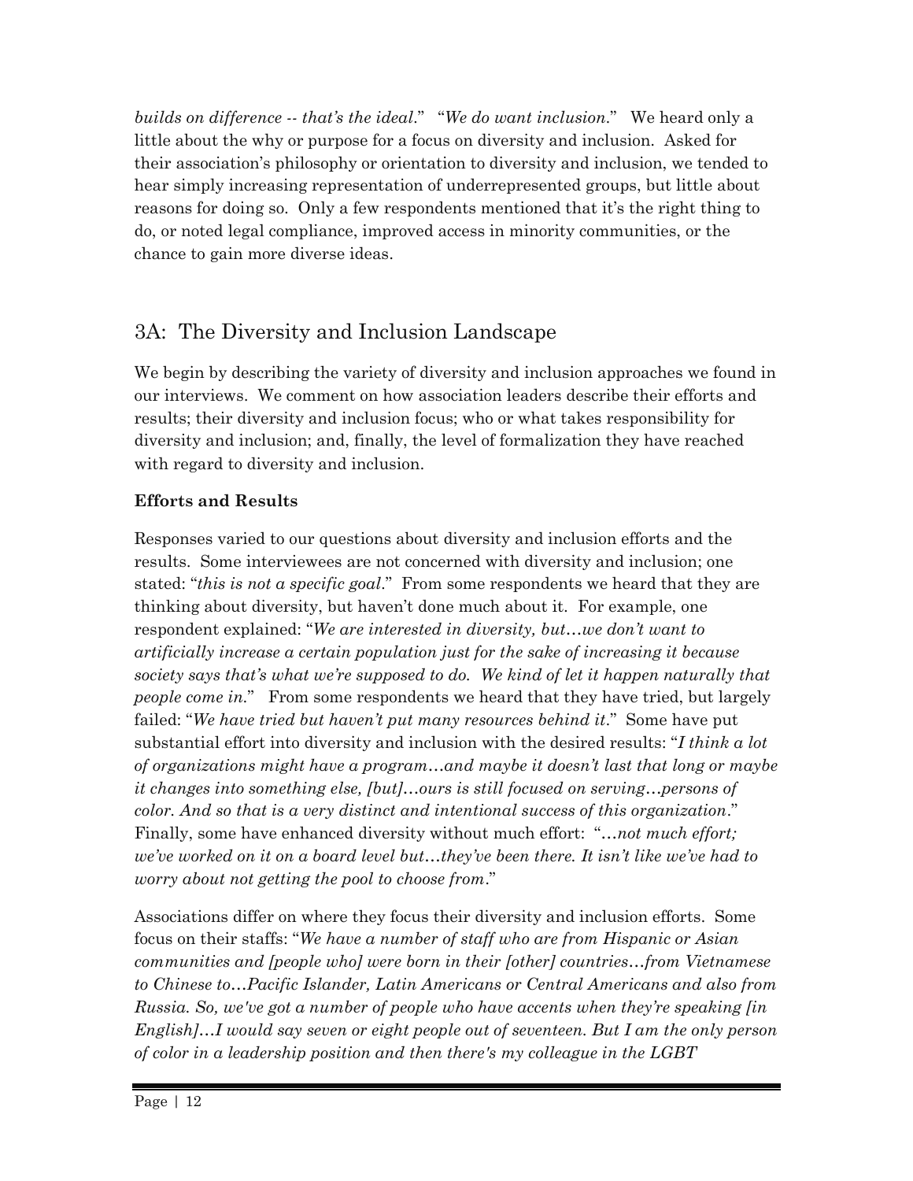*builds on difference -- that's the ideal*." "*We do want inclusion.*" We heard only a little about the why or purpose for a focus on diversity and inclusion. Asked for their association's philosophy or orientation to diversity and inclusion, we tended to hear simply increasing representation of underrepresented groups, but little about reasons for doing so. Only a few respondents mentioned that it's the right thing to do, or noted legal compliance, improved access in minority communities, or the chance to gain more diverse ideas.

## 3A: The Diversity and Inclusion Landscape

We begin by describing the variety of diversity and inclusion approaches we found in our interviews. We comment on how association leaders describe their efforts and results; their diversity and inclusion focus; who or what takes responsibility for diversity and inclusion; and, finally, the level of formalization they have reached with regard to diversity and inclusion.

### Efforts and Results

Responses varied to our questions about diversity and inclusion efforts and the results. Some interviewees are not concerned with diversity and inclusion; one stated: "*this is not a specific goal*." From some respondents we heard that they are thinking about diversity, but haven't done much about it. For example, one respondent explained: "*We are interested in diversity, but…we don't want to artificially increase a certain population just for the sake of increasing it because society says that's what we're supposed to do. We kind of let it happen naturally that people come in.*" From some respondents we heard that they have tried, but largely failed: "*We have tried but haven't put many resources behind it*." Some have put substantial effort into diversity and inclusion with the desired results: "*I think a lot of organizations might have a program…and maybe it doesn't last that long or maybe it changes into something else, [but]…ours is still focused on serving…persons of color. And so that is a very distinct and intentional success of this organization*." Finally, some have enhanced diversity without much effort: "*…not much effort; we've worked on it on a board level but…they've been there. It isn't like we've had to worry about not getting the pool to choose from*."

Associations differ on where they focus their diversity and inclusion efforts. Some focus on their staffs: "*We have a number of staff who are from Hispanic or Asian communities and [people who] were born in their [other] countries…from Vietnamese to Chinese to…Pacific Islander, Latin Americans or Central Americans and also from Russia. So, we've got a number of people who have accents when they're speaking [in English]…I would say seven or eight people out of seventeen. But I am the only person of color in a leadership position and then there's my colleague in the LGBT*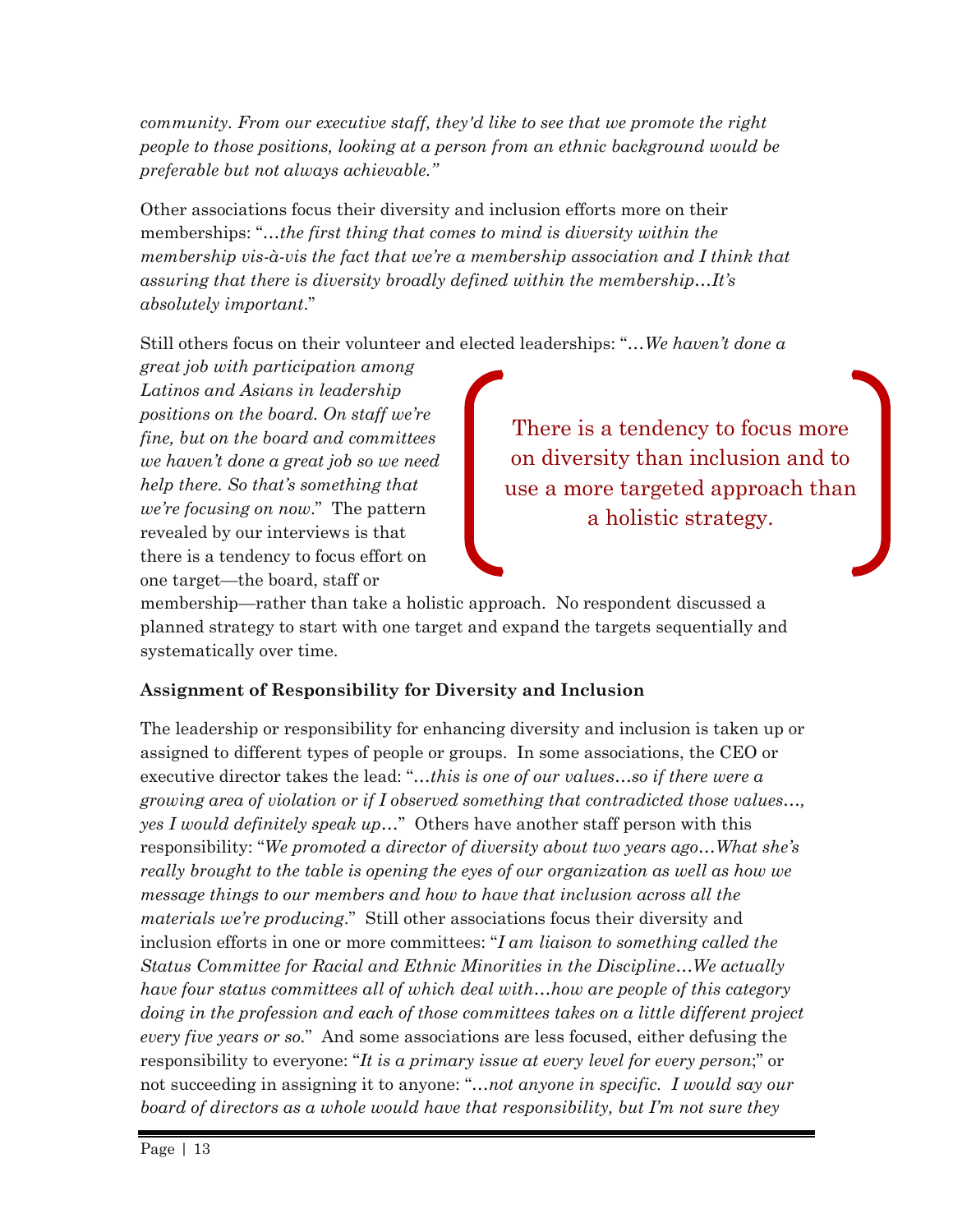*community. From our executive staff, they'd like to see that we promote the right people to those positions, looking at a person from an ethnic background would be preferable but not always achievable."*

Other associations focus their diversity and inclusion efforts more on their memberships: "*…the first thing that comes to mind is diversity within the membership vis-à-vis the fact that we're a membership association and I think that assuring that there is diversity broadly defined within the membership…It's absolutely important*."

Still others focus on their volunteer and elected leaderships: "*…We haven't done a great job with participation among Latinos and Asians in leadership positions on the board. On staff we're fine, but on the board and committees we haven't done a great job so we need help there. So that's something that we're focusing on now*." The pattern revealed by our interviews is that there is a tendency to focus effort on one target—the board, staff or membership—rather than take a holistic approach. No respondent discussed a planned strategy to start with one target and expand the targets sequentially and systematically over time.

> There is a tendency to focus more on diversity than inclusion and to use a more targeted approach than a holistic strategy.

**Assignment of Responsibility for Diversity and Inclusion**

The leadership or responsibility for enhancing diversity and inclusion is taken up or assigned to different types of people or groups. In some associations, the CEO or executive director takes the lead: "*…this is one of our values…so if there were a growing area of violation or if I observed something that contradicted those values…, yes I would definitely speak up…*" Others have another staff person with this responsibility: "*We promoted a director of diversity about two years ago…What she's really brought to the table is opening the eyes of our organization as well as how we message things to our members and how to have that inclusion across all the materials we're producing*." Still other associations focus their diversity and inclusion efforts in one or more committees: "*I am liaison to something called the Status Committee for Racial and Ethnic Minorities in the Discipline…We actually have four status committees all of which deal with…how are people of this category doing in the profession and each of those committees takes on a little different project every five years or so.*" And some associations are less focused, either defusing the responsibility to everyone: "*It is a primary issue at every level for every person*;" or not succeeding in assigning it to anyone: "*…not anyone in specific. I would say our board of directors as a whole would have that responsibility, but I'm not sure they*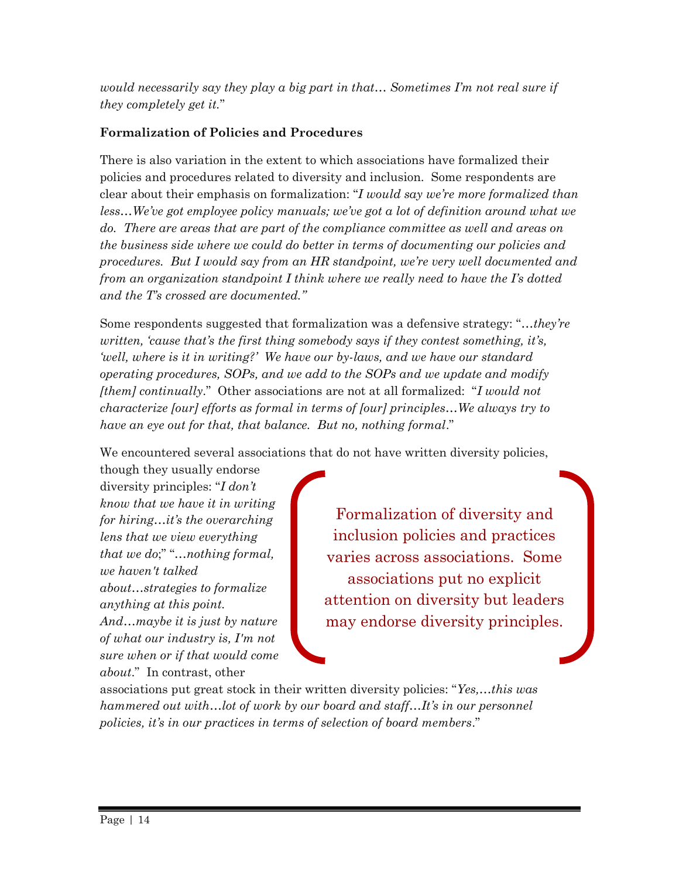*would necessarily say they play a big part in that… Sometimes I'm not real sure if they completely get it.*"

**Formalization of Policies and Procedures**

There is also variation in the extent to which associations have formalized their policies and procedures related to diversity and inclusion. Some respondents are clear about their emphasis on formalization: "*I would say we're more formalized than less…We've got employee policy manuals; we've got a lot of definition around what we do. There are areas that are part of the compliance committee as well and areas on the business side where we could do better in terms of documenting our policies and procedures. But I would say from an HR standpoint, we're very well documented and from an organization standpoint I think where we really need to have the I's dotted and the T's crossed are documented."*

Some respondents suggested that formalization was a defensive strategy: "*…they're written, 'cause that's the first thing somebody says if they contest something, it's, 'well, where is it in writing?' We have our by-laws, and we have our standard operating procedures, SOPs, and we add to the SOPs and we update and modify [them] continually*." Other associations are not at all formalized: "*I would not characterize [our] efforts as formal in terms of [our] principles…We always try to have an eye out for that, that balance. But no, nothing formal*."

We encountered several associations that do not have written diversity policies, though they usually endorse diversity principles: "*I don't know that we have it in writing for hiring…it's the overarching lens that we view everything that we do*;" "*…nothing formal, we haven't talked about…strategies to formalize anything at this point. And…maybe it is just by nature of what our industry is, I'm not sure when or if that would come about*." In contrast, other associations put great stock in their written diversity policies: "*Yes,…this was hammered out with…lot of work by our board and staff…It's in our personnel policies, it's in our practices in terms of selection of board members*."

> Formalization of diversity and inclusion policies and practices varies across associations. Some associations put no explicit attention on diversity but leaders may endorse diversity principles.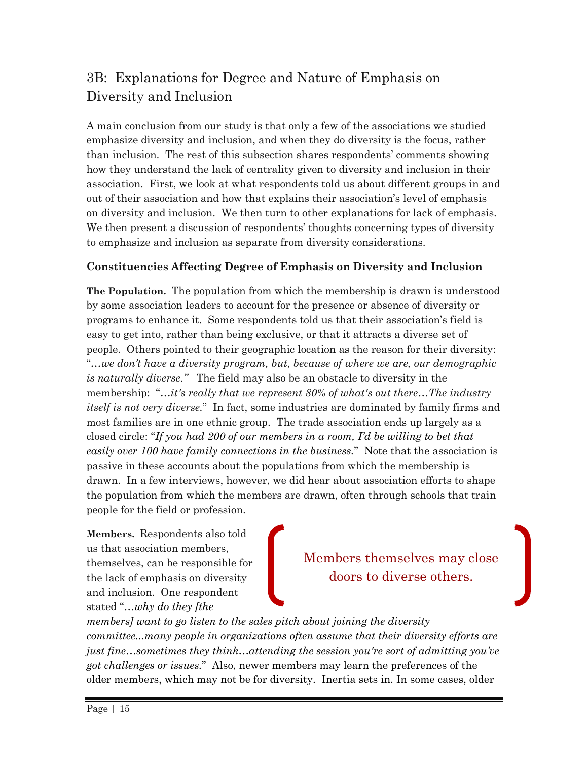## 3B: Explanations for Degree and Nature of Emphasis on Diversity and Inclusion

A main conclusion from our study is that only a few of the associations we studied emphasize diversity and inclusion, and when they do diversity is the focus, rather than inclusion. The rest of this subsection shares respondents' comments showing how they understand the lack of centrality given to diversity and inclusion in their association. First, we look at what respondents told us about different groups in and out of their association and how that explains their association's level of emphasis on diversity and inclusion. We then turn to other explanations for lack of emphasis. We then present a discussion of respondents' thoughts concerning types of diversity to emphasize and inclusion as separate from diversity considerations.

**Constituencies Affecting Degree of Emphasis on Diversity and Inclusion**

**The Population.** The population from which the membership is drawn is understood by some association leaders to account for the presence or absence of diversity or programs to enhance it. Some respondents told us that their association's field is easy to get into, rather than being exclusive, or that it attracts a diverse set of people. Others pointed to their geographic location as the reason for their diversity: "*…we don't have a diversity program, but, because of where we are, our demographic is naturally diverse."* The field may also be an obstacle to diversity in the membership: "*…it's really that we represent 80% of what's out there…The industry itself is not very diverse.*" In fact, some industries are dominated by family firms and most families are in one ethnic group. The trade association ends up largely as a closed circle: "*If you had 200 of our members in a room, I'd be willing to bet that easily over 100 have family connections in the business.*" Note that the association is passive in these accounts about the populations from which the membership is drawn. In a few interviews, however, we did hear about association efforts to shape the population from which the members are drawn, often through schools that train people for the field or profession.

> Members themselves may close doors to diverse others.

**Members.** Respondents also told us that association members, themselves, can be responsible for the lack of emphasis on diversity and inclusion. One respondent stated "*…why do they [the members] want to go listen to the sales pitch about joining the diversity committee...many people in organizations often assume that their diversity efforts are just fine…sometimes they think…attending the session you're sort of admitting you've got challenges or issues.*" Also, newer members may learn the preferences of the older members, which may not be for diversity. Inertia sets in. In some cases, older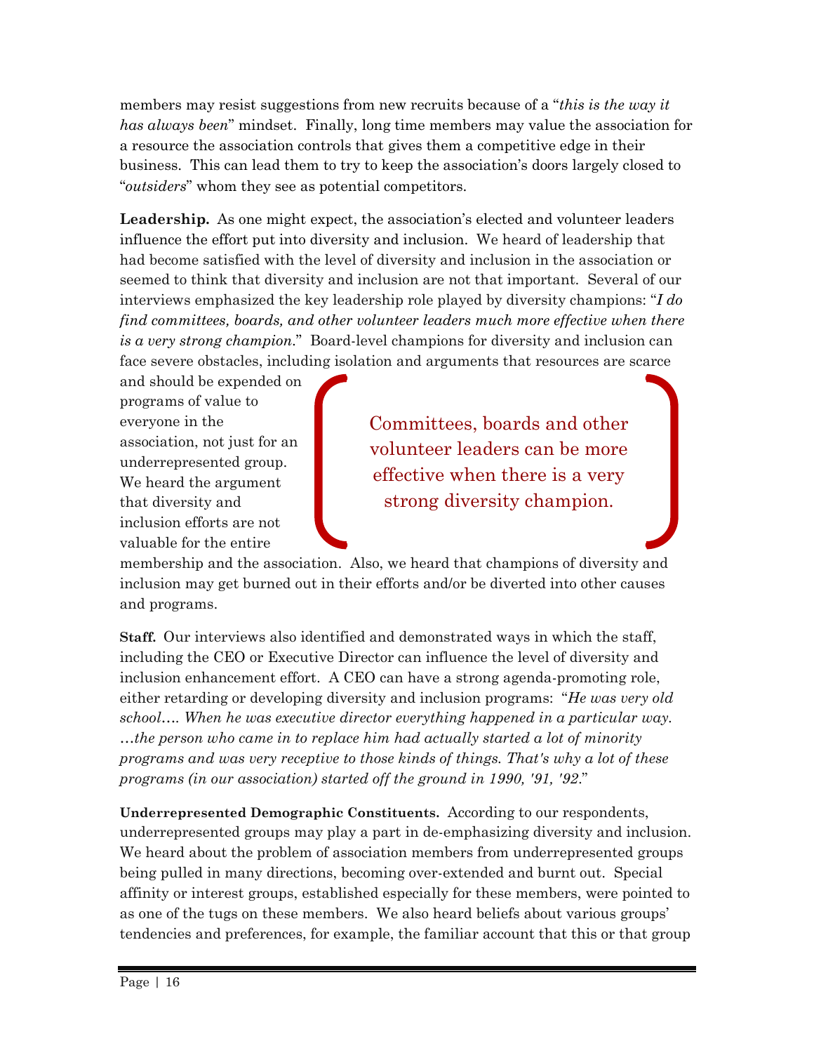members may resist suggestions from new recruits because of a "*this is the way it has always been*" mindset. Finally, long time members may value the association for a resource the association controls that gives them a competitive edge in their business. This can lead them to try to keep the association's doors largely closed to "*outsiders*" whom they see as potential competitors.

**Leadership.** As one might expect, the association's elected and volunteer leaders influence the effort put into diversity and inclusion. We heard of leadership that had become satisfied with the level of diversity and inclusion in the association or seemed to think that diversity and inclusion are not that important. Several of our interviews emphasized the key leadership role played by diversity champions: "*I do find committees, boards, and other volunteer leaders much more effective when there is a very strong champion.*" Board-level champions for diversity and inclusion can face severe obstacles, including isolation and arguments that resources are scarce and should be expended on programs of value to everyone in the association, not just for an underrepresented group. We heard the argument that diversity and inclusion efforts are not valuable for the entire membership and the association. Also, we heard that champions of diversity and inclusion may get burned out in their efforts and/or be diverted into other causes and programs.

> Committees, boards and other volunteer leaders can be more effective when there is a very strong diversity champion.

**Staff.** Our interviews also identified and demonstrated ways in which the staff, including the CEO or Executive Director can influence the level of diversity and inclusion enhancement effort. A CEO can have a strong agenda-promoting role, either retarding or developing diversity and inclusion programs: "*He was very old school…. When he was executive director everything happened in a particular way. …the person who came in to replace him had actually started a lot of minority programs and was very receptive to those kinds of things. That's why a lot of these programs (in our association) started off the ground in 1990, '91, '92.*"

**Underrepresented Demographic Constituents.** According to our respondents, underrepresented groups may play a part in de-emphasizing diversity and inclusion. We heard about the problem of association members from underrepresented groups being pulled in many directions, becoming over-extended and burnt out. Special affinity or interest groups, established especially for these members, were pointed to as one of the tugs on these members. We also heard beliefs about various groups' tendencies and preferences, for example, the familiar account that this or that group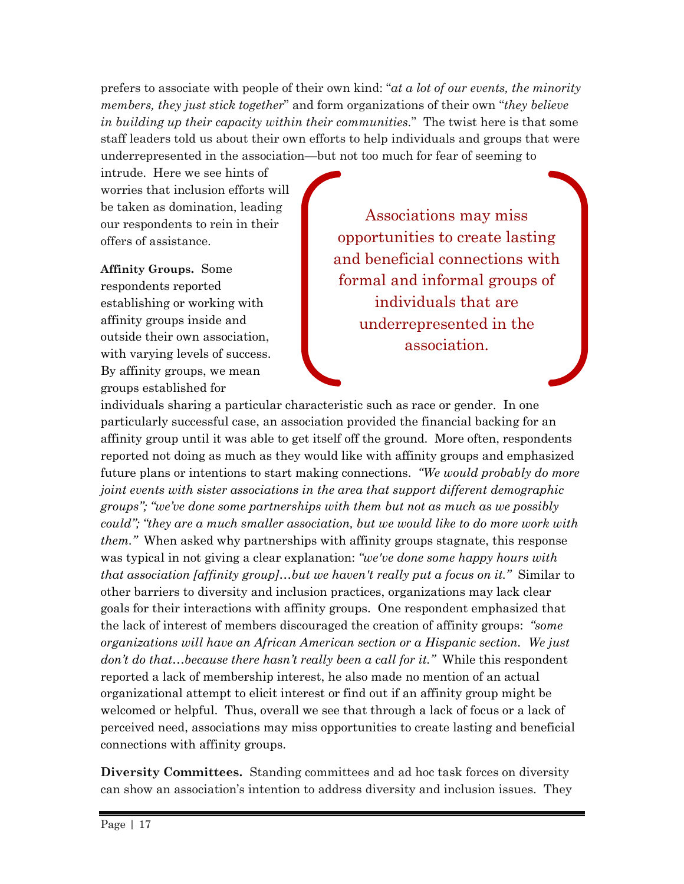prefers to associate with people of their own kind: "*at a lot of our events, the minority members, they just stick together*" and form organizations of their own "*they believe in building up their capacity within their communities.*" The twist here is that some staff leaders told us about their own efforts to help individuals and groups that were underrepresented in the association—but not too much for fear of seeming to intrude. Here we see hints of worries that inclusion efforts will be taken as domination, leading our respondents to rein in their offers of assistance.

> Associations may miss opportunities to create lasting and beneficial connections with formal and informal groups of individuals that are underrepresented in the association.

**Affinity Groups.** Some respondents reported establishing or working with affinity groups inside and outside their own association, with varying levels of success. By affinity groups, we mean groups established for individuals sharing a particular characteristic such as race or gender. In one particularly successful case, an association provided the financial backing for an affinity group until it was able to get itself off the ground. More often, respondents reported not doing as much as they would like with affinity groups and emphasized future plans or intentions to start making connections. *"We would probably do more joint events with sister associations in the area that support different demographic groups"; "we've done some partnerships with them but not as much as we possibly could"; "they are a much smaller association, but we would like to do more work with them."* When asked why partnerships with affinity groups stagnate, this response was typical in not giving a clear explanation: *"we've done some happy hours with that association [affinity group]…but we haven't really put a focus on it."* Similar to other barriers to diversity and inclusion practices, organizations may lack clear goals for their interactions with affinity groups. One respondent emphasized that the lack of interest of members discouraged the creation of affinity groups: *"some organizations will have an African American section or a Hispanic section. We just don't do that…because there hasn't really been a call for it."* While this respondent reported a lack of membership interest, he also made no mention of an actual organizational attempt to elicit interest or find out if an affinity group might be welcomed or helpful. Thus, overall we see that through a lack of focus or a lack of perceived need, associations may miss opportunities to create lasting and beneficial connections with affinity groups.

**Diversity Committees.** Standing committees and ad hoc task forces on diversity can show an association's intention to address diversity and inclusion issues. They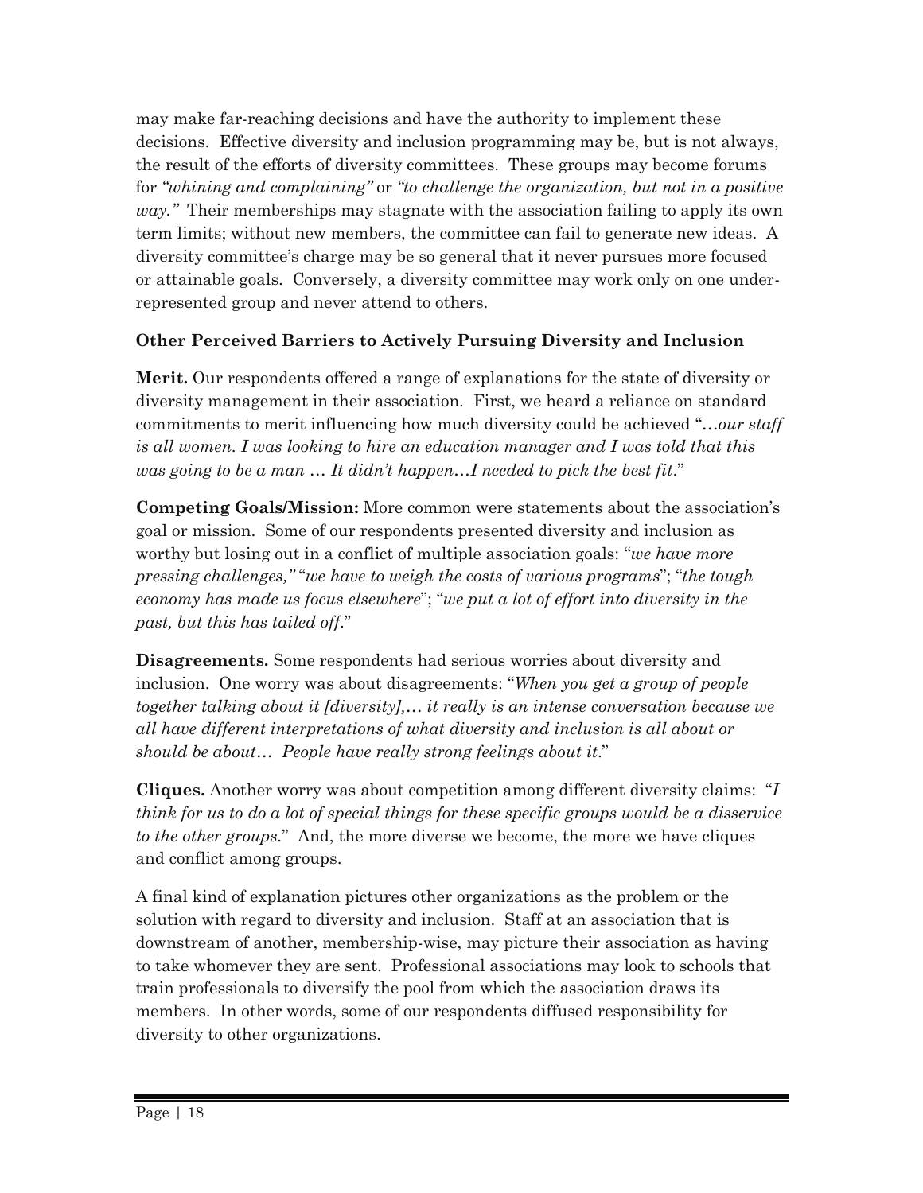may make far-reaching decisions and have the authority to implement these decisions. Effective diversity and inclusion programming may be, but is not always, the result of the efforts of diversity committees. These groups may become forums for *"whining and complaining"* or *"to challenge the organization, but not in a positive way."* Their memberships may stagnate with the association failing to apply its own term limits; without new members, the committee can fail to generate new ideas. A diversity committee's charge may be so general that it never pursues more focused or attainable goals. Conversely, a diversity committee may work only on one under-represented group and never attend to others.

### Other Perceived Barriers to Actively Pursuing Diversity and Inclusion

**Merit.** Our respondents offered a range of explanations for the state of diversity or diversity management in their association. First, we heard a reliance on standard commitments to merit influencing how much diversity could be achieved "*…our staff is all women. I was looking to hire an education manager and I was told that this was going to be a man … It didn't happen…I needed to pick the best fit*."

**Competing Goals/Mission:** More common were statements about the association's goal or mission. Some of our respondents presented diversity and inclusion as worthy but losing out in a conflict of multiple association goals: "*we have more pressing challenges,"* "*we have to weigh the costs of various programs*"; "*the tough economy has made us focus elsewhere*"; "*we put a lot of effort into diversity in the past, but this has tailed off*."

**Disagreements.** Some respondents had serious worries about diversity and inclusion. One worry was about disagreements: "*When you get a group of people together talking about it [diversity],… it really is an intense conversation because we all have different interpretations of what diversity and inclusion is all about or should be about… People have really strong feelings about it*."

**Cliques.** Another worry was about competition among different diversity claims: "*I think for us to do a lot of special things for these specific groups would be a disservice to the other groups*." And, the more diverse we become, the more we have cliques and conflict among groups.

A final kind of explanation pictures other organizations as the problem or the solution with regard to diversity and inclusion. Staff at an association that is downstream of another, membership-wise, may picture their association as having to take whomever they are sent. Professional associations may look to schools that train professionals to diversify the pool from which the association draws its members. In other words, some of our respondents diffused responsibility for diversity to other organizations.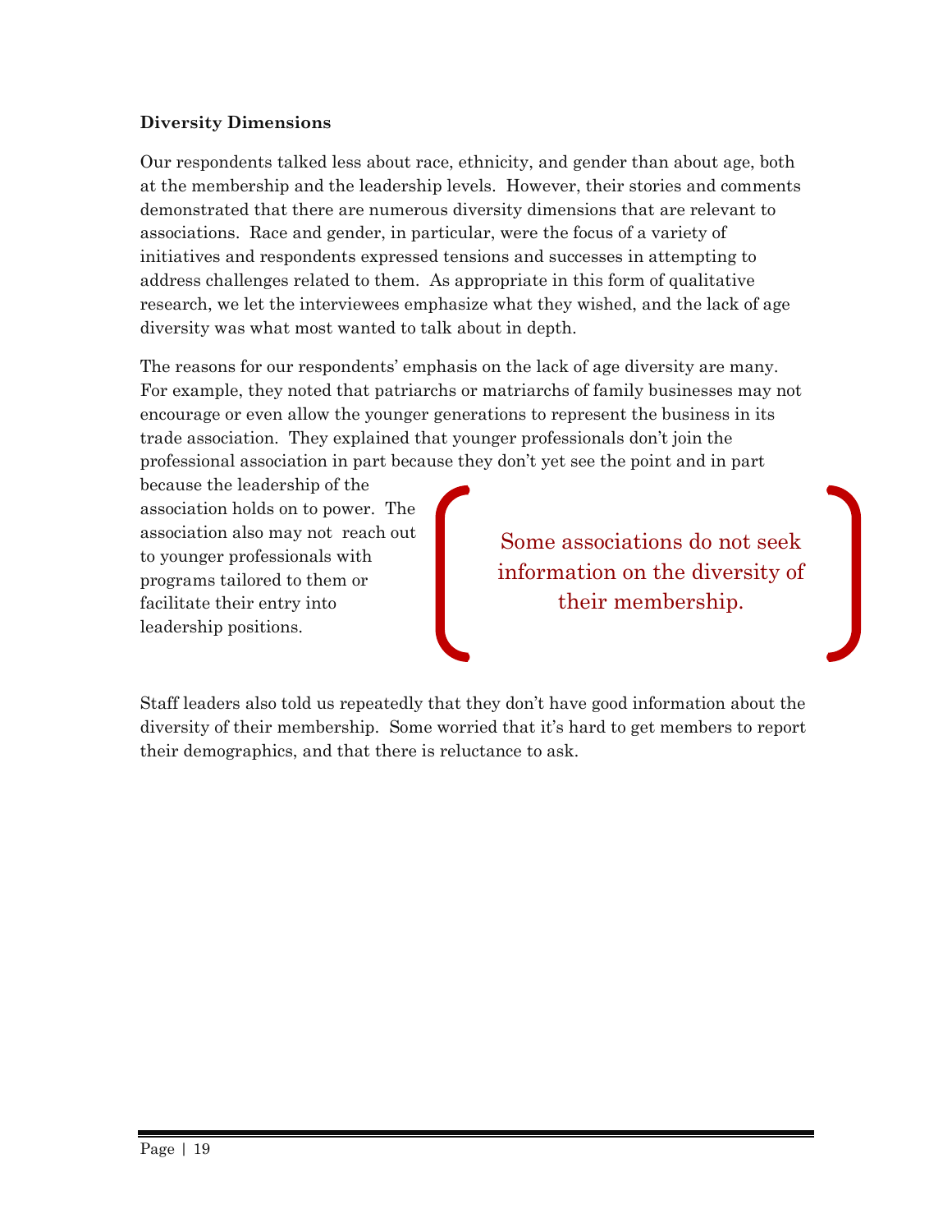**Diversity Dimensions**

Our respondents talked less about race, ethnicity, and gender than about age, both at the membership and the leadership levels. However, their stories and comments demonstrated that there are numerous diversity dimensions that are relevant to associations. Race and gender, in particular, were the focus of a variety of initiatives and respondents expressed tensions and successes in attempting to address challenges related to them. As appropriate in this form of qualitative research, we let the interviewees emphasize what they wished, and the lack of age diversity was what most wanted to talk about in depth.

The reasons for our respondents' emphasis on the lack of age diversity are many. For example, they noted that patriarchs or matriarchs of family businesses may not encourage or even allow the younger generations to represent the business in its trade association. They explained that younger professionals don't join the professional association in part because they don't yet see the point and in part because the leadership of the association holds on to power. The association also may not reach out to younger professionals with programs tailored to them or facilitate their entry into leadership positions.

> Some associations do not seek information on the diversity of their membership.

Staff leaders also told us repeatedly that they don't have good information about the diversity of their membership. Some worried that it's hard to get members to report their demographics, and that there is reluctance to ask.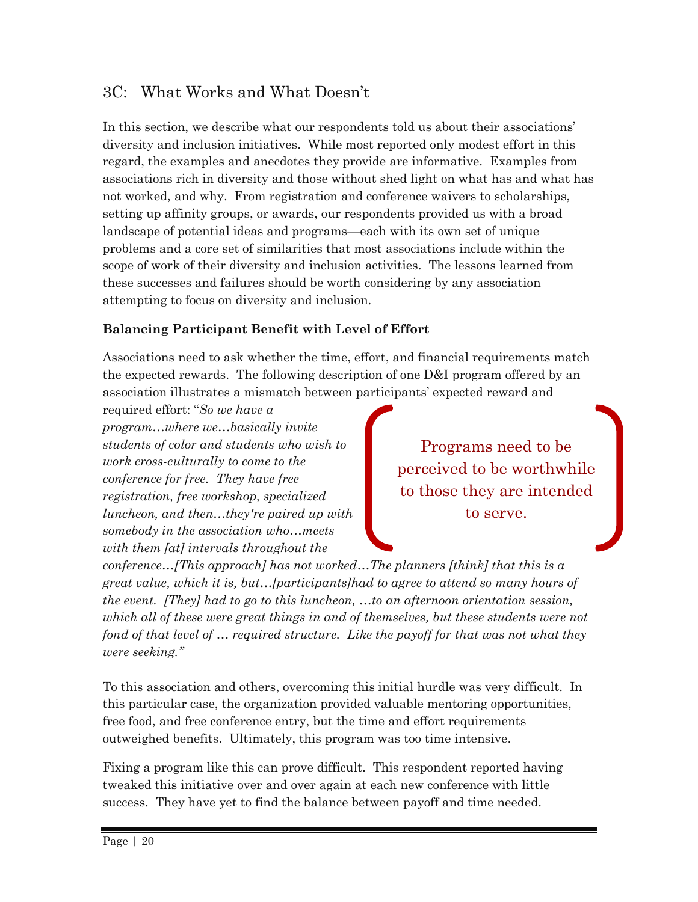## 3C: What Works and What Doesn't

In this section, we describe what our respondents told us about their associations' diversity and inclusion initiatives. While most reported only modest effort in this regard, the examples and anecdotes they provide are informative. Examples from associations rich in diversity and those without shed light on what has and what has not worked, and why. From registration and conference waivers to scholarships, setting up affinity groups, or awards, our respondents provided us with a broad landscape of potential ideas and programs—each with its own set of unique problems and a core set of similarities that most associations include within the scope of work of their diversity and inclusion activities. The lessons learned from these successes and failures should be worth considering by any association attempting to focus on diversity and inclusion.

**Balancing Participant Benefit with Level of Effort**

Associations need to ask whether the time, effort, and financial requirements match the expected rewards. The following description of one D&I program offered by an association illustrates a mismatch between participants' expected reward and required effort: "*So we have a program…where we…basically invite students of color and students who wish to work cross-culturally to come to the conference for free. They have free registration, free workshop, specialized luncheon, and then…they're paired up with somebody in the association who…meets with them [at] intervals throughout the conference…[This approach] has not worked…The planners [think] that this is a great value, which it is, but…[participants]had to agree to attend so many hours of the event. [They] had to go to this luncheon, …to an afternoon orientation session, which all of these were great things in and of themselves, but these students were not fond of that level of … required structure. Like the payoff for that was not what they were seeking.*"

> Programs need to be perceived to be worthwhile to those they are intended to serve.

To this association and others, overcoming this initial hurdle was very difficult. In this particular case, the organization provided valuable mentoring opportunities, free food, and free conference entry, but the time and effort requirements outweighed benefits. Ultimately, this program was too time intensive.

Fixing a program like this can prove difficult. This respondent reported having tweaked this initiative over and over again at each new conference with little success. They have yet to find the balance between payoff and time needed.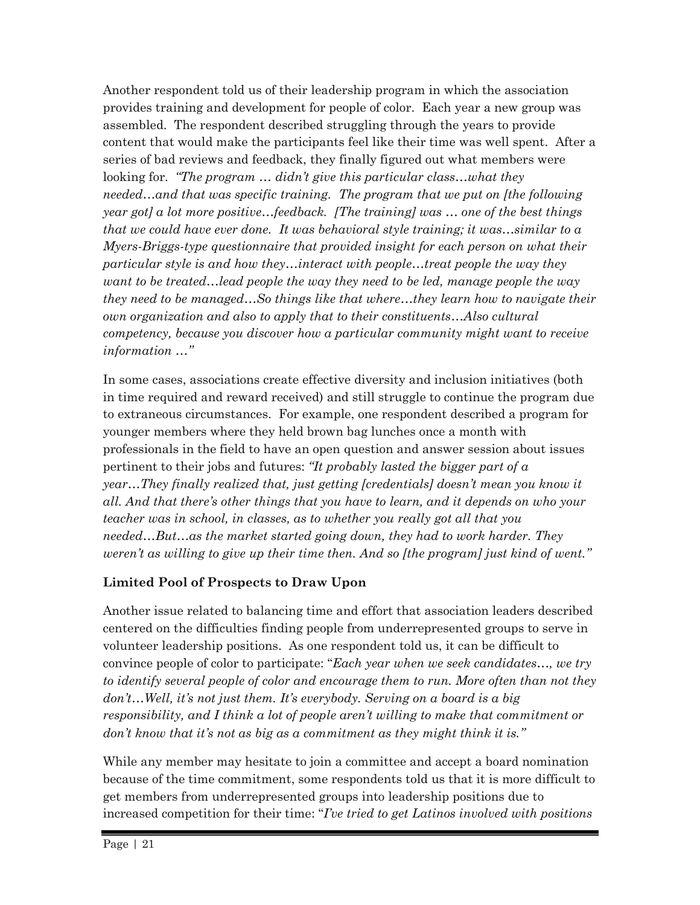Another respondent told us of their leadership program in which the association provides training and development for people of color. Each year a new group was assembled. The respondent described struggling through the years to provide content that would make the participants feel like their time was well spent. After a series of bad reviews and feedback, they finally figured out what members were looking for. *"The program … didn't give this particular class…what they needed…and that was specific training. The program that we put on [the following year got] a lot more positive…feedback. [The training] was … one of the best things that we could have ever done. It was behavioral style training; it was…similar to a Myers-Briggs-type questionnaire that provided insight for each person on what their particular style is and how they…interact with people…treat people the way they want to be treated…lead people the way they need to be led, manage people the way they need to be managed…So things like that where…they learn how to navigate their own organization and also to apply that to their constituents…Also cultural competency, because you discover how a particular community might want to receive information …"*

In some cases, associations create effective diversity and inclusion initiatives (both in time required and reward received) and still struggle to continue the program due to extraneous circumstances. For example, one respondent described a program for younger members where they held brown bag lunches once a month with professionals in the field to have an open question and answer session about issues pertinent to their jobs and futures: *"It probably lasted the bigger part of a year…They finally realized that, just getting [credentials] doesn't mean you know it all. And that there's other things that you have to learn, and it depends on who your teacher was in school, in classes, as to whether you really got all that you needed…But…as the market started going down, they had to work harder. They weren't as willing to give up their time then. And so [the program] just kind of went."*

### Limited Pool of Prospects to Draw Upon

Another issue related to balancing time and effort that association leaders described centered on the difficulties finding people from underrepresented groups to serve in volunteer leadership positions. As one respondent told us, it can be difficult to convince people of color to participate: "*Each year when we seek candidates…, we try to identify several people of color and encourage them to run. More often than not they don't…Well, it's not just them. It's everybody. Serving on a board is a big responsibility, and I think a lot of people aren't willing to make that commitment or don't know that it's not as big as a commitment as they might think it is."*

While any member may hesitate to join a committee and accept a board nomination because of the time commitment, some respondents told us that it is more difficult to get members from underrepresented groups into leadership positions due to increased competition for their time: "*I've tried to get Latinos involved with positions*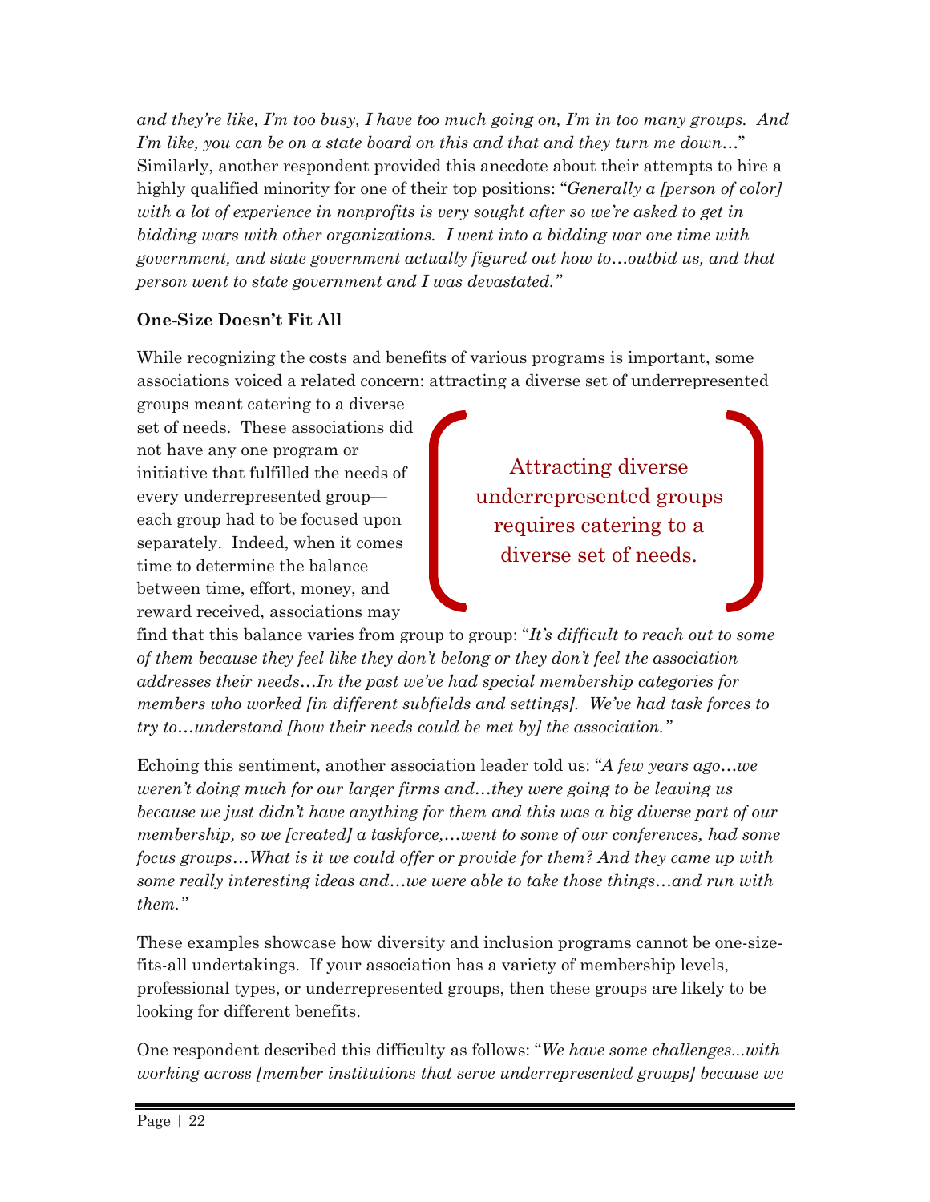*and they're like, I'm too busy, I have too much going on, I'm in too many groups. And I'm like, you can be on a state board on this and that and they turn me down…*" Similarly, another respondent provided this anecdote about their attempts to hire a highly qualified minority for one of their top positions: "*Generally a [person of color] with a lot of experience in nonprofits is very sought after so we're asked to get in bidding wars with other organizations. I went into a bidding war one time with government, and state government actually figured out how to…outbid us, and that person went to state government and I was devastated.*"

**One-Size Doesn't Fit All**

While recognizing the costs and benefits of various programs is important, some associations voiced a related concern: attracting a diverse set of underrepresented groups meant catering to a diverse set of needs. These associations did not have any one program or initiative that fulfilled the needs of every underrepresented group—each group had to be focused upon separately. Indeed, when it comes time to determine the balance between time, effort, money, and reward received, associations may find that this balance varies from group to group: "*It's difficult to reach out to some of them because they feel like they don't belong or they don't feel the association addresses their needs…In the past we've had special membership categories for members who worked [in different subfields and settings]. We've had task forces to try to…understand [how their needs could be met by] the association.*"

> Attracting diverse underrepresented groups requires catering to a diverse set of needs.

Echoing this sentiment, another association leader told us: "*A few years ago…we weren't doing much for our larger firms and…they were going to be leaving us because we just didn't have anything for them and this was a big diverse part of our membership, so we [created] a taskforce,…went to some of our conferences, had some focus groups…What is it we could offer or provide for them? And they came up with some really interesting ideas and…we were able to take those things…and run with them.*"

These examples showcase how diversity and inclusion programs cannot be one-size-fits-all undertakings. If your association has a variety of membership levels, professional types, or underrepresented groups, then these groups are likely to be looking for different benefits.

One respondent described this difficulty as follows: "*We have some challenges...with working across [member institutions that serve underrepresented groups] because we*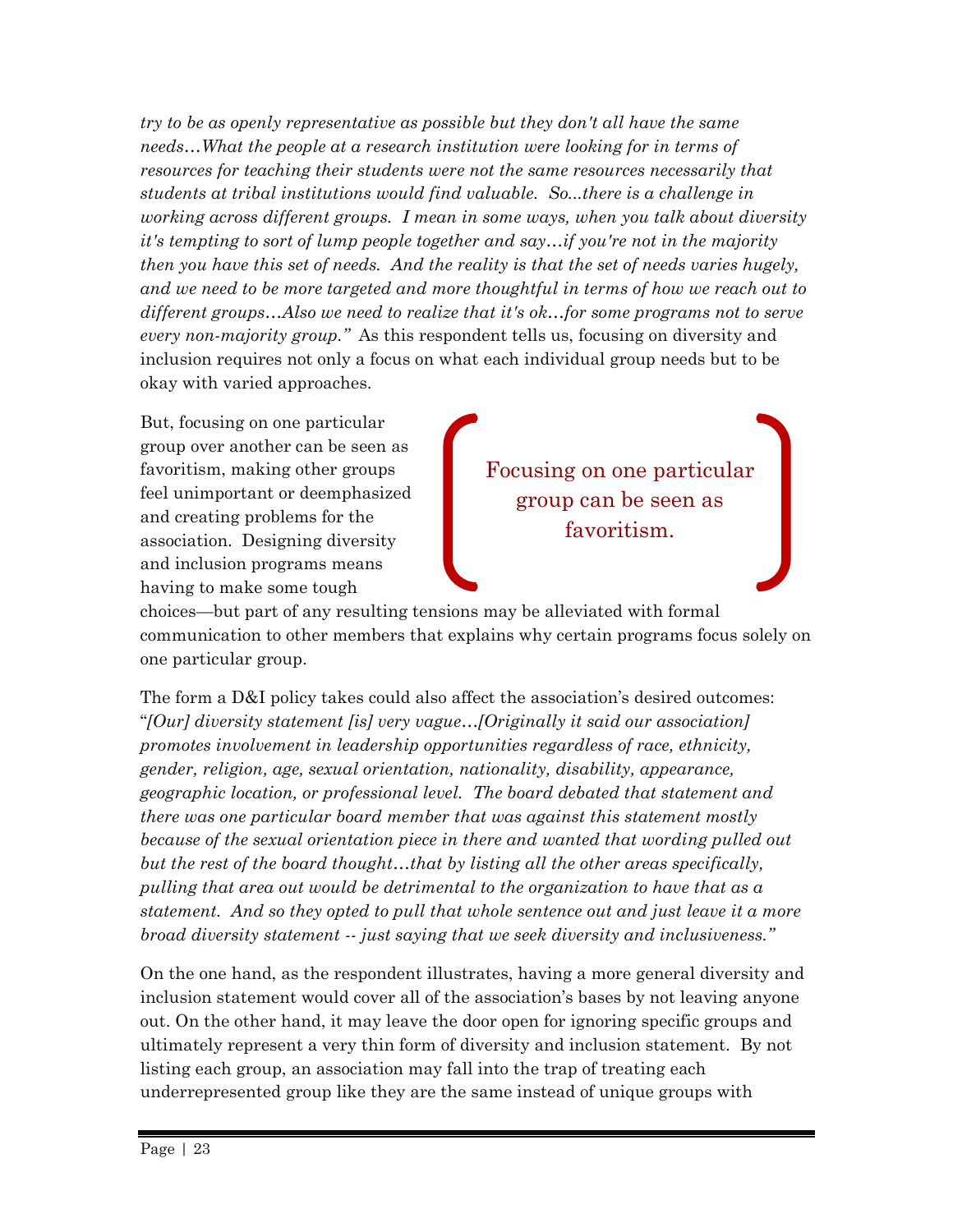*try to be as openly representative as possible but they don't all have the same needs…What the people at a research institution were looking for in terms of resources for teaching their students were not the same resources necessarily that students at tribal institutions would find valuable. So...there is a challenge in working across different groups. I mean in some ways, when you talk about diversity it's tempting to sort of lump people together and say…if you're not in the majority then you have this set of needs. And the reality is that the set of needs varies hugely, and we need to be more targeted and more thoughtful in terms of how we reach out to different groups…Also we need to realize that it's ok…for some programs not to serve every non-majority group."* As this respondent tells us, focusing on diversity and inclusion requires not only a focus on what each individual group needs but to be okay with varied approaches.

But, focusing on one particular group over another can be seen as favoritism, making other groups feel unimportant or deemphasized and creating problems for the association. Designing diversity and inclusion programs means having to make some tough choices—but part of any resulting tensions may be alleviated with formal communication to other members that explains why certain programs focus solely on one particular group.

> Focusing on one particular group can be seen as favoritism.

The form a D&I policy takes could also affect the association's desired outcomes: "*[Our] diversity statement [is] very vague…[Originally it said our association] promotes involvement in leadership opportunities regardless of race, ethnicity, gender, religion, age, sexual orientation, nationality, disability, appearance, geographic location, or professional level. The board debated that statement and there was one particular board member that was against this statement mostly because of the sexual orientation piece in there and wanted that wording pulled out but the rest of the board thought…that by listing all the other areas specifically, pulling that area out would be detrimental to the organization to have that as a statement. And so they opted to pull that whole sentence out and just leave it a more broad diversity statement -- just saying that we seek diversity and inclusiveness."*

On the one hand, as the respondent illustrates, having a more general diversity and inclusion statement would cover all of the association's bases by not leaving anyone out. On the other hand, it may leave the door open for ignoring specific groups and ultimately represent a very thin form of diversity and inclusion statement. By not listing each group, an association may fall into the trap of treating each underrepresented group like they are the same instead of unique groups with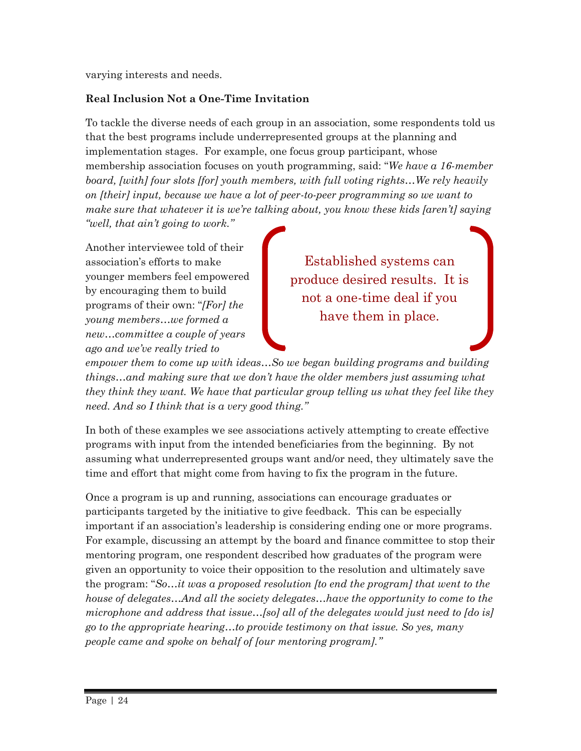varying interests and needs.

**Real Inclusion Not a One-Time Invitation**

To tackle the diverse needs of each group in an association, some respondents told us that the best programs include underrepresented groups at the planning and implementation stages. For example, one focus group participant, whose membership association focuses on youth programming, said: "*We have a 16-member board, [with] four slots [for] youth members, with full voting rights…We rely heavily on [their] input, because we have a lot of peer-to-peer programming so we want to make sure that whatever it is we're talking about, you know these kids [aren't] saying "well, that ain't going to work."*

> Established systems can produce desired results. It is not a one-time deal if you have them in place.

Another interviewee told of their association's efforts to make younger members feel empowered by encouraging them to build programs of their own: "*[For] the young members…we formed a new…committee a couple of years ago and we've really tried to empower them to come up with ideas…So we began building programs and building things…and making sure that we don't have the older members just assuming what they think they want. We have that particular group telling us what they feel like they need. And so I think that is a very good thing."*

In both of these examples we see associations actively attempting to create effective programs with input from the intended beneficiaries from the beginning. By not assuming what underrepresented groups want and/or need, they ultimately save the time and effort that might come from having to fix the program in the future.

Once a program is up and running, associations can encourage graduates or participants targeted by the initiative to give feedback. This can be especially important if an association's leadership is considering ending one or more programs. For example, discussing an attempt by the board and finance committee to stop their mentoring program, one respondent described how graduates of the program were given an opportunity to voice their opposition to the resolution and ultimately save the program: "*So…it was a proposed resolution [to end the program] that went to the house of delegates…And all the society delegates…have the opportunity to come to the microphone and address that issue…[so] all of the delegates would just need to [do is] go to the appropriate hearing…to provide testimony on that issue. So yes, many people came and spoke on behalf of [our mentoring program]."*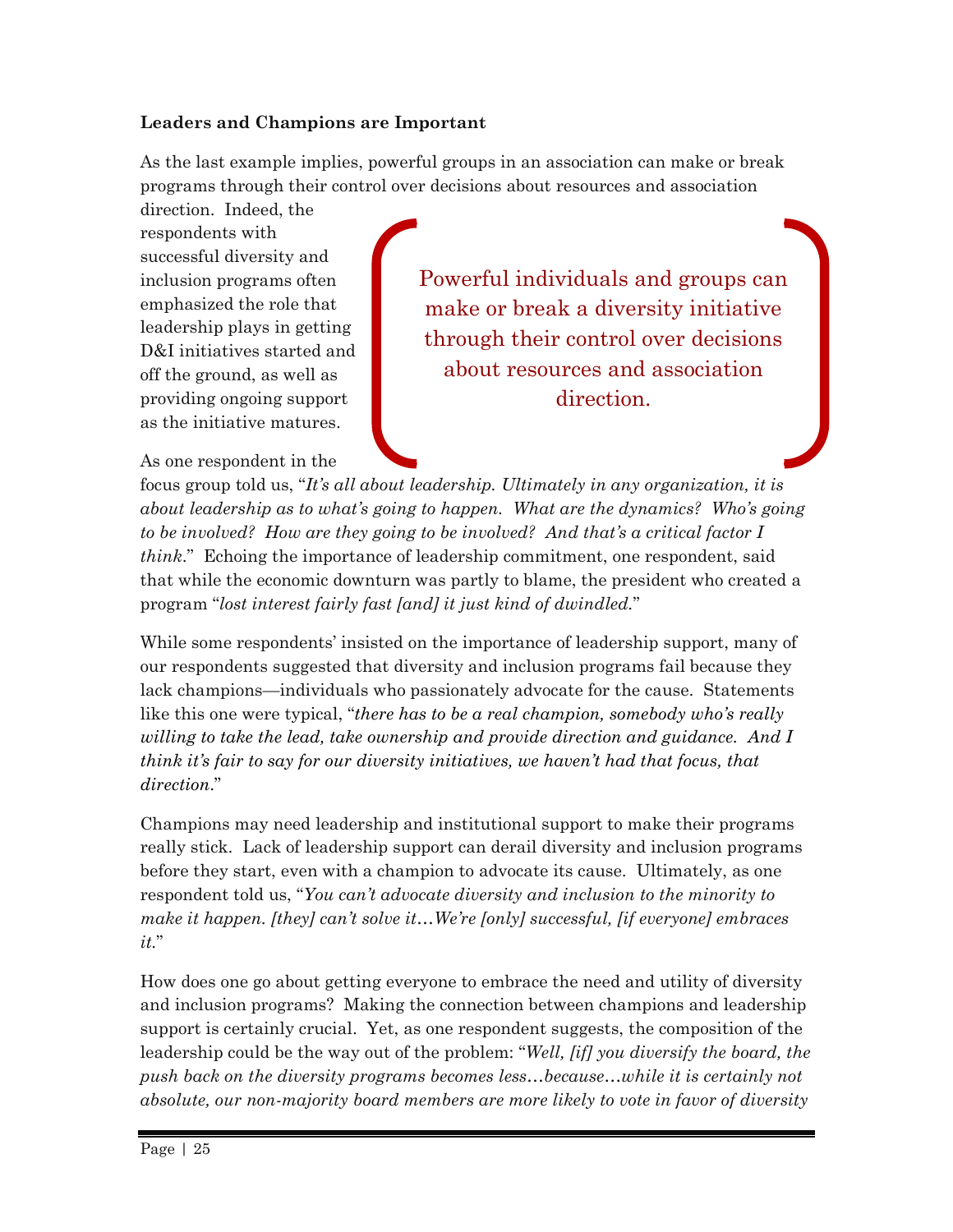**Leaders and Champions are Important**

As the last example implies, powerful groups in an association can make or break programs through their control over decisions about resources and association direction. Indeed, the respondents with successful diversity and inclusion programs often emphasized the role that leadership plays in getting D&I initiatives started and off the ground, as well as providing ongoing support as the initiative matures.

> Powerful individuals and groups can make or break a diversity initiative through their control over decisions about resources and association direction.

As one respondent in the focus group told us, "*It's all about leadership. Ultimately in any organization, it is about leadership as to what's going to happen. What are the dynamics? Who's going to be involved? How are they going to be involved? And that's a critical factor I think*." Echoing the importance of leadership commitment, one respondent, said that while the economic downturn was partly to blame, the president who created a program "*lost interest fairly fast [and] it just kind of dwindled.*"

While some respondents' insisted on the importance of leadership support, many of our respondents suggested that diversity and inclusion programs fail because they lack champions—individuals who passionately advocate for the cause. Statements like this one were typical, "*there has to be a real champion, somebody who's really willing to take the lead, take ownership and provide direction and guidance. And I think it's fair to say for our diversity initiatives, we haven't had that focus, that direction*."

Champions may need leadership and institutional support to make their programs really stick. Lack of leadership support can derail diversity and inclusion programs before they start, even with a champion to advocate its cause. Ultimately, as one respondent told us, "*You can't advocate diversity and inclusion to the minority to make it happen. [they] can't solve it…We're [only] successful, [if everyone] embraces it.*"

How does one go about getting everyone to embrace the need and utility of diversity and inclusion programs? Making the connection between champions and leadership support is certainly crucial. Yet, as one respondent suggests, the composition of the leadership could be the way out of the problem: "*Well, [if] you diversify the board, the push back on the diversity programs becomes less…because…while it is certainly not absolute, our non-majority board members are more likely to vote in favor of diversity*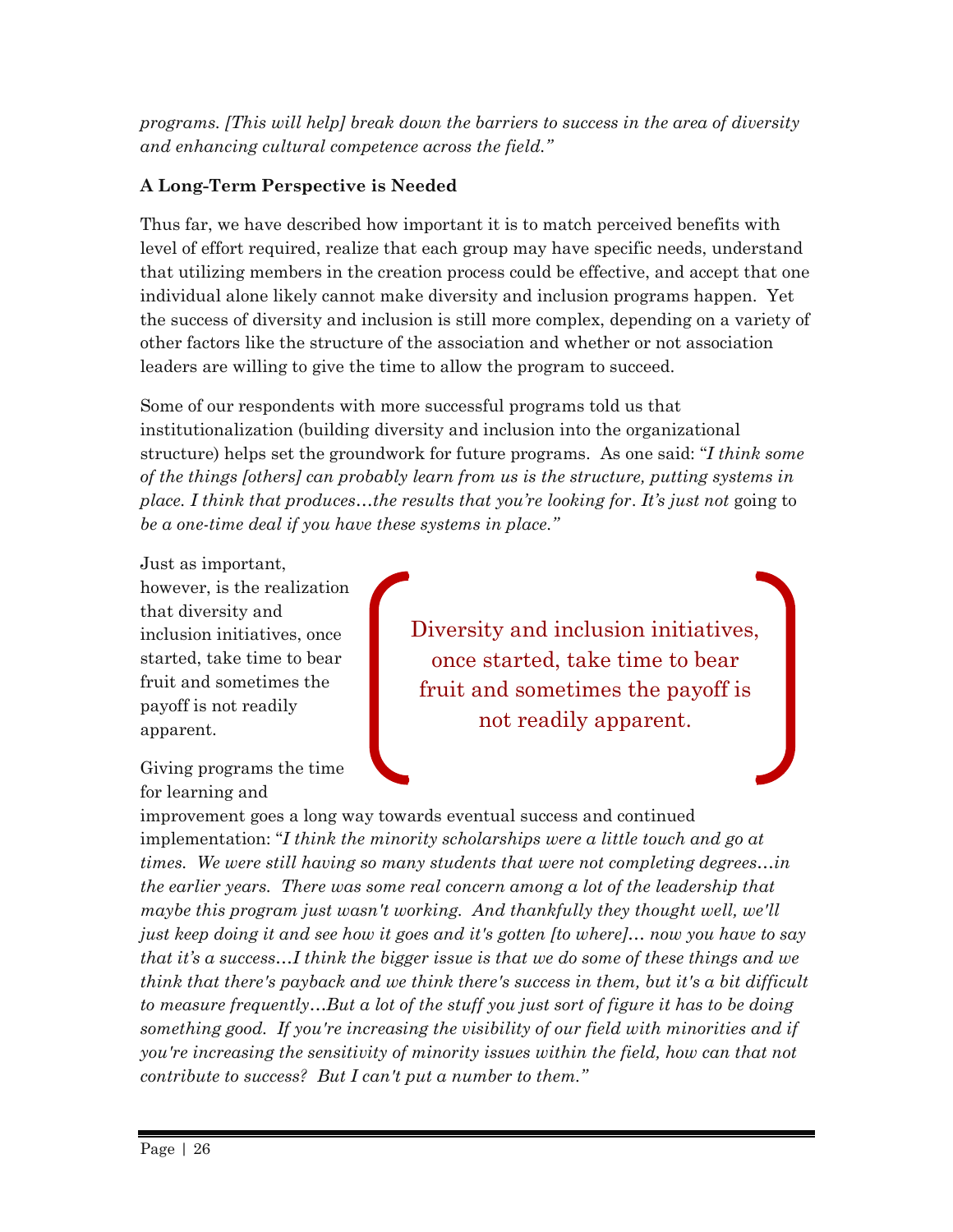*programs. [This will help] break down the barriers to success in the area of diversity and enhancing cultural competence across the field."*

**A Long-Term Perspective is Needed**

Thus far, we have described how important it is to match perceived benefits with level of effort required, realize that each group may have specific needs, understand that utilizing members in the creation process could be effective, and accept that one individual alone likely cannot make diversity and inclusion programs happen. Yet the success of diversity and inclusion is still more complex, depending on a variety of other factors like the structure of the association and whether or not association leaders are willing to give the time to allow the program to succeed.

Some of our respondents with more successful programs told us that institutionalization (building diversity and inclusion into the organizational structure) helps set the groundwork for future programs. As one said: "*I think some of the things [others] can probably learn from us is the structure, putting systems in place. I think that produces…the results that you're looking for. It's just not* going to *be a one-time deal if you have these systems in place."*

Just as important, however, is the realization that diversity and inclusion initiatives, once started, take time to bear fruit and sometimes the payoff is not readily apparent.

> Diversity and inclusion initiatives, once started, take time to bear fruit and sometimes the payoff is not readily apparent.

Giving programs the time for learning and improvement goes a long way towards eventual success and continued implementation: "*I think the minority scholarships were a little touch and go at times. We were still having so many students that were not completing degrees…in the earlier years. There was some real concern among a lot of the leadership that maybe this program just wasn't working. And thankfully they thought well, we'll just keep doing it and see how it goes and it's gotten [to where]… now you have to say that it's a success…I think the bigger issue is that we do some of these things and we think that there's payback and we think there's success in them, but it's a bit difficult to measure frequently…But a lot of the stuff you just sort of figure it has to be doing something good. If you're increasing the visibility of our field with minorities and if you're increasing the sensitivity of minority issues within the field, how can that not contribute to success? But I can't put a number to them."*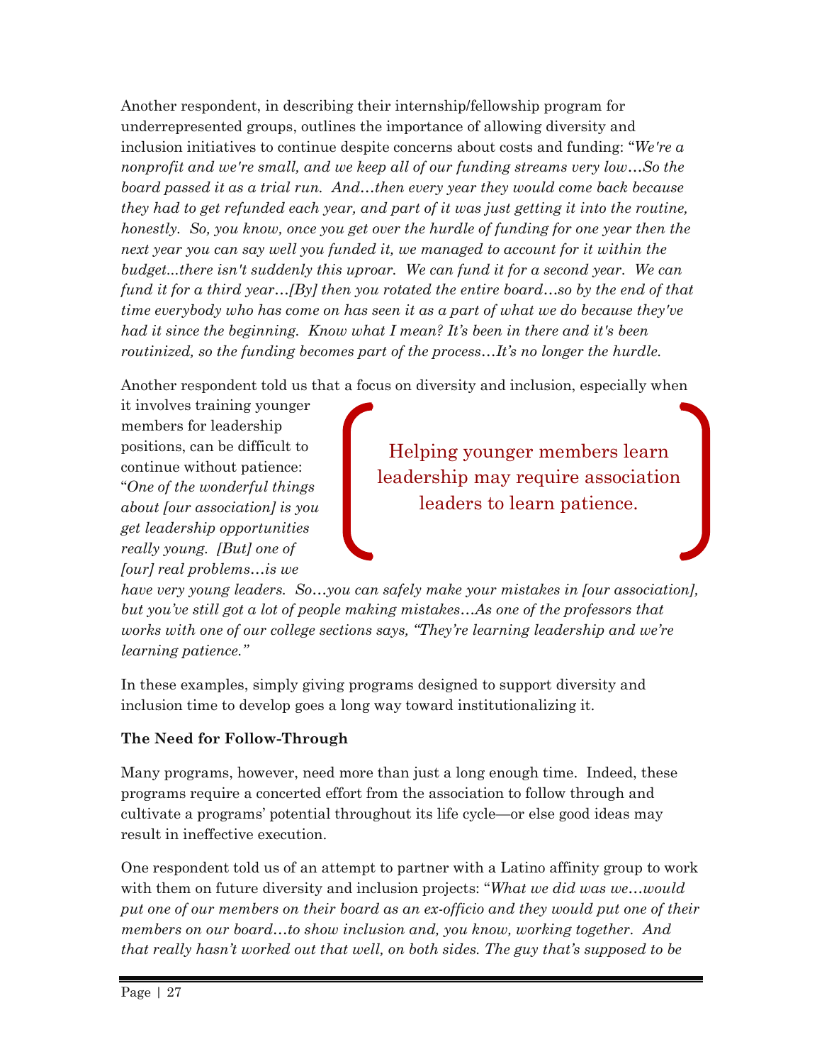Another respondent, in describing their internship/fellowship program for underrepresented groups, outlines the importance of allowing diversity and inclusion initiatives to continue despite concerns about costs and funding: "*We're a nonprofit and we're small, and we keep all of our funding streams very low…So the board passed it as a trial run. And…then every year they would come back because they had to get refunded each year, and part of it was just getting it into the routine, honestly. So, you know, once you get over the hurdle of funding for one year then the next year you can say well you funded it, we managed to account for it within the budget...there isn't suddenly this uproar. We can fund it for a second year. We can fund it for a third year…[By] then you rotated the entire board…so by the end of that time everybody who has come on has seen it as a part of what we do because they've had it since the beginning. Know what I mean? It's been in there and it's been routinized, so the funding becomes part of the process…It's no longer the hurdle.*

Another respondent told us that a focus on diversity and inclusion, especially when it involves training younger members for leadership positions, can be difficult to continue without patience: "*One of the wonderful things about [our association] is you get leadership opportunities really young. [But] one of [our] real problems…is we have very young leaders. So…you can safely make your mistakes in [our association], but you've still got a lot of people making mistakes…As one of the professors that works with one of our college sections says, "They're learning leadership and we're learning patience."*

> Helping younger members learn leadership may require association leaders to learn patience.

In these examples, simply giving programs designed to support diversity and inclusion time to develop goes a long way toward institutionalizing it.

**The Need for Follow-Through**

Many programs, however, need more than just a long enough time. Indeed, these programs require a concerted effort from the association to follow through and cultivate a programs' potential throughout its life cycle—or else good ideas may result in ineffective execution.

One respondent told us of an attempt to partner with a Latino affinity group to work with them on future diversity and inclusion projects: "*What we did was we…would put one of our members on their board as an ex-officio and they would put one of their members on our board…to show inclusion and, you know, working together. And that really hasn't worked out that well, on both sides. The guy that's supposed to be*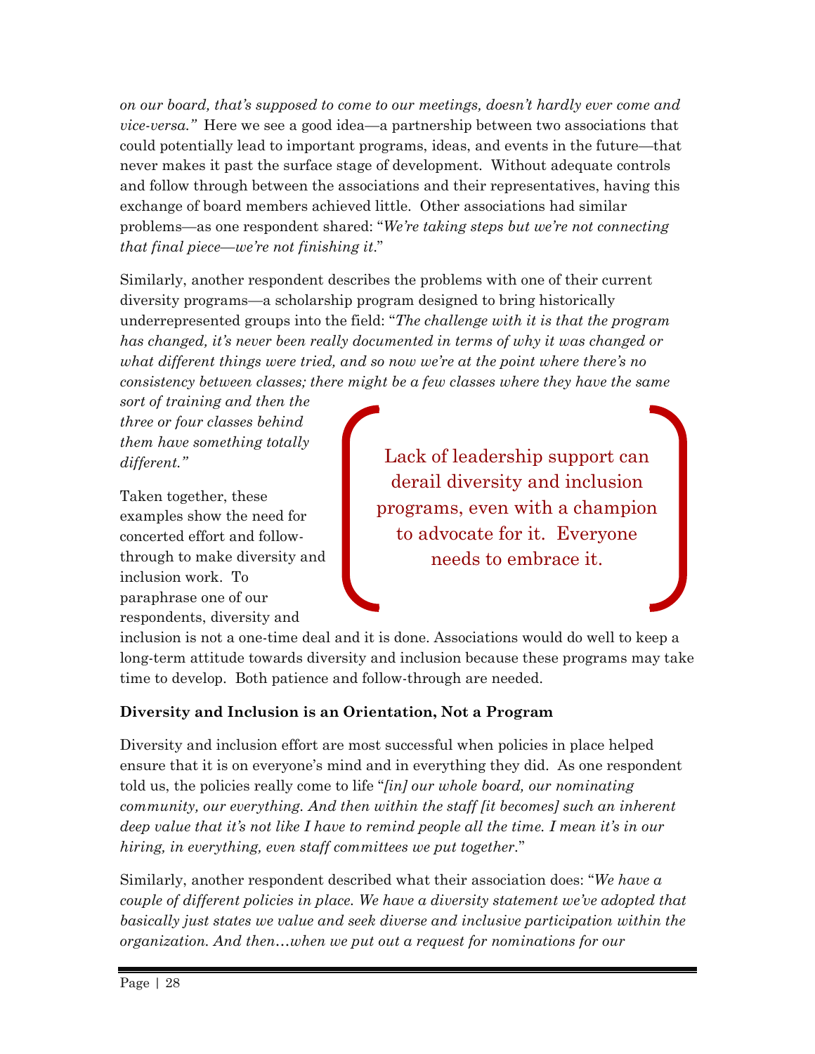*on our board, that's supposed to come to our meetings, doesn't hardly ever come and vice-versa."* Here we see a good idea—a partnership between two associations that could potentially lead to important programs, ideas, and events in the future—that never makes it past the surface stage of development. Without adequate controls and follow through between the associations and their representatives, having this exchange of board members achieved little. Other associations had similar problems—as one respondent shared: "*We're taking steps but we're not connecting that final piece—we're not finishing it*."

Similarly, another respondent describes the problems with one of their current diversity programs—a scholarship program designed to bring historically underrepresented groups into the field: "*The challenge with it is that the program has changed, it's never been really documented in terms of why it was changed or what different things were tried, and so now we're at the point where there's no consistency between classes; there might be a few classes where they have the same sort of training and then the three or four classes behind them have something totally different."*

> Lack of leadership support can derail diversity and inclusion programs, even with a champion to advocate for it. Everyone needs to embrace it.

Taken together, these examples show the need for concerted effort and follow-through to make diversity and inclusion work. To paraphrase one of our respondents, diversity and inclusion is not a one-time deal and it is done. Associations would do well to keep a long-term attitude towards diversity and inclusion because these programs may take time to develop. Both patience and follow-through are needed.

**Diversity and Inclusion is an Orientation, Not a Program**

Diversity and inclusion effort are most successful when policies in place helped ensure that it is on everyone's mind and in everything they did. As one respondent told us, the policies really come to life "*[in] our whole board, our nominating community, our everything. And then within the staff [it becomes] such an inherent deep value that it's not like I have to remind people all the time. I mean it's in our hiring, in everything, even staff committees we put together.*"

Similarly, another respondent described what their association does: "*We have a couple of different policies in place. We have a diversity statement we've adopted that basically just states we value and seek diverse and inclusive participation within the organization. And then…when we put out a request for nominations for our*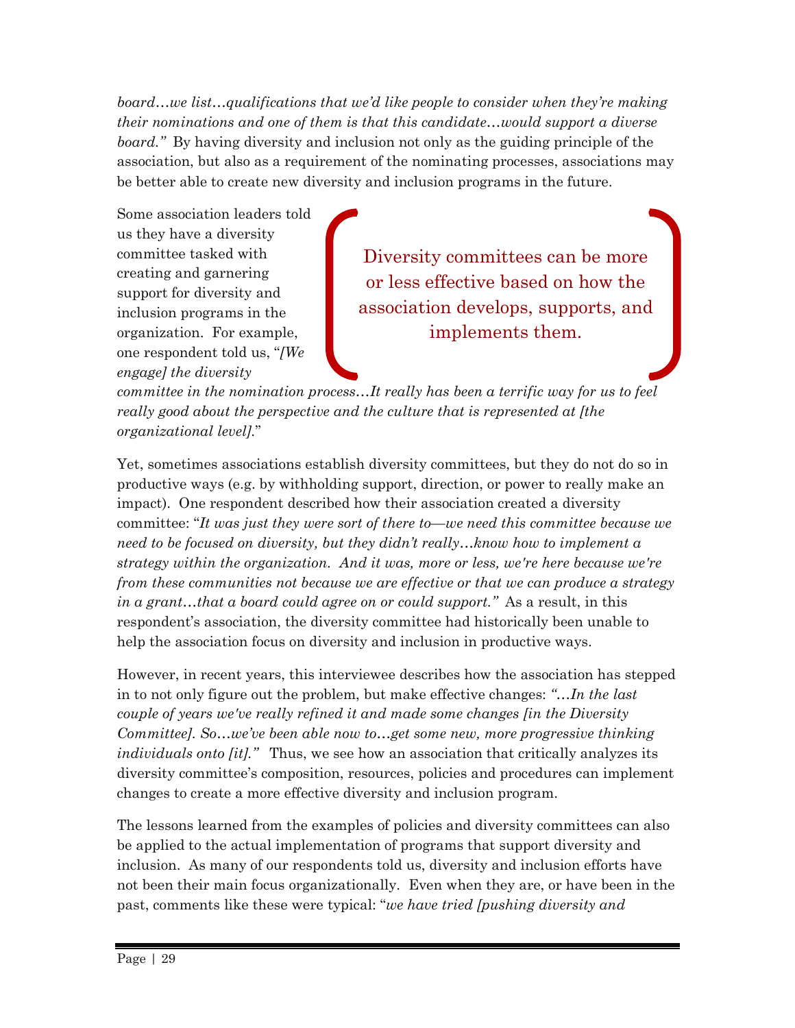*board…we list…qualifications that we'd like people to consider when they're making their nominations and one of them is that this candidate…would support a diverse board."* By having diversity and inclusion not only as the guiding principle of the association, but also as a requirement of the nominating processes, associations may be better able to create new diversity and inclusion programs in the future.

> Diversity committees can be more or less effective based on how the association develops, supports, and implements them.

Some association leaders told us they have a diversity committee tasked with creating and garnering support for diversity and inclusion programs in the organization. For example, one respondent told us, "*[We engage] the diversity committee in the nomination process…It really has been a terrific way for us to feel really good about the perspective and the culture that is represented at [the organizational level].*"

Yet, sometimes associations establish diversity committees, but they do not do so in productive ways (e.g. by withholding support, direction, or power to really make an impact). One respondent described how their association created a diversity committee: "*It was just they were sort of there to—we need this committee because we need to be focused on diversity, but they didn't really…know how to implement a strategy within the organization. And it was, more or less, we're here because we're from these communities not because we are effective or that we can produce a strategy in a grant…that a board could agree on or could support."* As a result, in this respondent's association, the diversity committee had historically been unable to help the association focus on diversity and inclusion in productive ways.

However, in recent years, this interviewee describes how the association has stepped in to not only figure out the problem, but make effective changes: *"…In the last couple of years we've really refined it and made some changes [in the Diversity Committee]. So…we've been able now to…get some new, more progressive thinking individuals onto [it]."* Thus, we see how an association that critically analyzes its diversity committee's composition, resources, policies and procedures can implement changes to create a more effective diversity and inclusion program.

The lessons learned from the examples of policies and diversity committees can also be applied to the actual implementation of programs that support diversity and inclusion. As many of our respondents told us, diversity and inclusion efforts have not been their main focus organizationally. Even when they are, or have been in the past, comments like these were typical: "*we have tried [pushing diversity and*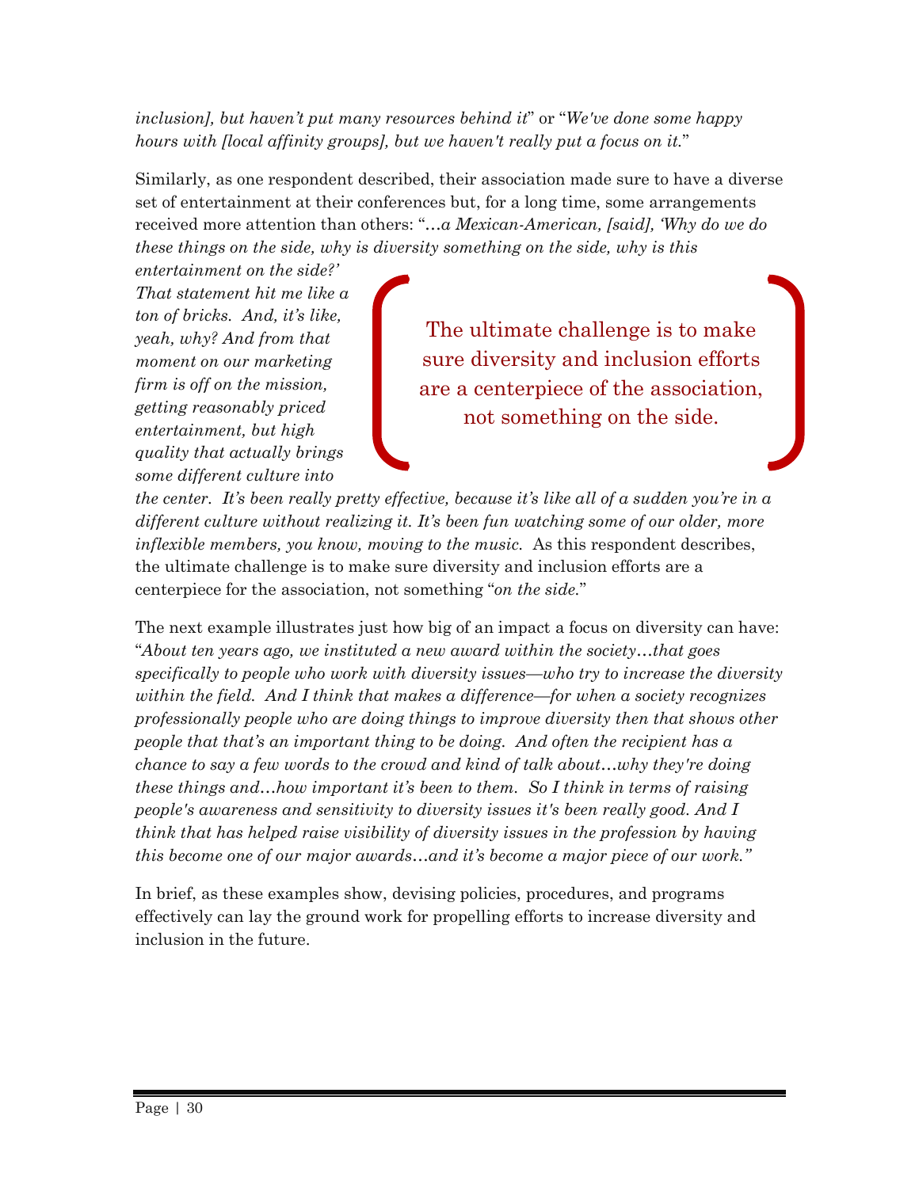*inclusion], but haven't put many resources behind it*" or "*We've done some happy hours with [local affinity groups], but we haven't really put a focus on it.*"

Similarly, as one respondent described, their association made sure to have a diverse set of entertainment at their conferences but, for a long time, some arrangements received more attention than others: "*…a Mexican-American, [said], 'Why do we do these things on the side, why is diversity something on the side, why is this entertainment on the side?' That statement hit me like a ton of bricks. And, it's like, yeah, why? And from that moment on our marketing firm is off on the mission, getting reasonably priced entertainment, but high quality that actually brings some different culture into the center. It's been really pretty effective, because it's like all of a sudden you're in a different culture without realizing it. It's been fun watching some of our older, more inflexible members, you know, moving to the music.* As this respondent describes, the ultimate challenge is to make sure diversity and inclusion efforts are a centerpiece for the association, not something "*on the side.*"

> The ultimate challenge is to make sure diversity and inclusion efforts are a centerpiece of the association, not something on the side.

The next example illustrates just how big of an impact a focus on diversity can have: "*About ten years ago, we instituted a new award within the society…that goes specifically to people who work with diversity issues—who try to increase the diversity within the field. And I think that makes a difference—for when a society recognizes professionally people who are doing things to improve diversity then that shows other people that that's an important thing to be doing. And often the recipient has a chance to say a few words to the crowd and kind of talk about…why they're doing these things and…how important it's been to them. So I think in terms of raising people's awareness and sensitivity to diversity issues it's been really good. And I think that has helped raise visibility of diversity issues in the profession by having this become one of our major awards…and it's become a major piece of our work.*"

In brief, as these examples show, devising policies, procedures, and programs effectively can lay the ground work for propelling efforts to increase diversity and inclusion in the future.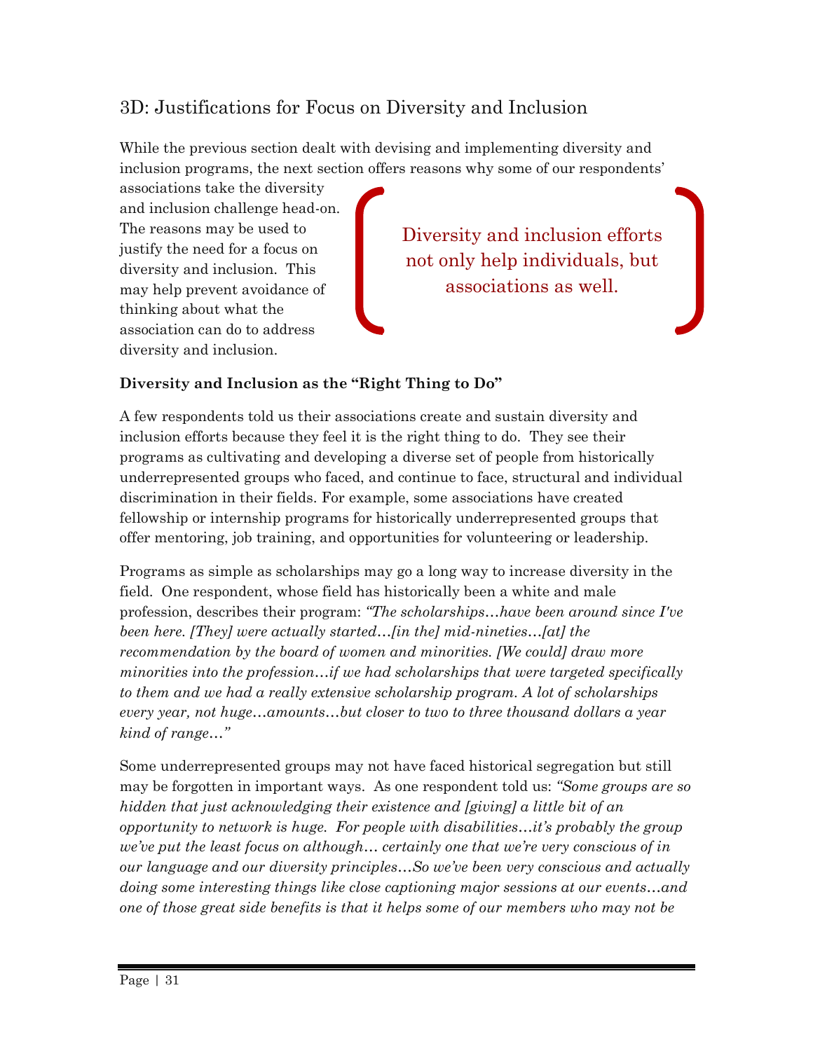### 3D: Justifications for Focus on Diversity and Inclusion

While the previous section dealt with devising and implementing diversity and inclusion programs, the next section offers reasons why some of our respondents' associations take the diversity and inclusion challenge head-on. The reasons may be used to justify the need for a focus on diversity and inclusion. This may help prevent avoidance of thinking about what the association can do to address diversity and inclusion.

> Diversity and inclusion efforts not only help individuals, but associations as well.

**Diversity and Inclusion as the "Right Thing to Do"**

A few respondents told us their associations create and sustain diversity and inclusion efforts because they feel it is the right thing to do. They see their programs as cultivating and developing a diverse set of people from historically underrepresented groups who faced, and continue to face, structural and individual discrimination in their fields. For example, some associations have created fellowship or internship programs for historically underrepresented groups that offer mentoring, job training, and opportunities for volunteering or leadership.

Programs as simple as scholarships may go a long way to increase diversity in the field. One respondent, whose field has historically been a white and male profession, describes their program: *"The scholarships…have been around since I've been here. [They] were actually started…[in the] mid-nineties…[at] the recommendation by the board of women and minorities. [We could] draw more minorities into the profession…if we had scholarships that were targeted specifically to them and we had a really extensive scholarship program. A lot of scholarships every year, not huge…amounts…but closer to two to three thousand dollars a year kind of range…"*

Some underrepresented groups may not have faced historical segregation but still may be forgotten in important ways. As one respondent told us: *"Some groups are so hidden that just acknowledging their existence and [giving] a little bit of an opportunity to network is huge. For people with disabilities…it's probably the group we've put the least focus on although… certainly one that we're very conscious of in our language and our diversity principles…So we've been very conscious and actually doing some interesting things like close captioning major sessions at our events…and one of those great side benefits is that it helps some of our members who may not be*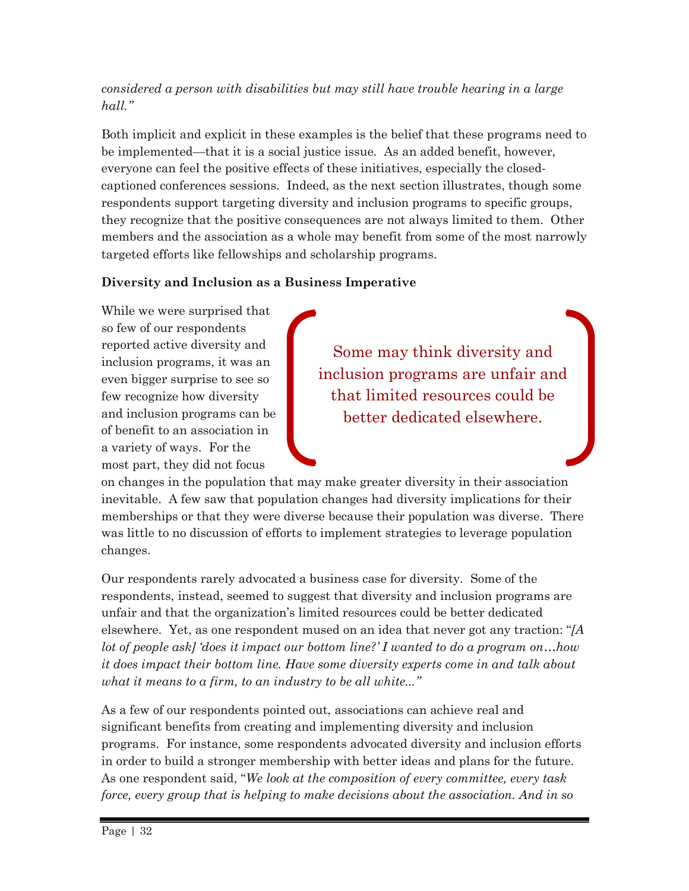*considered a person with disabilities but may still have trouble hearing in a large hall."*

Both implicit and explicit in these examples is the belief that these programs need to be implemented—that it is a social justice issue. As an added benefit, however, everyone can feel the positive effects of these initiatives, especially the closed-captioned conferences sessions. Indeed, as the next section illustrates, though some respondents support targeting diversity and inclusion programs to specific groups, they recognize that the positive consequences are not always limited to them. Other members and the association as a whole may benefit from some of the most narrowly targeted efforts like fellowships and scholarship programs.

**Diversity and Inclusion as a Business Imperative**

While we were surprised that so few of our respondents reported active diversity and inclusion programs, it was an even bigger surprise to see so few recognize how diversity and inclusion programs can be of benefit to an association in a variety of ways. For the most part, they did not focus on changes in the population that may make greater diversity in their association inevitable. A few saw that population changes had diversity implications for their memberships or that they were diverse because their population was diverse. There was little to no discussion of efforts to implement strategies to leverage population changes.

> Some may think diversity and inclusion programs are unfair and that limited resources could be better dedicated elsewhere.

Our respondents rarely advocated a business case for diversity. Some of the respondents, instead, seemed to suggest that diversity and inclusion programs are unfair and that the organization's limited resources could be better dedicated elsewhere. Yet, as one respondent mused on an idea that never got any traction: "*[A lot of people ask] 'does it impact our bottom line?' I wanted to do a program on…how it does impact their bottom line. Have some diversity experts come in and talk about what it means to a firm, to an industry to be all white..."*

As a few of our respondents pointed out, associations can achieve real and significant benefits from creating and implementing diversity and inclusion programs. For instance, some respondents advocated diversity and inclusion efforts in order to build a stronger membership with better ideas and plans for the future. As one respondent said, "*We look at the composition of every committee, every task force, every group that is helping to make decisions about the association. And in so*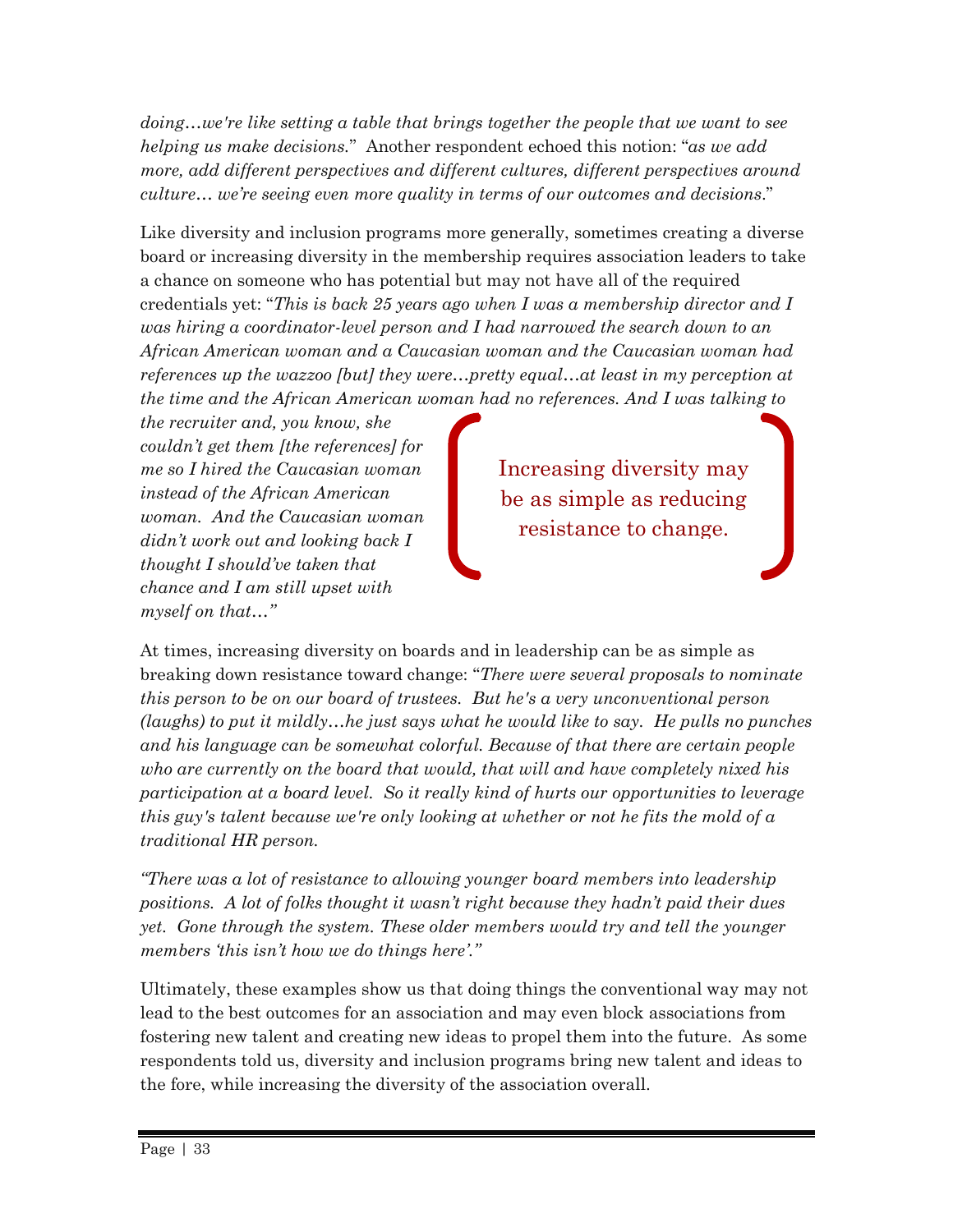*doing…we're like setting a table that brings together the people that we want to see helping us make decisions*." Another respondent echoed this notion: "*as we add more, add different perspectives and different cultures, different perspectives around culture… we're seeing even more quality in terms of our outcomes and decisions*."

Like diversity and inclusion programs more generally, sometimes creating a diverse board or increasing diversity in the membership requires association leaders to take a chance on someone who has potential but may not have all of the required credentials yet: "*This is back 25 years ago when I was a membership director and I was hiring a coordinator-level person and I had narrowed the search down to an African American woman and a Caucasian woman and the Caucasian woman had references up the wazzoo [but] they were…pretty equal…at least in my perception at the time and the African American woman had no references. And I was talking to the recruiter and, you know, she couldn't get them [the references] for me so I hired the Caucasian woman instead of the African American woman. And the Caucasian woman didn't work out and looking back I thought I should've taken that chance and I am still upset with myself on that…"*

> Increasing diversity may be as simple as reducing resistance to change.

At times, increasing diversity on boards and in leadership can be as simple as breaking down resistance toward change: "*There were several proposals to nominate this person to be on our board of trustees. But he's a very unconventional person (laughs) to put it mildly…he just says what he would like to say. He pulls no punches and his language can be somewhat colorful. Because of that there are certain people who are currently on the board that would, that will and have completely nixed his participation at a board level. So it really kind of hurts our opportunities to leverage this guy's talent because we're only looking at whether or not he fits the mold of a traditional HR person.*

*"There was a lot of resistance to allowing younger board members into leadership positions. A lot of folks thought it wasn't right because they hadn't paid their dues yet. Gone through the system. These older members would try and tell the younger members 'this isn't how we do things here'."*

Ultimately, these examples show us that doing things the conventional way may not lead to the best outcomes for an association and may even block associations from fostering new talent and creating new ideas to propel them into the future. As some respondents told us, diversity and inclusion programs bring new talent and ideas to the fore, while increasing the diversity of the association overall.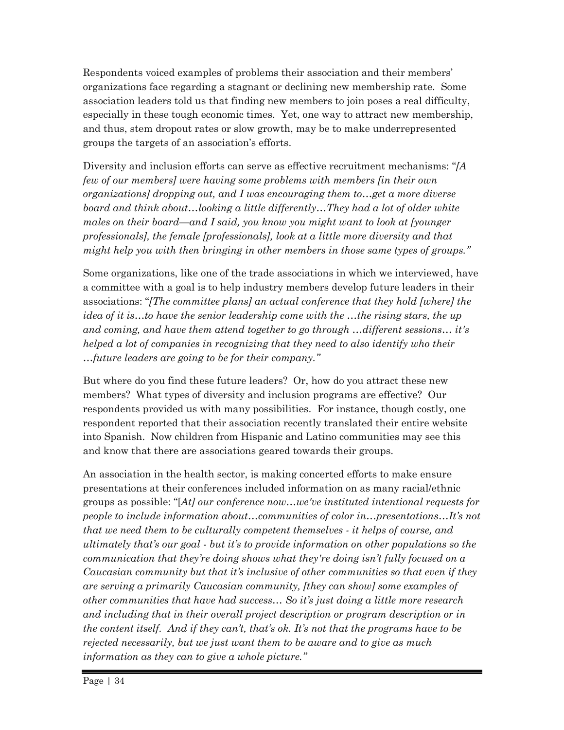Respondents voiced examples of problems their association and their members' organizations face regarding a stagnant or declining new membership rate. Some association leaders told us that finding new members to join poses a real difficulty, especially in these tough economic times. Yet, one way to attract new membership, and thus, stem dropout rates or slow growth, may be to make underrepresented groups the targets of an association's efforts.

Diversity and inclusion efforts can serve as effective recruitment mechanisms: "*[A few of our members] were having some problems with members [in their own organizations] dropping out, and I was encouraging them to…get a more diverse board and think about…looking a little differently…They had a lot of older white males on their board—and I said, you know you might want to look at [younger professionals], the female [professionals], look at a little more diversity and that might help you with then bringing in other members in those same types of groups."*

Some organizations, like one of the trade associations in which we interviewed, have a committee with a goal is to help industry members develop future leaders in their associations: "*[The committee plans] an actual conference that they hold [where] the idea of it is…to have the senior leadership come with the …the rising stars, the up and coming, and have them attend together to go through …different sessions… it's helped a lot of companies in recognizing that they need to also identify who their …future leaders are going to be for their company."*

But where do you find these future leaders? Or, how do you attract these new members? What types of diversity and inclusion programs are effective? Our respondents provided us with many possibilities. For instance, though costly, one respondent reported that their association recently translated their entire website into Spanish. Now children from Hispanic and Latino communities may see this and know that there are associations geared towards their groups.

An association in the health sector, is making concerted efforts to make ensure presentations at their conferences included information on as many racial/ethnic groups as possible: "[*At] our conference now…we've instituted intentional requests for people to include information about…communities of color in…presentations…It's not that we need them to be culturally competent themselves - it helps of course, and ultimately that's our goal - but it's to provide information on other populations so the communication that they're doing shows what they're doing isn't fully focused on a Caucasian community but that it's inclusive of other communities so that even if they are serving a primarily Caucasian community, [they can show] some examples of other communities that have had success… So it's just doing a little more research and including that in their overall project description or program description or in the content itself. And if they can't, that's ok. It's not that the programs have to be rejected necessarily, but we just want them to be aware and to give as much information as they can to give a whole picture."*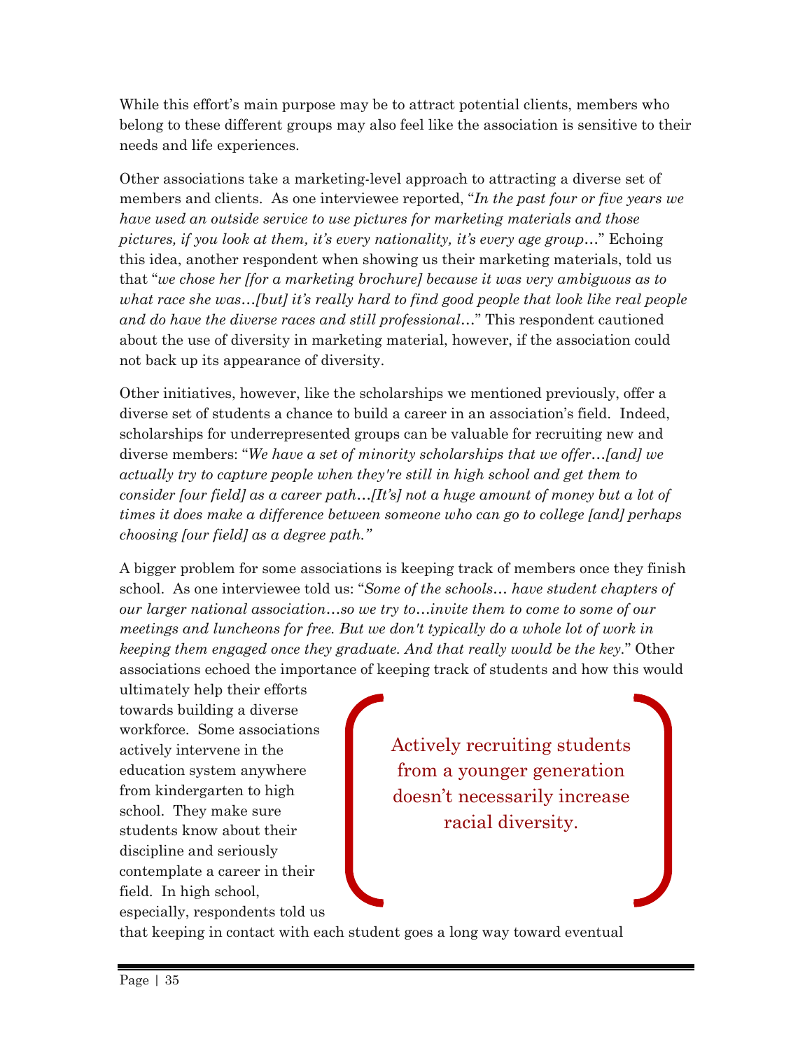While this effort's main purpose may be to attract potential clients, members who belong to these different groups may also feel like the association is sensitive to their needs and life experiences.

Other associations take a marketing-level approach to attracting a diverse set of members and clients. As one interviewee reported, "*In the past four or five years we have used an outside service to use pictures for marketing materials and those pictures, if you look at them, it's every nationality, it's every age group…*" Echoing this idea, another respondent when showing us their marketing materials, told us that "*we chose her [for a marketing brochure] because it was very ambiguous as to what race she was…[but] it's really hard to find good people that look like real people and do have the diverse races and still professional…*" This respondent cautioned about the use of diversity in marketing material, however, if the association could not back up its appearance of diversity.

Other initiatives, however, like the scholarships we mentioned previously, offer a diverse set of students a chance to build a career in an association's field. Indeed, scholarships for underrepresented groups can be valuable for recruiting new and diverse members: "*We have a set of minority scholarships that we offer…[and] we actually try to capture people when they're still in high school and get them to consider [our field] as a career path…[It's] not a huge amount of money but a lot of times it does make a difference between someone who can go to college [and] perhaps choosing [our field] as a degree path.*"

A bigger problem for some associations is keeping track of members once they finish school. As one interviewee told us: "*Some of the schools… have student chapters of our larger national association…so we try to…invite them to come to some of our meetings and luncheons for free. But we don't typically do a whole lot of work in keeping them engaged once they graduate. And that really would be the key.*" Other associations echoed the importance of keeping track of students and how this would ultimately help their efforts towards building a diverse workforce. Some associations actively intervene in the education system anywhere from kindergarten to high school. They make sure students know about their discipline and seriously contemplate a career in their field. In high school, especially, respondents told us that keeping in contact with each student goes a long way toward eventual

> Actively recruiting students from a younger generation doesn't necessarily increase racial diversity.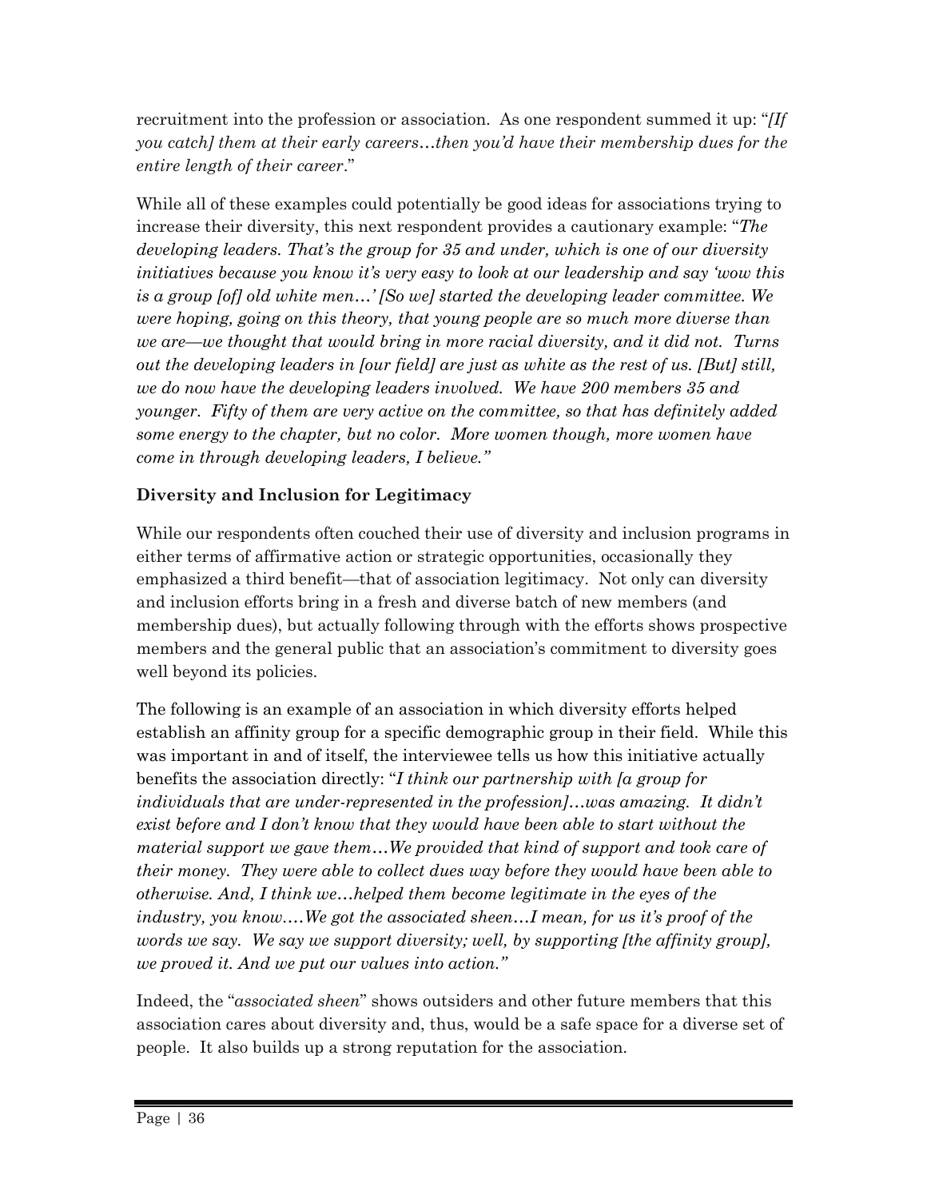recruitment into the profession or association. As one respondent summed it up: "*[If you catch] them at their early careers…then you'd have their membership dues for the entire length of their career*."

While all of these examples could potentially be good ideas for associations trying to increase their diversity, this next respondent provides a cautionary example: "*The developing leaders. That's the group for 35 and under, which is one of our diversity initiatives because you know it's very easy to look at our leadership and say 'wow this is a group [of] old white men…' [So we] started the developing leader committee. We were hoping, going on this theory, that young people are so much more diverse than we are—we thought that would bring in more racial diversity, and it did not. Turns out the developing leaders in [our field] are just as white as the rest of us. [But] still, we do now have the developing leaders involved. We have 200 members 35 and younger. Fifty of them are very active on the committee, so that has definitely added some energy to the chapter, but no color. More women though, more women have come in through developing leaders, I believe.*"

**Diversity and Inclusion for Legitimacy**

While our respondents often couched their use of diversity and inclusion programs in either terms of affirmative action or strategic opportunities, occasionally they emphasized a third benefit—that of association legitimacy. Not only can diversity and inclusion efforts bring in a fresh and diverse batch of new members (and membership dues), but actually following through with the efforts shows prospective members and the general public that an association's commitment to diversity goes well beyond its policies.

The following is an example of an association in which diversity efforts helped establish an affinity group for a specific demographic group in their field. While this was important in and of itself, the interviewee tells us how this initiative actually benefits the association directly: "*I think our partnership with [a group for individuals that are under-represented in the profession]…was amazing. It didn't exist before and I don't know that they would have been able to start without the material support we gave them…We provided that kind of support and took care of their money. They were able to collect dues way before they would have been able to otherwise. And, I think we…helped them become legitimate in the eyes of the industry, you know.…We got the associated sheen…I mean, for us it's proof of the words we say. We say we support diversity; well, by supporting [the affinity group], we proved it. And we put our values into action.*"

Indeed, the "*associated sheen*" shows outsiders and other future members that this association cares about diversity and, thus, would be a safe space for a diverse set of people. It also builds up a strong reputation for the association.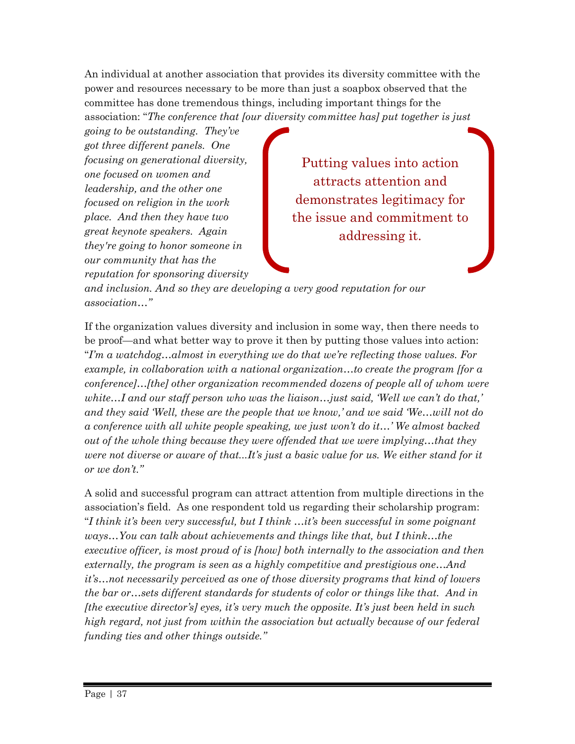An individual at another association that provides its diversity committee with the power and resources necessary to be more than just a soapbox observed that the committee has done tremendous things, including important things for the association: "*The conference that [our diversity committee has] put together is just going to be outstanding. They've got three different panels. One focusing on generational diversity, one focused on women and leadership, and the other one focused on religion in the work place. And then they have two great keynote speakers. Again they're going to honor someone in our community that has the reputation for sponsoring diversity and inclusion. And so they are developing a very good reputation for our association…"*

> Putting values into action attracts attention and demonstrates legitimacy for the issue and commitment to addressing it.

If the organization values diversity and inclusion in some way, then there needs to be proof—and what better way to prove it then by putting those values into action: "*I'm a watchdog…almost in everything we do that we're reflecting those values. For example, in collaboration with a national organization…to create the program [for a conference]…[the] other organization recommended dozens of people all of whom were white…I and our staff person who was the liaison…just said, 'Well we can't do that,' and they said 'Well, these are the people that we know,' and we said 'We…will not do a conference with all white people speaking, we just won't do it…' We almost backed out of the whole thing because they were offended that we were implying…that they were not diverse or aware of that...It's just a basic value for us. We either stand for it or we don't."*

A solid and successful program can attract attention from multiple directions in the association's field. As one respondent told us regarding their scholarship program: "*I think it's been very successful, but I think …it's been successful in some poignant ways…You can talk about achievements and things like that, but I think…the executive officer, is most proud of is [how] both internally to the association and then externally, the program is seen as a highly competitive and prestigious one…And it's…not necessarily perceived as one of those diversity programs that kind of lowers the bar or…sets different standards for students of color or things like that. And in [the executive director's] eyes, it's very much the opposite. It's just been held in such high regard, not just from within the association but actually because of our federal funding ties and other things outside."*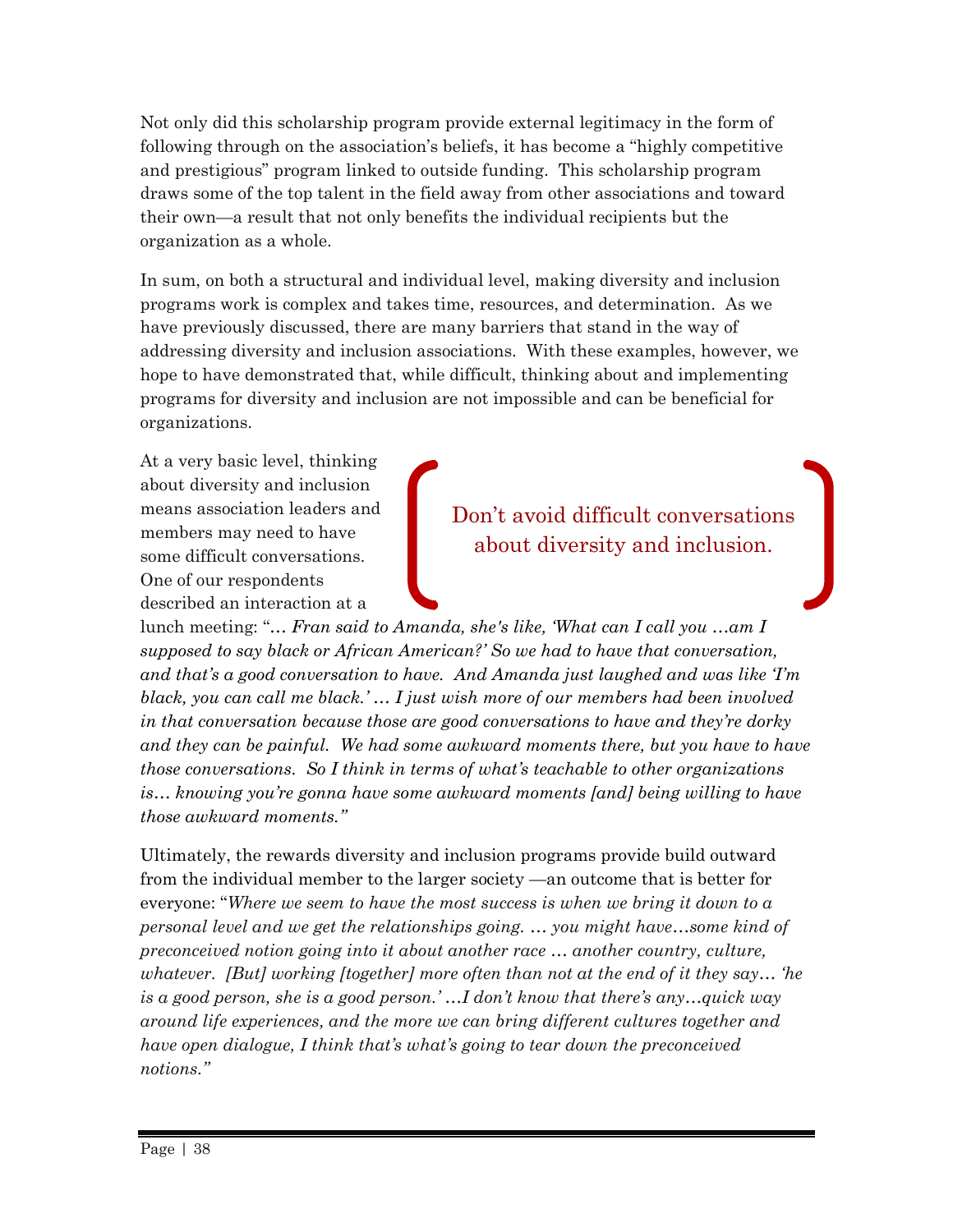Not only did this scholarship program provide external legitimacy in the form of following through on the association's beliefs, it has become a "highly competitive and prestigious" program linked to outside funding. This scholarship program draws some of the top talent in the field away from other associations and toward their own—a result that not only benefits the individual recipients but the organization as a whole.

In sum, on both a structural and individual level, making diversity and inclusion programs work is complex and takes time, resources, and determination. As we have previously discussed, there are many barriers that stand in the way of addressing diversity and inclusion associations. With these examples, however, we hope to have demonstrated that, while difficult, thinking about and implementing programs for diversity and inclusion are not impossible and can be beneficial for organizations.

> Don't avoid difficult conversations about diversity and inclusion.

At a very basic level, thinking about diversity and inclusion means association leaders and members may need to have some difficult conversations. One of our respondents described an interaction at a lunch meeting: "*… Fran said to Amanda, she's like, 'What can I call you …am I supposed to say black or African American?' So we had to have that conversation, and that's a good conversation to have. And Amanda just laughed and was like 'I'm black, you can call me black.' … I just wish more of our members had been involved in that conversation because those are good conversations to have and they're dorky and they can be painful. We had some awkward moments there, but you have to have those conversations. So I think in terms of what's teachable to other organizations is… knowing you're gonna have some awkward moments [and] being willing to have those awkward moments.*"

Ultimately, the rewards diversity and inclusion programs provide build outward from the individual member to the larger society —an outcome that is better for everyone: "*Where we seem to have the most success is when we bring it down to a personal level and we get the relationships going. … you might have…some kind of preconceived notion going into it about another race … another country, culture, whatever. [But] working [together] more often than not at the end of it they say… 'he is a good person, she is a good person.' …I don't know that there's any…quick way around life experiences, and the more we can bring different cultures together and have open dialogue, I think that's what's going to tear down the preconceived notions.*"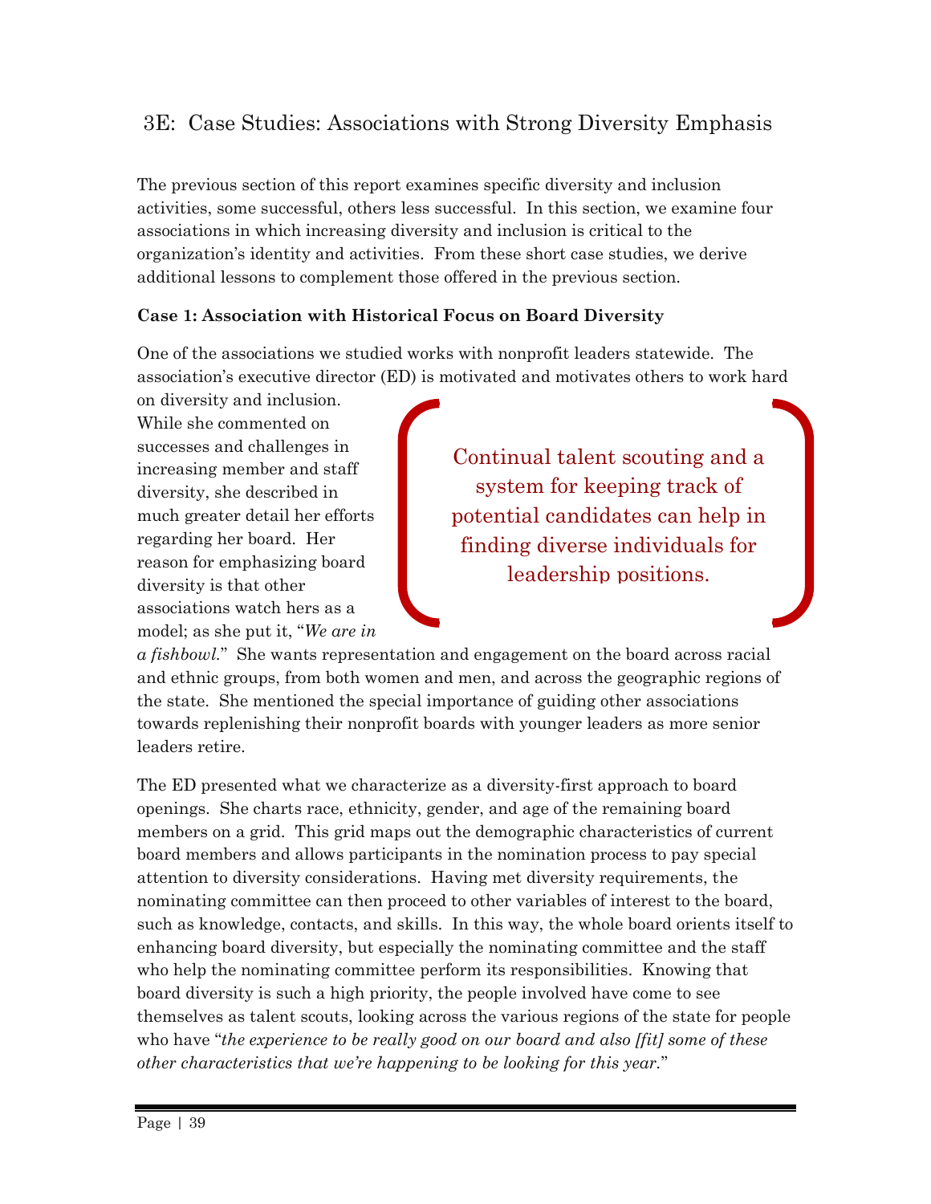## 3E: Case Studies: Associations with Strong Diversity Emphasis

The previous section of this report examines specific diversity and inclusion activities, some successful, others less successful. In this section, we examine four associations in which increasing diversity and inclusion is critical to the organization's identity and activities. From these short case studies, we derive additional lessons to complement those offered in the previous section.

**Case 1: Association with Historical Focus on Board Diversity**

One of the associations we studied works with nonprofit leaders statewide. The association's executive director (ED) is motivated and motivates others to work hard on diversity and inclusion. While she commented on successes and challenges in increasing member and staff diversity, she described in much greater detail her efforts regarding her board. Her reason for emphasizing board diversity is that other associations watch hers as a model; as she put it, "*We are in a fishbowl.*" She wants representation and engagement on the board across racial and ethnic groups, from both women and men, and across the geographic regions of the state. She mentioned the special importance of guiding other associations towards replenishing their nonprofit boards with younger leaders as more senior leaders retire.

> Continual talent scouting and a system for keeping track of potential candidates can help in finding diverse individuals for leadership positions.

The ED presented what we characterize as a diversity-first approach to board openings. She charts race, ethnicity, gender, and age of the remaining board members on a grid. This grid maps out the demographic characteristics of current board members and allows participants in the nomination process to pay special attention to diversity considerations. Having met diversity requirements, the nominating committee can then proceed to other variables of interest to the board, such as knowledge, contacts, and skills. In this way, the whole board orients itself to enhancing board diversity, but especially the nominating committee and the staff who help the nominating committee perform its responsibilities. Knowing that board diversity is such a high priority, the people involved have come to see themselves as talent scouts, looking across the various regions of the state for people who have "*the experience to be really good on our board and also [fit] some of these other characteristics that we're happening to be looking for this year.*"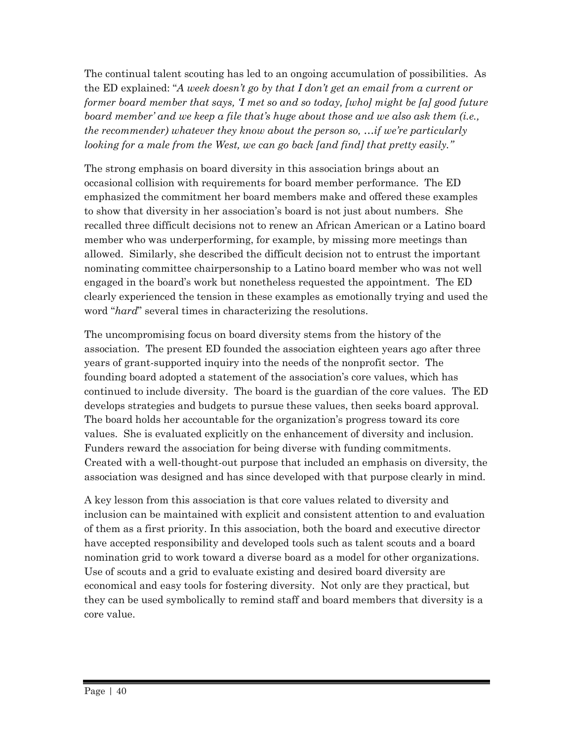The continual talent scouting has led to an ongoing accumulation of possibilities. As the ED explained: "*A week doesn't go by that I don't get an email from a current or former board member that says, 'I met so and so today, [who] might be [a] good future board member' and we keep a file that's huge about those and we also ask them (i.e., the recommender) whatever they know about the person so, …if we're particularly looking for a male from the West, we can go back [and find] that pretty easily."*

The strong emphasis on board diversity in this association brings about an occasional collision with requirements for board member performance. The ED emphasized the commitment her board members make and offered these examples to show that diversity in her association's board is not just about numbers. She recalled three difficult decisions not to renew an African American or a Latino board member who was underperforming, for example, by missing more meetings than allowed. Similarly, she described the difficult decision not to entrust the important nominating committee chairpersonship to a Latino board member who was not well engaged in the board's work but nonetheless requested the appointment. The ED clearly experienced the tension in these examples as emotionally trying and used the word "*hard*" several times in characterizing the resolutions.

The uncompromising focus on board diversity stems from the history of the association. The present ED founded the association eighteen years ago after three years of grant-supported inquiry into the needs of the nonprofit sector. The founding board adopted a statement of the association's core values, which has continued to include diversity. The board is the guardian of the core values. The ED develops strategies and budgets to pursue these values, then seeks board approval. The board holds her accountable for the organization's progress toward its core values. She is evaluated explicitly on the enhancement of diversity and inclusion. Funders reward the association for being diverse with funding commitments. Created with a well-thought-out purpose that included an emphasis on diversity, the association was designed and has since developed with that purpose clearly in mind.

A key lesson from this association is that core values related to diversity and inclusion can be maintained with explicit and consistent attention to and evaluation of them as a first priority. In this association, both the board and executive director have accepted responsibility and developed tools such as talent scouts and a board nomination grid to work toward a diverse board as a model for other organizations. Use of scouts and a grid to evaluate existing and desired board diversity are economical and easy tools for fostering diversity. Not only are they practical, but they can be used symbolically to remind staff and board members that diversity is a core value.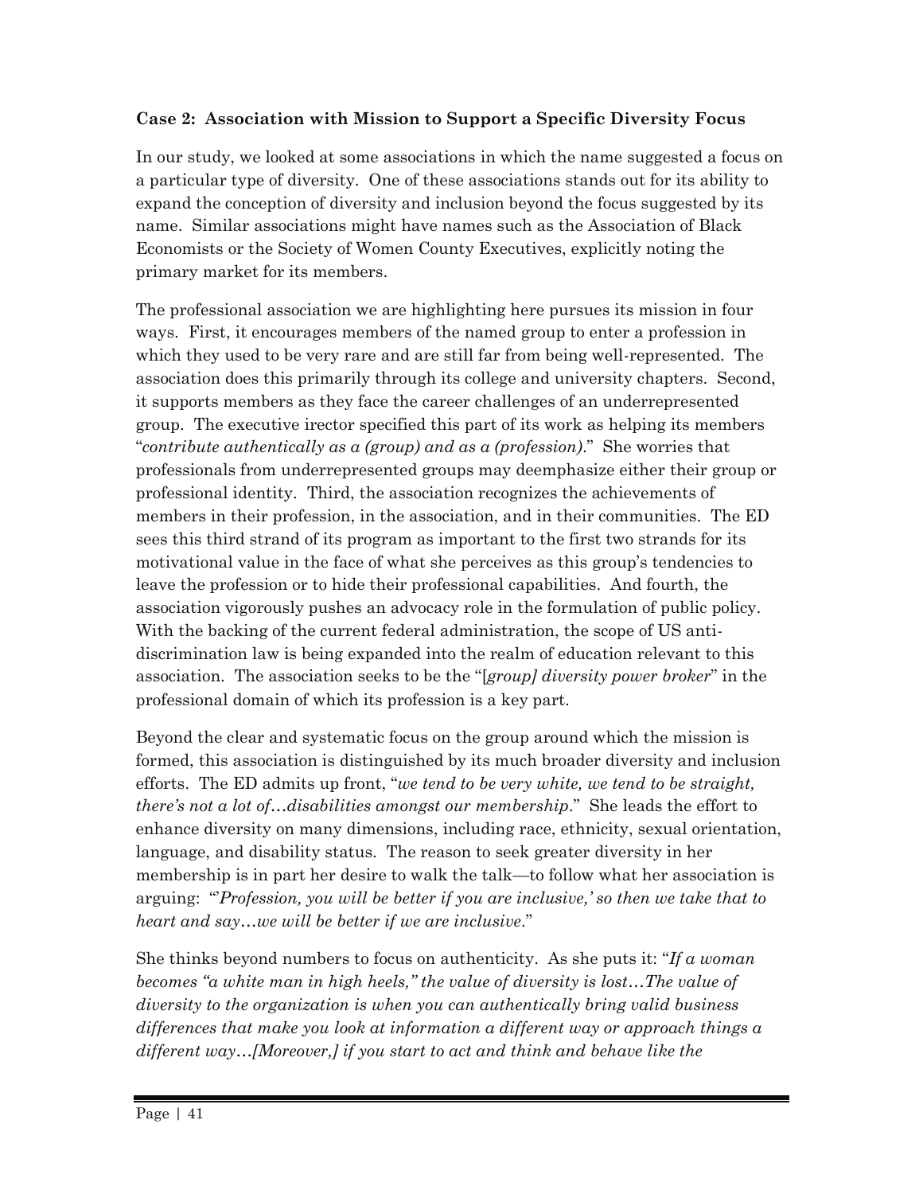**Case 2: Association with Mission to Support a Specific Diversity Focus**

In our study, we looked at some associations in which the name suggested a focus on a particular type of diversity. One of these associations stands out for its ability to expand the conception of diversity and inclusion beyond the focus suggested by its name. Similar associations might have names such as the Association of Black Economists or the Society of Women County Executives, explicitly noting the primary market for its members.

The professional association we are highlighting here pursues its mission in four ways. First, it encourages members of the named group to enter a profession in which they used to be very rare and are still far from being well-represented. The association does this primarily through its college and university chapters. Second, it supports members as they face the career challenges of an underrepresented group. The executive irector specified this part of its work as helping its members "*contribute authentically as a (group) and as a (profession)*." She worries that professionals from underrepresented groups may deemphasize either their group or professional identity. Third, the association recognizes the achievements of members in their profession, in the association, and in their communities. The ED sees this third strand of its program as important to the first two strands for its motivational value in the face of what she perceives as this group's tendencies to leave the profession or to hide their professional capabilities. And fourth, the association vigorously pushes an advocacy role in the formulation of public policy. With the backing of the current federal administration, the scope of US anti-discrimination law is being expanded into the realm of education relevant to this association. The association seeks to be the "[*group] diversity power broker*" in the professional domain of which its profession is a key part.

Beyond the clear and systematic focus on the group around which the mission is formed, this association is distinguished by its much broader diversity and inclusion efforts. The ED admits up front, "*we tend to be very white, we tend to be straight, there's not a lot of…disabilities amongst our membership*." She leads the effort to enhance diversity on many dimensions, including race, ethnicity, sexual orientation, language, and disability status. The reason to seek greater diversity in her membership is in part her desire to walk the talk—to follow what her association is arguing: "'*Profession, you will be better if you are inclusive,' so then we take that to heart and say…we will be better if we are inclusive*."

She thinks beyond numbers to focus on authenticity. As she puts it: "*If a woman becomes "a white man in high heels," the value of diversity is lost…The value of diversity to the organization is when you can authentically bring valid business differences that make you look at information a different way or approach things a different way…[Moreover,] if you start to act and think and behave like the*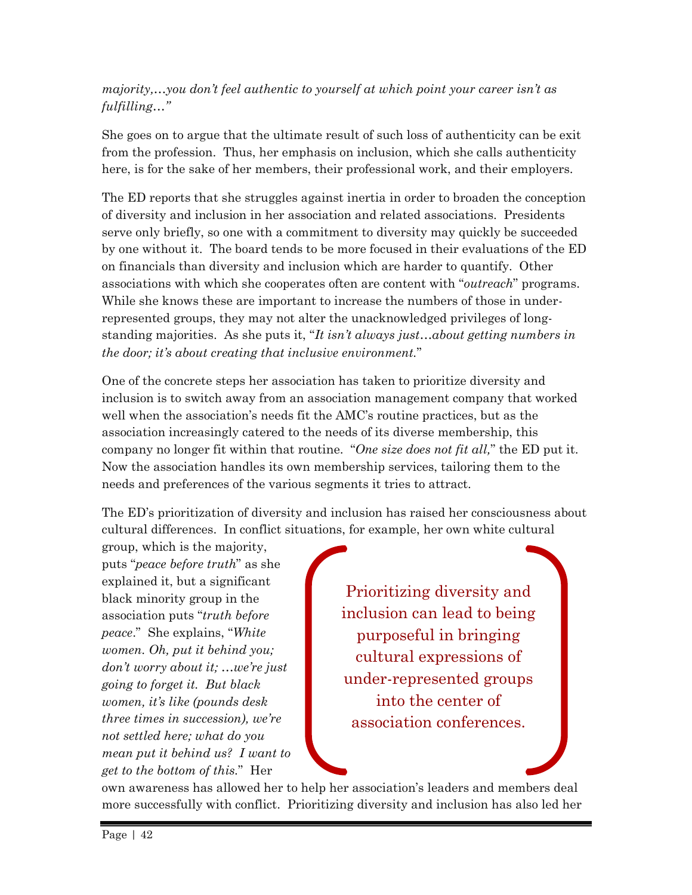*majority,…you don't feel authentic to yourself at which point your career isn't as fulfilling…"*

She goes on to argue that the ultimate result of such loss of authenticity can be exit from the profession. Thus, her emphasis on inclusion, which she calls authenticity here, is for the sake of her members, their professional work, and their employers.

The ED reports that she struggles against inertia in order to broaden the conception of diversity and inclusion in her association and related associations. Presidents serve only briefly, so one with a commitment to diversity may quickly be succeeded by one without it. The board tends to be more focused in their evaluations of the ED on financials than diversity and inclusion which are harder to quantify. Other associations with which she cooperates often are content with "*outreach*" programs. While she knows these are important to increase the numbers of those in under-represented groups, they may not alter the unacknowledged privileges of long-standing majorities. As she puts it, "*It isn't always just…about getting numbers in the door; it's about creating that inclusive environment.*"

One of the concrete steps her association has taken to prioritize diversity and inclusion is to switch away from an association management company that worked well when the association's needs fit the AMC's routine practices, but as the association increasingly catered to the needs of its diverse membership, this company no longer fit within that routine. "*One size does not fit all,*" the ED put it. Now the association handles its own membership services, tailoring them to the needs and preferences of the various segments it tries to attract.

The ED's prioritization of diversity and inclusion has raised her consciousness about cultural differences. In conflict situations, for example, her own white cultural group, which is the majority, puts "*peace before truth*" as she explained it, but a significant black minority group in the association puts "*truth before peace*." She explains, "*White women. Oh, put it behind you; don't worry about it; …we're just going to forget it. But black women, it's like (pounds desk three times in succession), we're not settled here; what do you mean put it behind us? I want to get to the bottom of this.*" Her own awareness has allowed her to help her association's leaders and members deal more successfully with conflict. Prioritizing diversity and inclusion has also led her

> Prioritizing diversity and inclusion can lead to being purposeful in bringing cultural expressions of under-represented groups into the center of association conferences.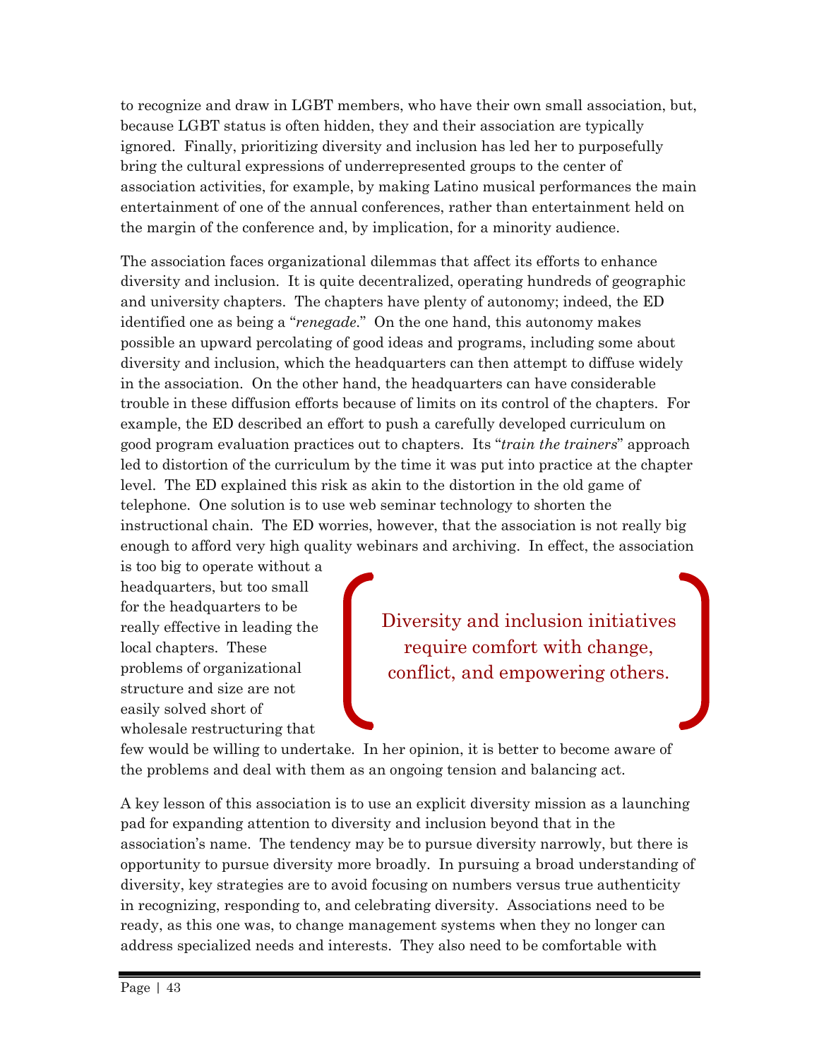to recognize and draw in LGBT members, who have their own small association, but, because LGBT status is often hidden, they and their association are typically ignored. Finally, prioritizing diversity and inclusion has led her to purposefully bring the cultural expressions of underrepresented groups to the center of association activities, for example, by making Latino musical performances the main entertainment of one of the annual conferences, rather than entertainment held on the margin of the conference and, by implication, for a minority audience.

The association faces organizational dilemmas that affect its efforts to enhance diversity and inclusion. It is quite decentralized, operating hundreds of geographic and university chapters. The chapters have plenty of autonomy; indeed, the ED identified one as being a "*renegade*." On the one hand, this autonomy makes possible an upward percolating of good ideas and programs, including some about diversity and inclusion, which the headquarters can then attempt to diffuse widely in the association. On the other hand, the headquarters can have considerable trouble in these diffusion efforts because of limits on its control of the chapters. For example, the ED described an effort to push a carefully developed curriculum on good program evaluation practices out to chapters. Its "*train the trainers*" approach led to distortion of the curriculum by the time it was put into practice at the chapter level. The ED explained this risk as akin to the distortion in the old game of telephone. One solution is to use web seminar technology to shorten the instructional chain. The ED worries, however, that the association is not really big enough to afford very high quality webinars and archiving. In effect, the association is too big to operate without a headquarters, but too small for the headquarters to be really effective in leading the local chapters. These problems of organizational structure and size are not easily solved short of wholesale restructuring that few would be willing to undertake. In her opinion, it is better to become aware of the problems and deal with them as an ongoing tension and balancing act.

> Diversity and inclusion initiatives require comfort with change, conflict, and empowering others.

A key lesson of this association is to use an explicit diversity mission as a launching pad for expanding attention to diversity and inclusion beyond that in the association's name. The tendency may be to pursue diversity narrowly, but there is opportunity to pursue diversity more broadly. In pursuing a broad understanding of diversity, key strategies are to avoid focusing on numbers versus true authenticity in recognizing, responding to, and celebrating diversity. Associations need to be ready, as this one was, to change management systems when they no longer can address specialized needs and interests. They also need to be comfortable with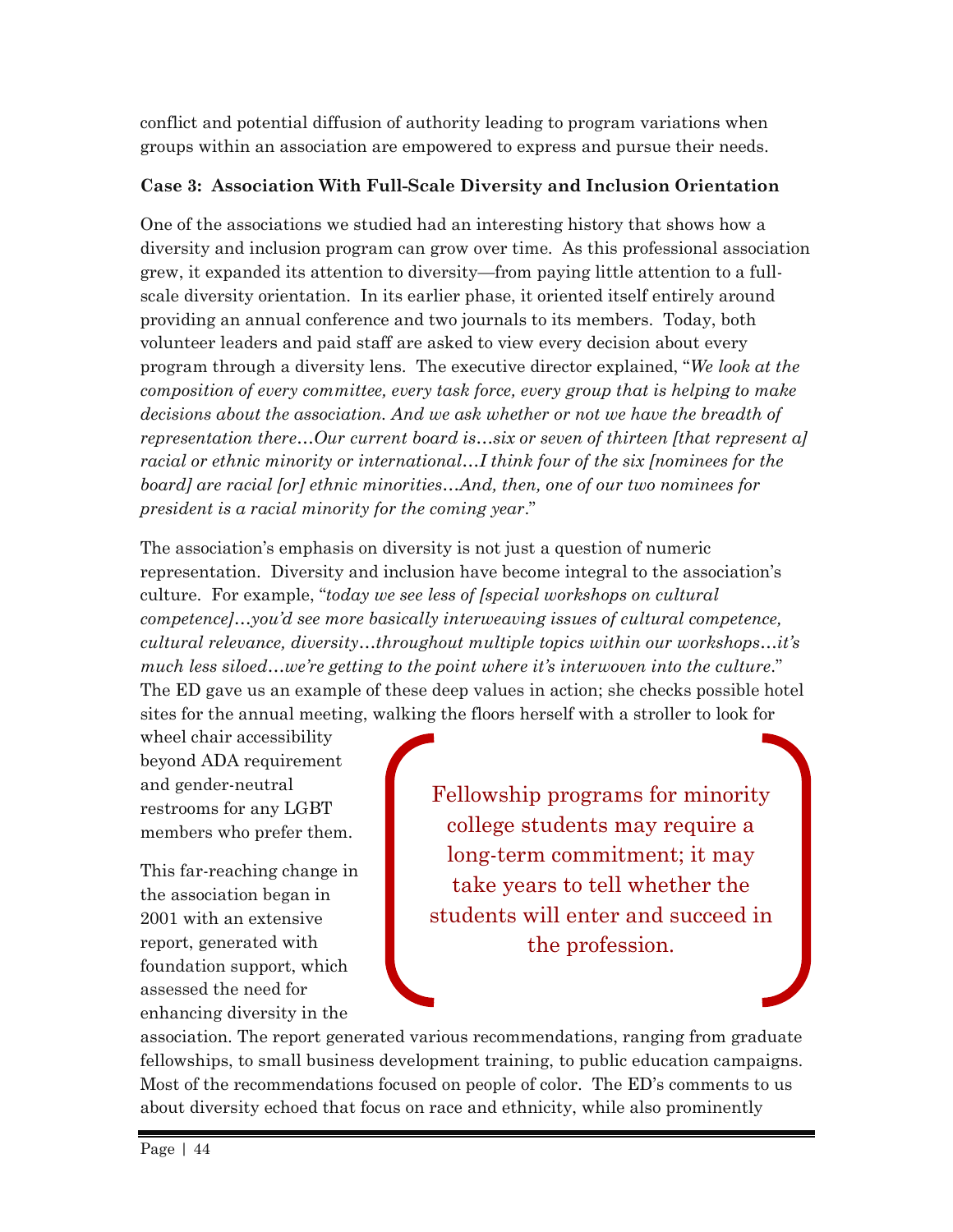conflict and potential diffusion of authority leading to program variations when groups within an association are empowered to express and pursue their needs.

**Case 3: Association With Full-Scale Diversity and Inclusion Orientation**

One of the associations we studied had an interesting history that shows how a diversity and inclusion program can grow over time. As this professional association grew, it expanded its attention to diversity—from paying little attention to a full-scale diversity orientation. In its earlier phase, it oriented itself entirely around providing an annual conference and two journals to its members. Today, both volunteer leaders and paid staff are asked to view every decision about every program through a diversity lens. The executive director explained, "*We look at the composition of every committee, every task force, every group that is helping to make decisions about the association. And we ask whether or not we have the breadth of representation there…Our current board is…six or seven of thirteen [that represent a] racial or ethnic minority or international…I think four of the six [nominees for the board] are racial [or] ethnic minorities…And, then, one of our two nominees for president is a racial minority for the coming year*."

The association's emphasis on diversity is not just a question of numeric representation. Diversity and inclusion have become integral to the association's culture. For example, "*today we see less of [special workshops on cultural competence]…you'd see more basically interweaving issues of cultural competence, cultural relevance, diversity…throughout multiple topics within our workshops…it's much less siloed…we're getting to the point where it's interwoven into the culture*." The ED gave us an example of these deep values in action; she checks possible hotel sites for the annual meeting, walking the floors herself with a stroller to look for wheel chair accessibility beyond ADA requirement and gender-neutral restrooms for any LGBT members who prefer them.

> Fellowship programs for minority college students may require a long-term commitment; it may take years to tell whether the students will enter and succeed in the profession.

This far-reaching change in the association began in 2001 with an extensive report, generated with foundation support, which assessed the need for enhancing diversity in the association. The report generated various recommendations, ranging from graduate fellowships, to small business development training, to public education campaigns. Most of the recommendations focused on people of color. The ED's comments to us about diversity echoed that focus on race and ethnicity, while also prominently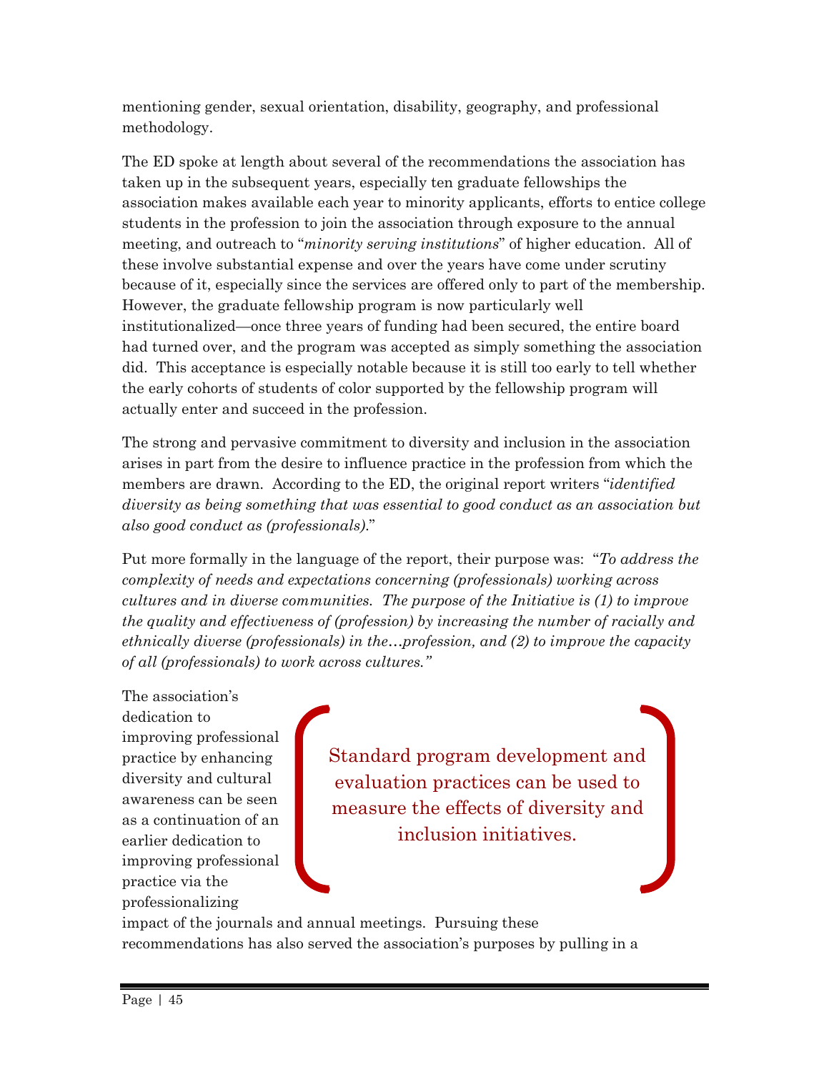mentioning gender, sexual orientation, disability, geography, and professional methodology.

The ED spoke at length about several of the recommendations the association has taken up in the subsequent years, especially ten graduate fellowships the association makes available each year to minority applicants, efforts to entice college students in the profession to join the association through exposure to the annual meeting, and outreach to "*minority serving institutions*" of higher education. All of these involve substantial expense and over the years have come under scrutiny because of it, especially since the services are offered only to part of the membership. However, the graduate fellowship program is now particularly well institutionalized—once three years of funding had been secured, the entire board had turned over, and the program was accepted as simply something the association did. This acceptance is especially notable because it is still too early to tell whether the early cohorts of students of color supported by the fellowship program will actually enter and succeed in the profession.

The strong and pervasive commitment to diversity and inclusion in the association arises in part from the desire to influence practice in the profession from which the members are drawn. According to the ED, the original report writers "*identified diversity as being something that was essential to good conduct as an association but also good conduct as (professionals).*"

Put more formally in the language of the report, their purpose was: "*To address the complexity of needs and expectations concerning (professionals) working across cultures and in diverse communities. The purpose of the Initiative is (1) to improve the quality and effectiveness of (profession) by increasing the number of racially and ethnically diverse (professionals) in the…profession, and (2) to improve the capacity of all (professionals) to work across cultures.*"

> Standard program development and evaluation practices can be used to measure the effects of diversity and inclusion initiatives.

The association's dedication to improving professional practice by enhancing diversity and cultural awareness can be seen as a continuation of an earlier dedication to improving professional practice via the professionalizing impact of the journals and annual meetings. Pursuing these recommendations has also served the association's purposes by pulling in a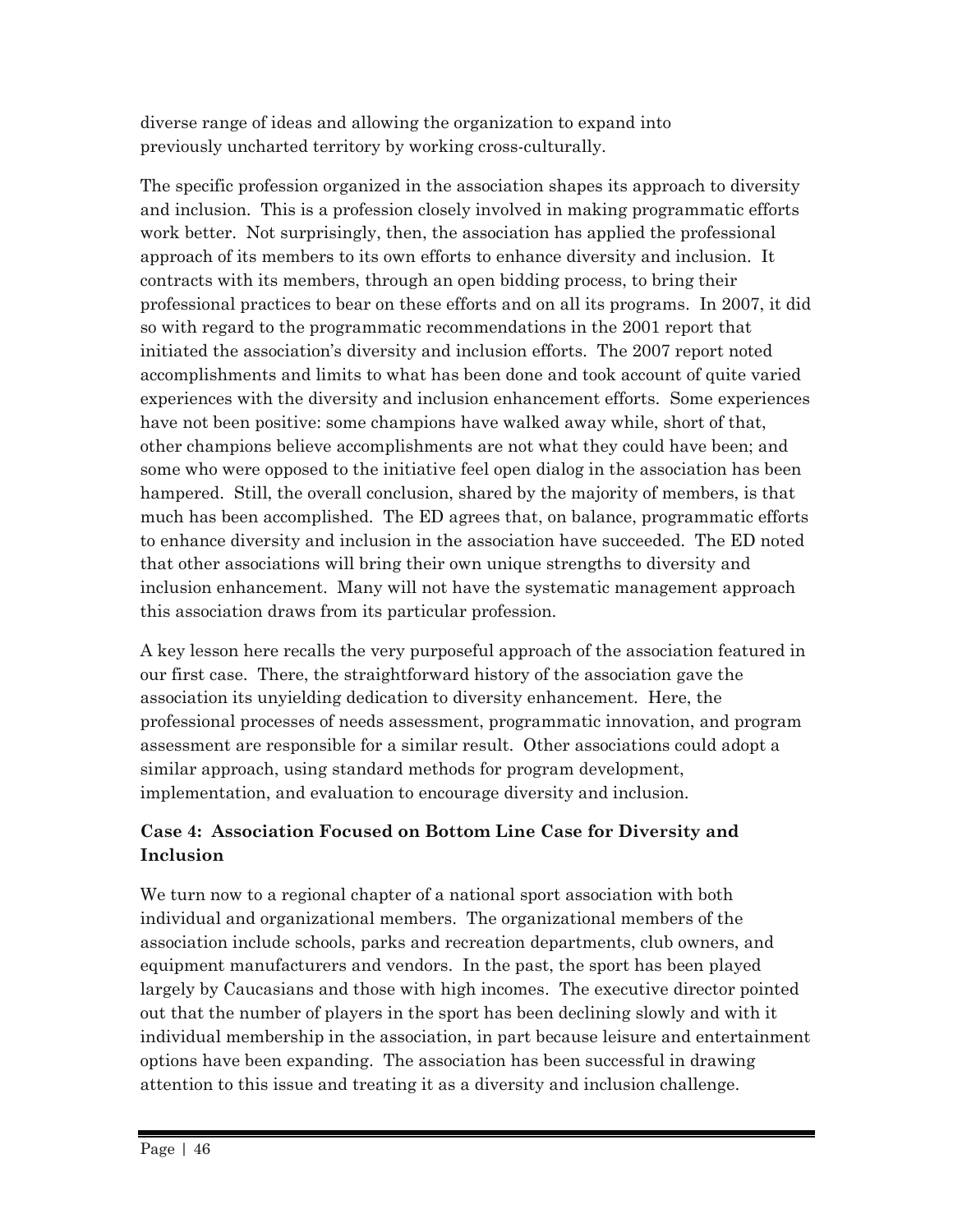diverse range of ideas and allowing the organization to expand into previously uncharted territory by working cross-culturally.

The specific profession organized in the association shapes its approach to diversity and inclusion. This is a profession closely involved in making programmatic efforts work better. Not surprisingly, then, the association has applied the professional approach of its members to its own efforts to enhance diversity and inclusion. It contracts with its members, through an open bidding process, to bring their professional practices to bear on these efforts and on all its programs. In 2007, it did so with regard to the programmatic recommendations in the 2001 report that initiated the association's diversity and inclusion efforts. The 2007 report noted accomplishments and limits to what has been done and took account of quite varied experiences with the diversity and inclusion enhancement efforts. Some experiences have not been positive: some champions have walked away while, short of that, other champions believe accomplishments are not what they could have been; and some who were opposed to the initiative feel open dialog in the association has been hampered. Still, the overall conclusion, shared by the majority of members, is that much has been accomplished. The ED agrees that, on balance, programmatic efforts to enhance diversity and inclusion in the association have succeeded. The ED noted that other associations will bring their own unique strengths to diversity and inclusion enhancement. Many will not have the systematic management approach this association draws from its particular profession.

A key lesson here recalls the very purposeful approach of the association featured in our first case. There, the straightforward history of the association gave the association its unyielding dedication to diversity enhancement. Here, the professional processes of needs assessment, programmatic innovation, and program assessment are responsible for a similar result. Other associations could adopt a similar approach, using standard methods for program development, implementation, and evaluation to encourage diversity and inclusion.

### Case 4: Association Focused on Bottom Line Case for Diversity and Inclusion

We turn now to a regional chapter of a national sport association with both individual and organizational members. The organizational members of the association include schools, parks and recreation departments, club owners, and equipment manufacturers and vendors. In the past, the sport has been played largely by Caucasians and those with high incomes. The executive director pointed out that the number of players in the sport has been declining slowly and with it individual membership in the association, in part because leisure and entertainment options have been expanding. The association has been successful in drawing attention to this issue and treating it as a diversity and inclusion challenge.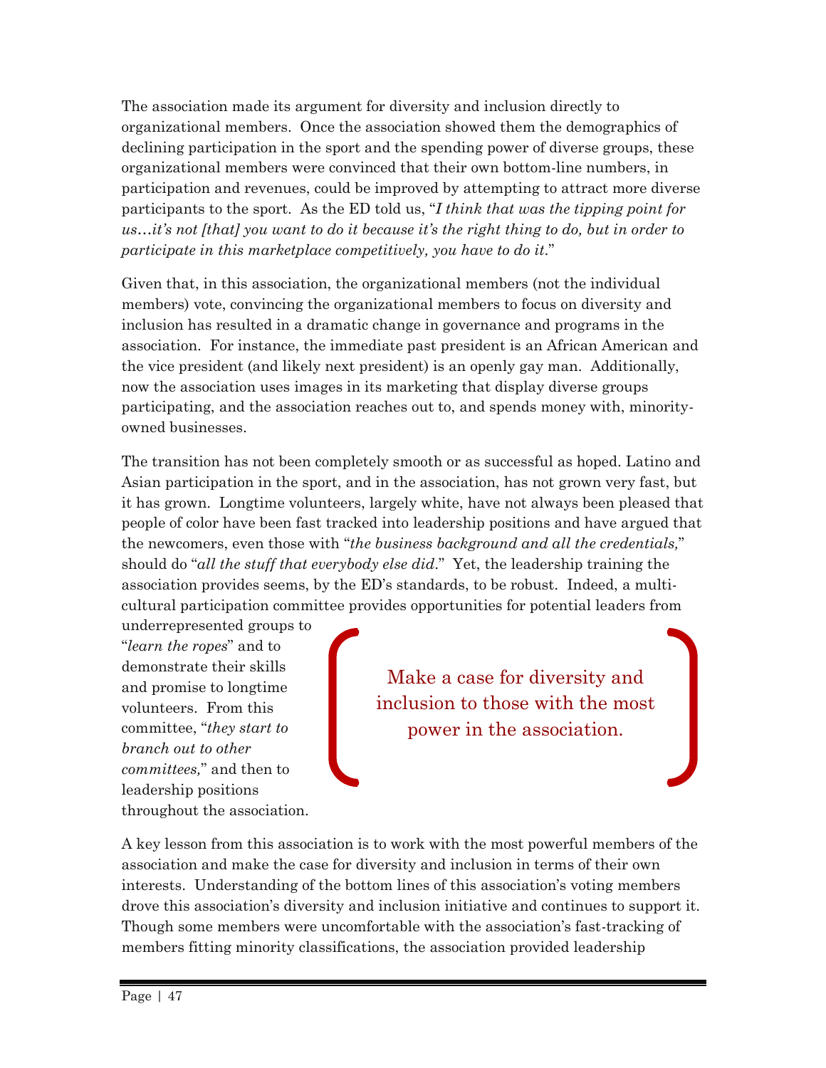The association made its argument for diversity and inclusion directly to organizational members. Once the association showed them the demographics of declining participation in the sport and the spending power of diverse groups, these organizational members were convinced that their own bottom-line numbers, in participation and revenues, could be improved by attempting to attract more diverse participants to the sport. As the ED told us, "*I think that was the tipping point for us…it's not [that] you want to do it because it's the right thing to do, but in order to participate in this marketplace competitively, you have to do it*."

Given that, in this association, the organizational members (not the individual members) vote, convincing the organizational members to focus on diversity and inclusion has resulted in a dramatic change in governance and programs in the association. For instance, the immediate past president is an African American and the vice president (and likely next president) is an openly gay man. Additionally, now the association uses images in its marketing that display diverse groups participating, and the association reaches out to, and spends money with, minority-owned businesses.

The transition has not been completely smooth or as successful as hoped. Latino and Asian participation in the sport, and in the association, has not grown very fast, but it has grown. Longtime volunteers, largely white, have not always been pleased that people of color have been fast tracked into leadership positions and have argued that the newcomers, even those with "*the business background and all the credentials,*" should do "*all the stuff that everybody else did*." Yet, the leadership training the association provides seems, by the ED's standards, to be robust. Indeed, a multi-cultural participation committee provides opportunities for potential leaders from underrepresented groups to "*learn the ropes*" and to demonstrate their skills and promise to longtime volunteers. From this committee, "*they start to branch out to other committees,*" and then to leadership positions throughout the association.

> Make a case for diversity and inclusion to those with the most power in the association.

A key lesson from this association is to work with the most powerful members of the association and make the case for diversity and inclusion in terms of their own interests. Understanding of the bottom lines of this association's voting members drove this association's diversity and inclusion initiative and continues to support it. Though some members were uncomfortable with the association's fast-tracking of members fitting minority classifications, the association provided leadership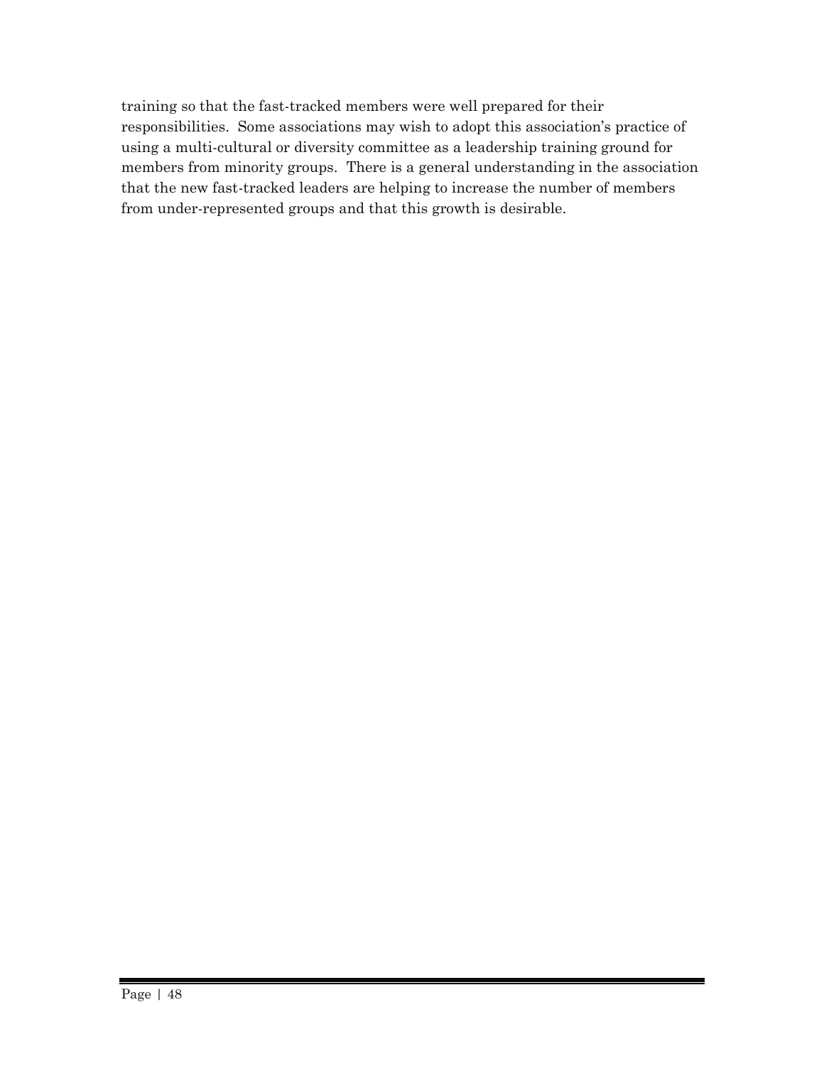training so that the fast-tracked members were well prepared for their responsibilities. Some associations may wish to adopt this association's practice of using a multi-cultural or diversity committee as a leadership training ground for members from minority groups. There is a general understanding in the association that the new fast-tracked leaders are helping to increase the number of members from under-represented groups and that this growth is desirable.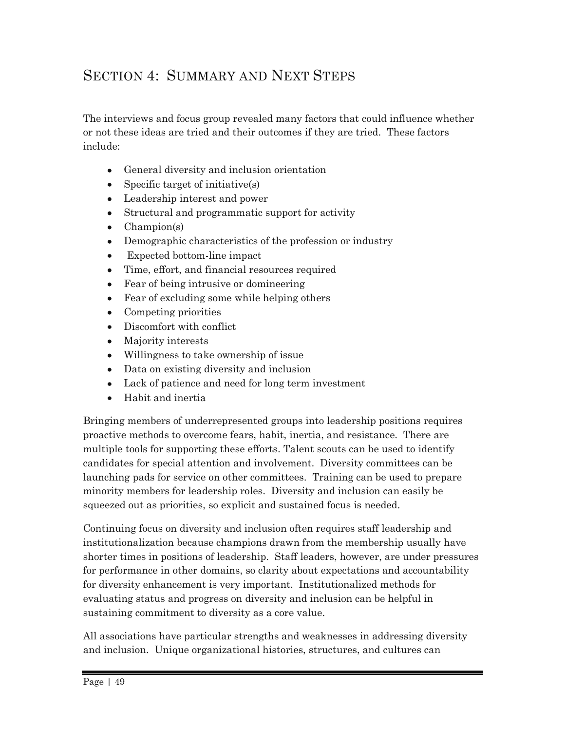# Section 4: Summary and Next Steps

The interviews and focus group revealed many factors that could influence whether or not these ideas are tried and their outcomes if they are tried. These factors include:

- General diversity and inclusion orientation
- Specific target of initiative(s)
- Leadership interest and power
- Structural and programmatic support for activity
- Champion(s)
- Demographic characteristics of the profession or industry
- Expected bottom-line impact
- Time, effort, and financial resources required
- Fear of being intrusive or domineering
- Fear of excluding some while helping others
- Competing priorities
- Discomfort with conflict
- Majority interests
- Willingness to take ownership of issue
- Data on existing diversity and inclusion
- Lack of patience and need for long term investment
- Habit and inertia

Bringing members of underrepresented groups into leadership positions requires proactive methods to overcome fears, habit, inertia, and resistance. There are multiple tools for supporting these efforts. Talent scouts can be used to identify candidates for special attention and involvement. Diversity committees can be launching pads for service on other committees. Training can be used to prepare minority members for leadership roles. Diversity and inclusion can easily be squeezed out as priorities, so explicit and sustained focus is needed.

Continuing focus on diversity and inclusion often requires staff leadership and institutionalization because champions drawn from the membership usually have shorter times in positions of leadership. Staff leaders, however, are under pressures for performance in other domains, so clarity about expectations and accountability for diversity enhancement is very important. Institutionalized methods for evaluating status and progress on diversity and inclusion can be helpful in sustaining commitment to diversity as a core value.

All associations have particular strengths and weaknesses in addressing diversity and inclusion. Unique organizational histories, structures, and cultures can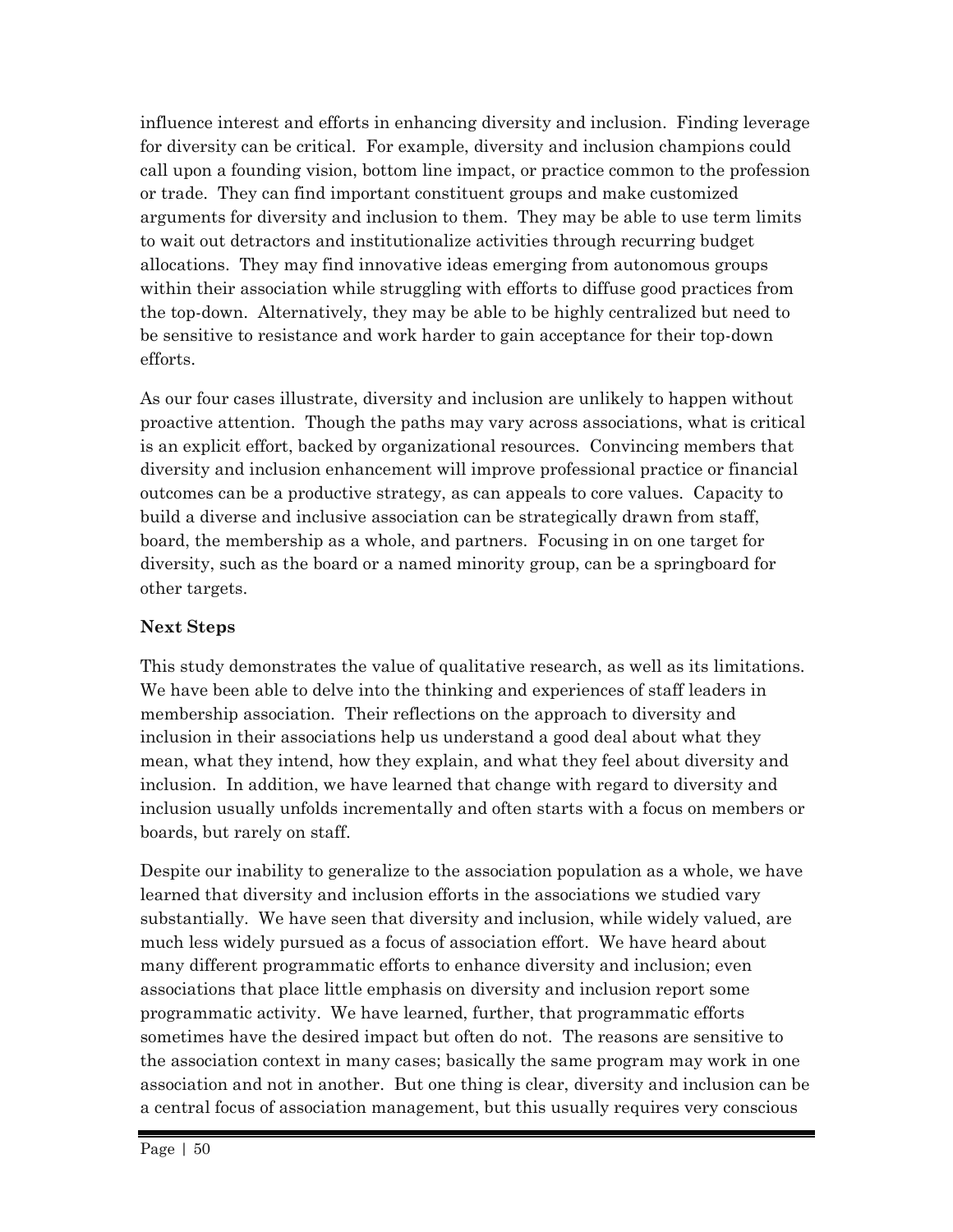influence interest and efforts in enhancing diversity and inclusion. Finding leverage for diversity can be critical. For example, diversity and inclusion champions could call upon a founding vision, bottom line impact, or practice common to the profession or trade. They can find important constituent groups and make customized arguments for diversity and inclusion to them. They may be able to use term limits to wait out detractors and institutionalize activities through recurring budget allocations. They may find innovative ideas emerging from autonomous groups within their association while struggling with efforts to diffuse good practices from the top-down. Alternatively, they may be able to be highly centralized but need to be sensitive to resistance and work harder to gain acceptance for their top-down efforts.

As our four cases illustrate, diversity and inclusion are unlikely to happen without proactive attention. Though the paths may vary across associations, what is critical is an explicit effort, backed by organizational resources. Convincing members that diversity and inclusion enhancement will improve professional practice or financial outcomes can be a productive strategy, as can appeals to core values. Capacity to build a diverse and inclusive association can be strategically drawn from staff, board, the membership as a whole, and partners. Focusing in on one target for diversity, such as the board or a named minority group, can be a springboard for other targets.

**Next Steps**

This study demonstrates the value of qualitative research, as well as its limitations. We have been able to delve into the thinking and experiences of staff leaders in membership association. Their reflections on the approach to diversity and inclusion in their associations help us understand a good deal about what they mean, what they intend, how they explain, and what they feel about diversity and inclusion. In addition, we have learned that change with regard to diversity and inclusion usually unfolds incrementally and often starts with a focus on members or boards, but rarely on staff.

Despite our inability to generalize to the association population as a whole, we have learned that diversity and inclusion efforts in the associations we studied vary substantially. We have seen that diversity and inclusion, while widely valued, are much less widely pursued as a focus of association effort. We have heard about many different programmatic efforts to enhance diversity and inclusion; even associations that place little emphasis on diversity and inclusion report some programmatic activity. We have learned, further, that programmatic efforts sometimes have the desired impact but often do not. The reasons are sensitive to the association context in many cases; basically the same program may work in one association and not in another. But one thing is clear, diversity and inclusion can be a central focus of association management, but this usually requires very conscious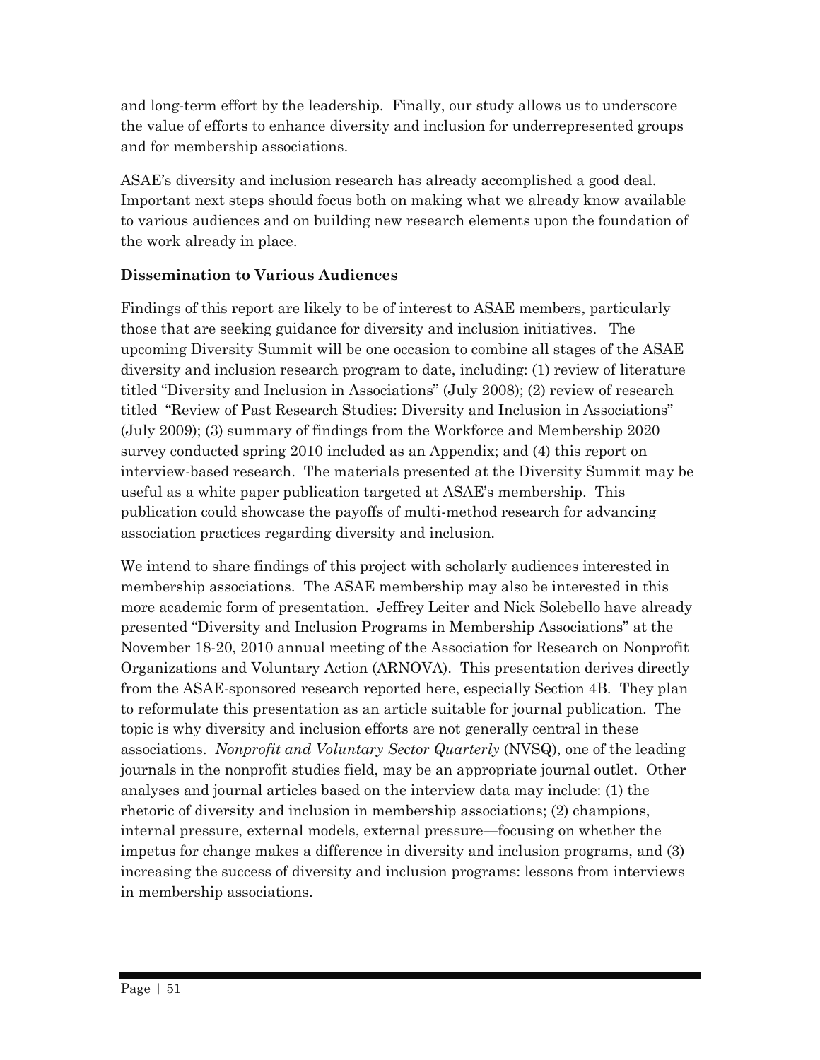and long-term effort by the leadership. Finally, our study allows us to underscore the value of efforts to enhance diversity and inclusion for underrepresented groups and for membership associations.

ASAE's diversity and inclusion research has already accomplished a good deal. Important next steps should focus both on making what we already know available to various audiences and on building new research elements upon the foundation of the work already in place.

**Dissemination to Various Audiences**

Findings of this report are likely to be of interest to ASAE members, particularly those that are seeking guidance for diversity and inclusion initiatives. The upcoming Diversity Summit will be one occasion to combine all stages of the ASAE diversity and inclusion research program to date, including: (1) review of literature titled "Diversity and Inclusion in Associations" (July 2008); (2) review of research titled "Review of Past Research Studies: Diversity and Inclusion in Associations" (July 2009); (3) summary of findings from the Workforce and Membership 2020 survey conducted spring 2010 included as an Appendix; and (4) this report on interview-based research. The materials presented at the Diversity Summit may be useful as a white paper publication targeted at ASAE's membership. This publication could showcase the payoffs of multi-method research for advancing association practices regarding diversity and inclusion.

We intend to share findings of this project with scholarly audiences interested in membership associations. The ASAE membership may also be interested in this more academic form of presentation. Jeffrey Leiter and Nick Solebello have already presented "Diversity and Inclusion Programs in Membership Associations" at the November 18-20, 2010 annual meeting of the Association for Research on Nonprofit Organizations and Voluntary Action (ARNOVA). This presentation derives directly from the ASAE-sponsored research reported here, especially Section 4B. They plan to reformulate this presentation as an article suitable for journal publication. The topic is why diversity and inclusion efforts are not generally central in these associations. *Nonprofit and Voluntary Sector Quarterly* (NVSQ), one of the leading journals in the nonprofit studies field, may be an appropriate journal outlet. Other analyses and journal articles based on the interview data may include: (1) the rhetoric of diversity and inclusion in membership associations; (2) champions, internal pressure, external models, external pressure—focusing on whether the impetus for change makes a difference in diversity and inclusion programs, and (3) increasing the success of diversity and inclusion programs: lessons from interviews in membership associations.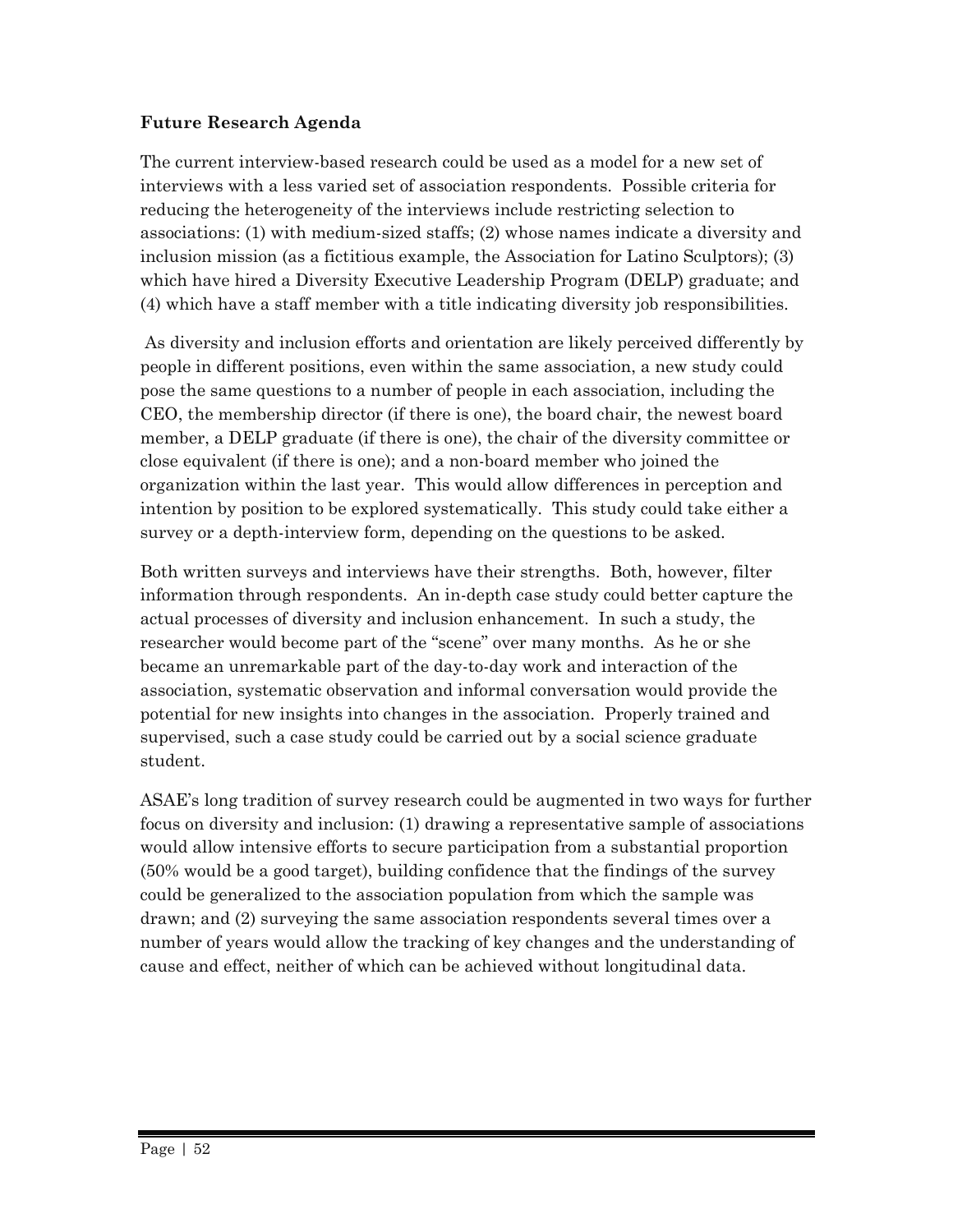**Future Research Agenda**

The current interview-based research could be used as a model for a new set of interviews with a less varied set of association respondents. Possible criteria for reducing the heterogeneity of the interviews include restricting selection to associations: (1) with medium-sized staffs; (2) whose names indicate a diversity and inclusion mission (as a fictitious example, the Association for Latino Sculptors); (3) which have hired a Diversity Executive Leadership Program (DELP) graduate; and (4) which have a staff member with a title indicating diversity job responsibilities.

As diversity and inclusion efforts and orientation are likely perceived differently by people in different positions, even within the same association, a new study could pose the same questions to a number of people in each association, including the CEO, the membership director (if there is one), the board chair, the newest board member, a DELP graduate (if there is one), the chair of the diversity committee or close equivalent (if there is one); and a non-board member who joined the organization within the last year. This would allow differences in perception and intention by position to be explored systematically. This study could take either a survey or a depth-interview form, depending on the questions to be asked.

Both written surveys and interviews have their strengths. Both, however, filter information through respondents. An in-depth case study could better capture the actual processes of diversity and inclusion enhancement. In such a study, the researcher would become part of the "scene" over many months. As he or she became an unremarkable part of the day-to-day work and interaction of the association, systematic observation and informal conversation would provide the potential for new insights into changes in the association. Properly trained and supervised, such a case study could be carried out by a social science graduate student.

ASAE's long tradition of survey research could be augmented in two ways for further focus on diversity and inclusion: (1) drawing a representative sample of associations would allow intensive efforts to secure participation from a substantial proportion (50% would be a good target), building confidence that the findings of the survey could be generalized to the association population from which the sample was drawn; and (2) surveying the same association respondents several times over a number of years would allow the tracking of key changes and the understanding of cause and effect, neither of which can be achieved without longitudinal data.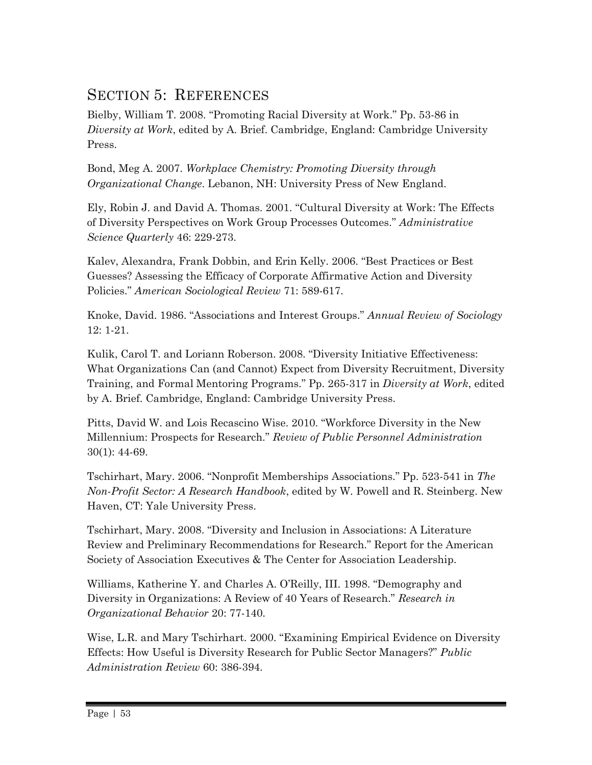## Section 5: References

Bielby, William T. 2008. “Promoting Racial Diversity at Work.” Pp. 53-86 in *Diversity at Work*, edited by A. Brief. Cambridge, England: Cambridge University Press.

Bond, Meg A. 2007. *Workplace Chemistry: Promoting Diversity through Organizational Change*. Lebanon, NH: University Press of New England.

Ely, Robin J. and David A. Thomas. 2001. “Cultural Diversity at Work: The Effects of Diversity Perspectives on Work Group Processes Outcomes.” *Administrative Science Quarterly* 46: 229-273.

Kalev, Alexandra, Frank Dobbin, and Erin Kelly. 2006. “Best Practices or Best Guesses? Assessing the Efficacy of Corporate Affirmative Action and Diversity Policies.” *American Sociological Review* 71: 589-617.

Knoke, David. 1986. “Associations and Interest Groups.” *Annual Review of Sociology* 12: 1-21.

Kulik, Carol T. and Loriann Roberson. 2008. “Diversity Initiative Effectiveness: What Organizations Can (and Cannot) Expect from Diversity Recruitment, Diversity Training, and Formal Mentoring Programs.” Pp. 265-317 in *Diversity at Work*, edited by A. Brief. Cambridge, England: Cambridge University Press.

Pitts, David W. and Lois Recascino Wise. 2010. “Workforce Diversity in the New Millennium: Prospects for Research.” *Review of Public Personnel Administration* 30(1): 44-69.

Tschirhart, Mary. 2006. “Nonprofit Memberships Associations.” Pp. 523-541 in *The Non-Profit Sector: A Research Handbook*, edited by W. Powell and R. Steinberg. New Haven, CT: Yale University Press.

Tschirhart, Mary. 2008. “Diversity and Inclusion in Associations: A Literature Review and Preliminary Recommendations for Research.” Report for the American Society of Association Executives & The Center for Association Leadership.

Williams, Katherine Y. and Charles A. O’Reilly, III. 1998. “Demography and Diversity in Organizations: A Review of 40 Years of Research.” *Research in Organizational Behavior* 20: 77-140.

Wise, L.R. and Mary Tschirhart. 2000. “Examining Empirical Evidence on Diversity Effects: How Useful is Diversity Research for Public Sector Managers?” *Public Administration Review* 60: 386-394.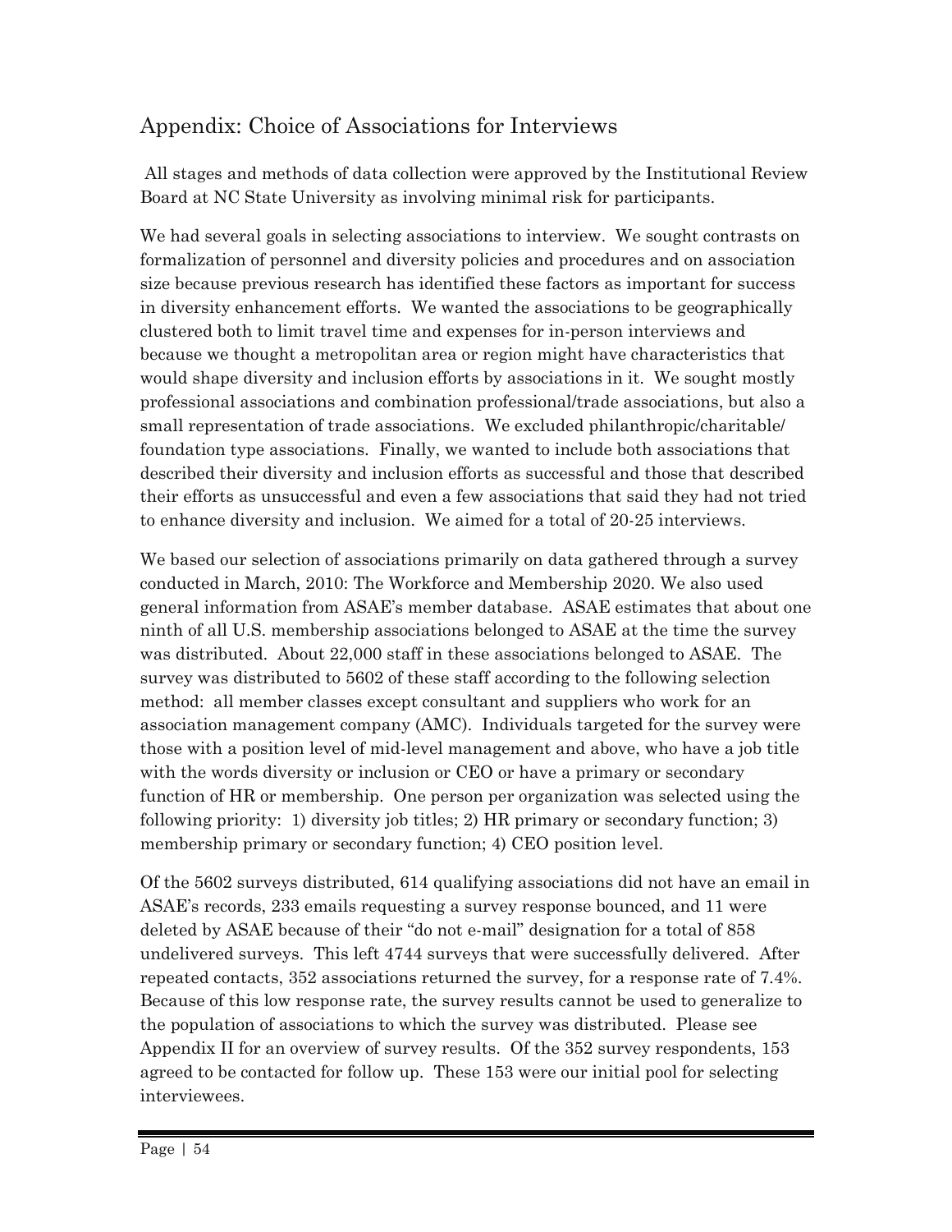## Appendix: Choice of Associations for Interviews

All stages and methods of data collection were approved by the Institutional Review Board at NC State University as involving minimal risk for participants.

We had several goals in selecting associations to interview. We sought contrasts on formalization of personnel and diversity policies and procedures and on association size because previous research has identified these factors as important for success in diversity enhancement efforts. We wanted the associations to be geographically clustered both to limit travel time and expenses for in-person interviews and because we thought a metropolitan area or region might have characteristics that would shape diversity and inclusion efforts by associations in it. We sought mostly professional associations and combination professional/trade associations, but also a small representation of trade associations. We excluded philanthropic/charitable/foundation type associations. Finally, we wanted to include both associations that described their diversity and inclusion efforts as successful and those that described their efforts as unsuccessful and even a few associations that said they had not tried to enhance diversity and inclusion. We aimed for a total of 20-25 interviews.

We based our selection of associations primarily on data gathered through a survey conducted in March, 2010: The Workforce and Membership 2020. We also used general information from ASAE's member database. ASAE estimates that about one ninth of all U.S. membership associations belonged to ASAE at the time the survey was distributed. About 22,000 staff in these associations belonged to ASAE. The survey was distributed to 5602 of these staff according to the following selection method: all member classes except consultant and suppliers who work for an association management company (AMC). Individuals targeted for the survey were those with a position level of mid-level management and above, who have a job title with the words diversity or inclusion or CEO or have a primary or secondary function of HR or membership. One person per organization was selected using the following priority: 1) diversity job titles; 2) HR primary or secondary function; 3) membership primary or secondary function; 4) CEO position level.

Of the 5602 surveys distributed, 614 qualifying associations did not have an email in ASAE's records, 233 emails requesting a survey response bounced, and 11 were deleted by ASAE because of their "do not e-mail" designation for a total of 858 undelivered surveys. This left 4744 surveys that were successfully delivered. After repeated contacts, 352 associations returned the survey, for a response rate of 7.4%. Because of this low response rate, the survey results cannot be used to generalize to the population of associations to which the survey was distributed. Please see Appendix II for an overview of survey results. Of the 352 survey respondents, 153 agreed to be contacted for follow up. These 153 were our initial pool for selecting interviewees.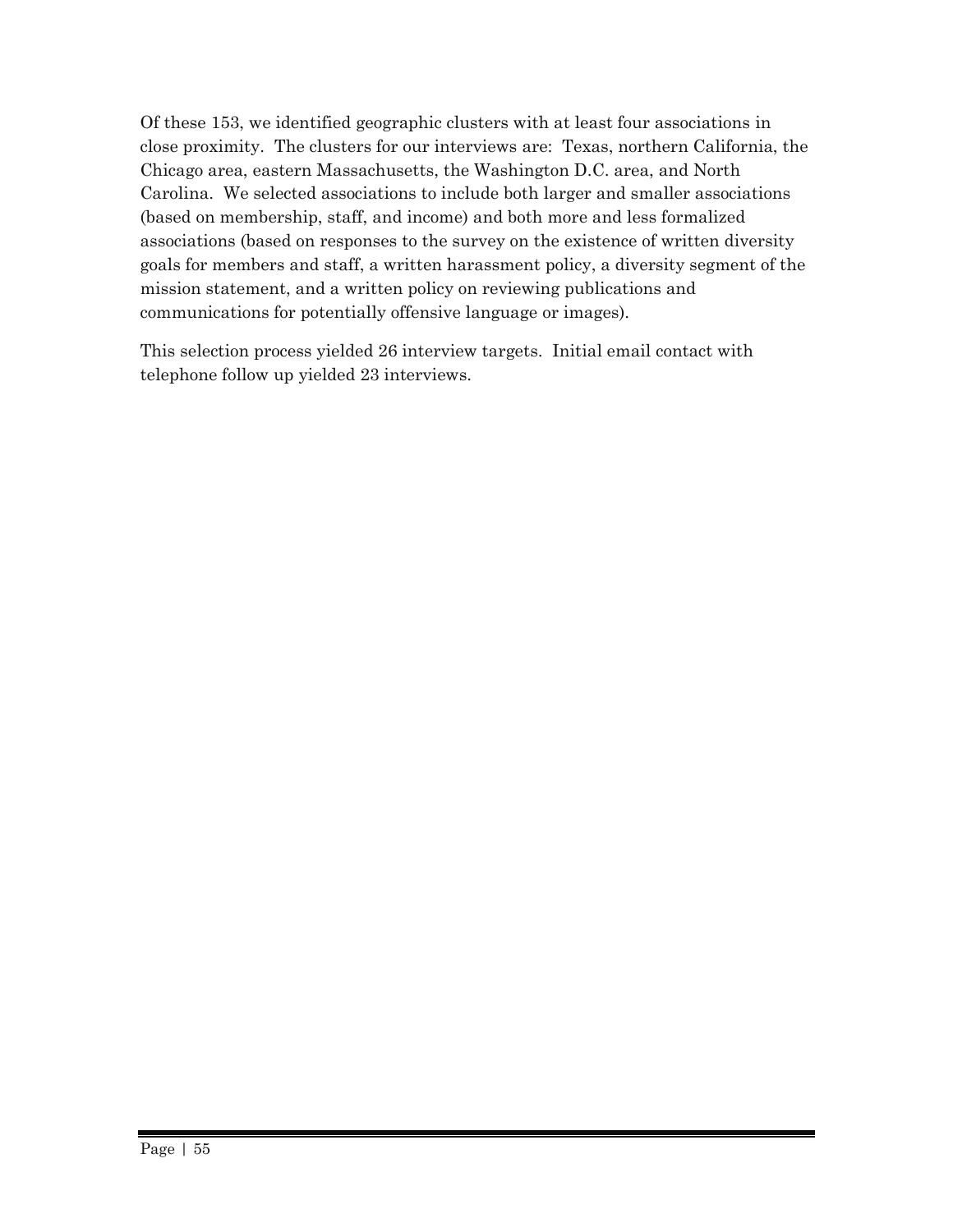Of these 153, we identified geographic clusters with at least four associations in close proximity. The clusters for our interviews are: Texas, northern California, the Chicago area, eastern Massachusetts, the Washington D.C. area, and North Carolina. We selected associations to include both larger and smaller associations (based on membership, staff, and income) and both more and less formalized associations (based on responses to the survey on the existence of written diversity goals for members and staff, a written harassment policy, a diversity segment of the mission statement, and a written policy on reviewing publications and communications for potentially offensive language or images).

This selection process yielded 26 interview targets. Initial email contact with telephone follow up yielded 23 interviews.